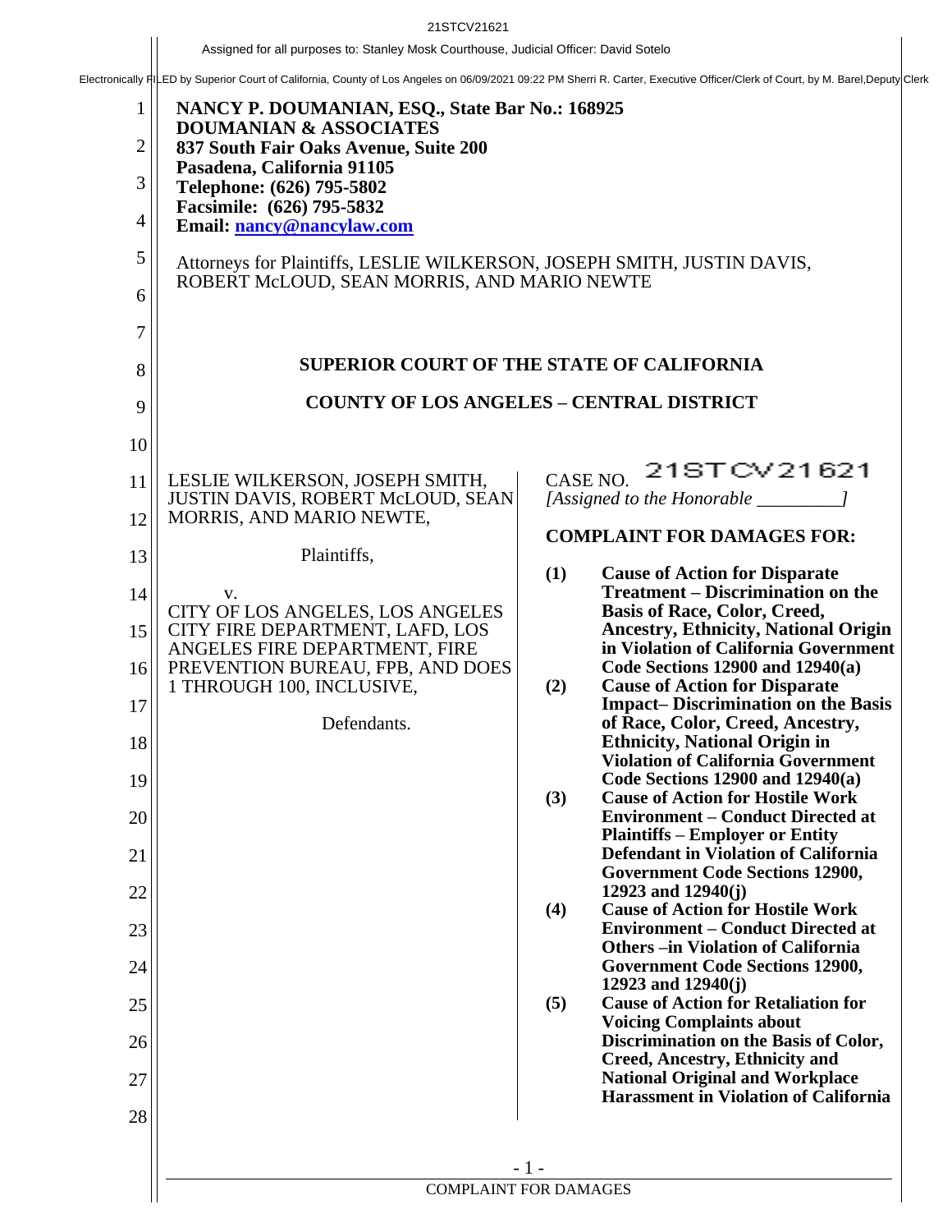21STCV21621

Assigned for all purposes to: Stanley Mosk Courthouse, Judicial Officer: David Sotelo

Electronically FILED by Superior Court of California, County of Los Angeles on 06/09/2021 09:22 PM Sherri R. Carter, Executive Officer/Clerk of Court, by M. Barel,Deputy Clerk

**NANCY P. DOUMANIAN, ESQ., State Bar No.: 168925**
**DOUMANIAN & ASSOCIATES**
**837 South Fair Oaks Avenue, Suite 200**
**Pasadena, California 91105**
**Telephone: (626) 795-5802**
**Facsimile: (626) 795-5832**
**Email: nancy@nancylaw.com**

Attorneys for Plaintiffs, LESLIE WILKERSON, JOSEPH SMITH, JUSTIN DAVIS, ROBERT McLOUD, SEAN MORRIS, AND MARIO NEWTE

**SUPERIOR COURT OF THE STATE OF CALIFORNIA**

**COUNTY OF LOS ANGELES – CENTRAL DISTRICT**

LESLIE WILKERSON, JOSEPH SMITH, JUSTIN DAVIS, ROBERT McLOUD, SEAN MORRIS, AND MARIO NEWTE,

Plaintiffs,

v.

CITY OF LOS ANGELES, LOS ANGELES CITY FIRE DEPARTMENT, LAFD, LOS ANGELES FIRE DEPARTMENT, FIRE PREVENTION BUREAU, FPB, AND DOES 1 THROUGH 100, INCLUSIVE,

Defendants.

CASE NO. 21STCV21621
*[Assigned to the Honorable _________]*

**COMPLAINT FOR DAMAGES FOR:**

**(1) Cause of Action for Disparate Treatment – Discrimination on the Basis of Race, Color, Creed, Ancestry, Ethnicity, National Origin in Violation of California Government Code Sections 12900 and 12940(a)**

**(2) Cause of Action for Disparate Impact– Discrimination on the Basis of Race, Color, Creed, Ancestry, Ethnicity, National Origin in Violation of California Government Code Sections 12900 and 12940(a)**

**(3) Cause of Action for Hostile Work Environment – Conduct Directed at Plaintiffs – Employer or Entity Defendant in Violation of California Government Code Sections 12900, 12923 and 12940(j)**

**(4) Cause of Action for Hostile Work Environment – Conduct Directed at Others –in Violation of California Government Code Sections 12900, 12923 and 12940(j)**

**(5) Cause of Action for Retaliation for Voicing Complaints about Discrimination on the Basis of Color, Creed, Ancestry, Ethnicity and National Original and Workplace Harassment in Violation of California**

COMPLAINT FOR DAMAGES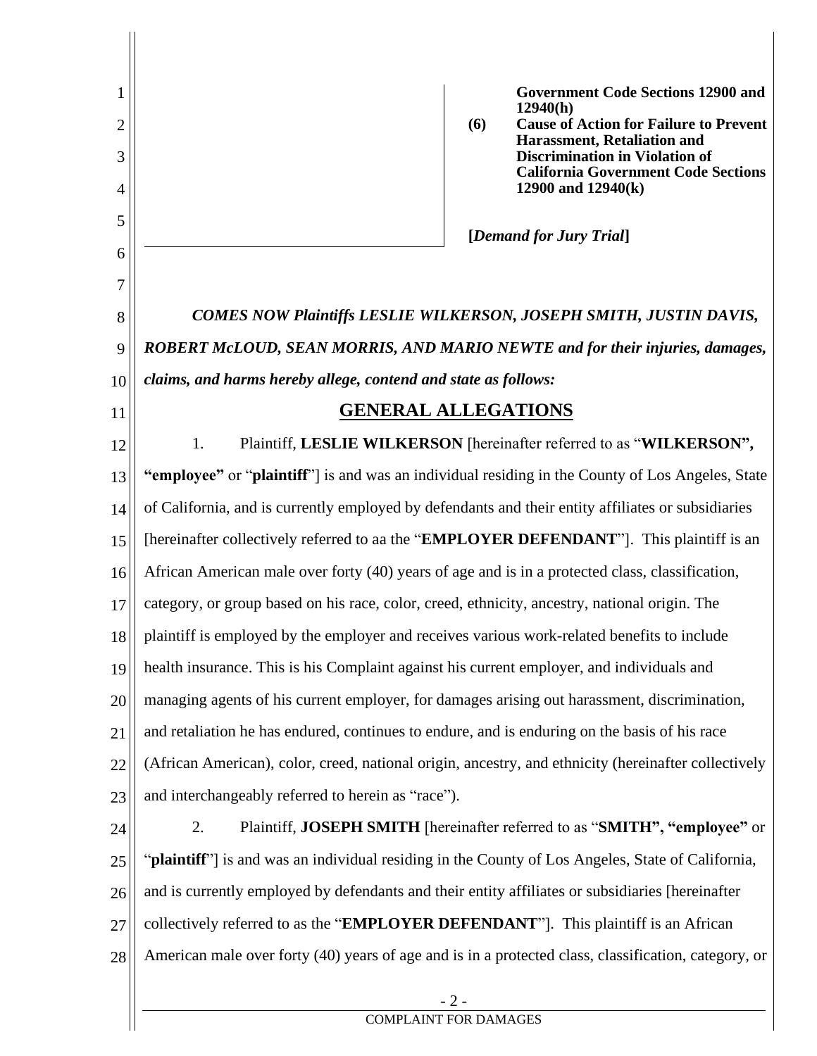Government Code Sections 12900 and 12940(h)

**(6) Cause of Action for Failure to Prevent Harassment, Retaliation and Discrimination in Violation of California Government Code Sections 12900 and 12940(k)**

**[*Demand for Jury Trial*]**

***COMES NOW Plaintiffs LESLIE WILKERSON, JOSEPH SMITH, JUSTIN DAVIS, ROBERT McLOUD, SEAN MORRIS, AND MARIO NEWTE and for their injuries, damages, claims, and harms hereby allege, contend and state as follows:***

## GENERAL ALLEGATIONS

1. Plaintiff, **LESLIE WILKERSON** [hereinafter referred to as "**WILKERSON", "employee"** or "**plaintiff**"] is and was an individual residing in the County of Los Angeles, State of California, and is currently employed by defendants and their entity affiliates or subsidiaries [hereinafter collectively referred to aa the "**EMPLOYER DEFENDANT**"]. This plaintiff is an African American male over forty (40) years of age and is in a protected class, classification, category, or group based on his race, color, creed, ethnicity, ancestry, national origin. The plaintiff is employed by the employer and receives various work-related benefits to include health insurance. This is his Complaint against his current employer, and individuals and managing agents of his current employer, for damages arising out harassment, discrimination, and retaliation he has endured, continues to endure, and is enduring on the basis of his race (African American), color, creed, national origin, ancestry, and ethnicity (hereinafter collectively and interchangeably referred to herein as "race").

2. Plaintiff, **JOSEPH SMITH** [hereinafter referred to as "**SMITH", "employee"** or "**plaintiff**"] is and was an individual residing in the County of Los Angeles, State of California, and is currently employed by defendants and their entity affiliates or subsidiaries [hereinafter collectively referred to as the "**EMPLOYER DEFENDANT**"]. This plaintiff is an African American male over forty (40) years of age and is in a protected class, classification, category, or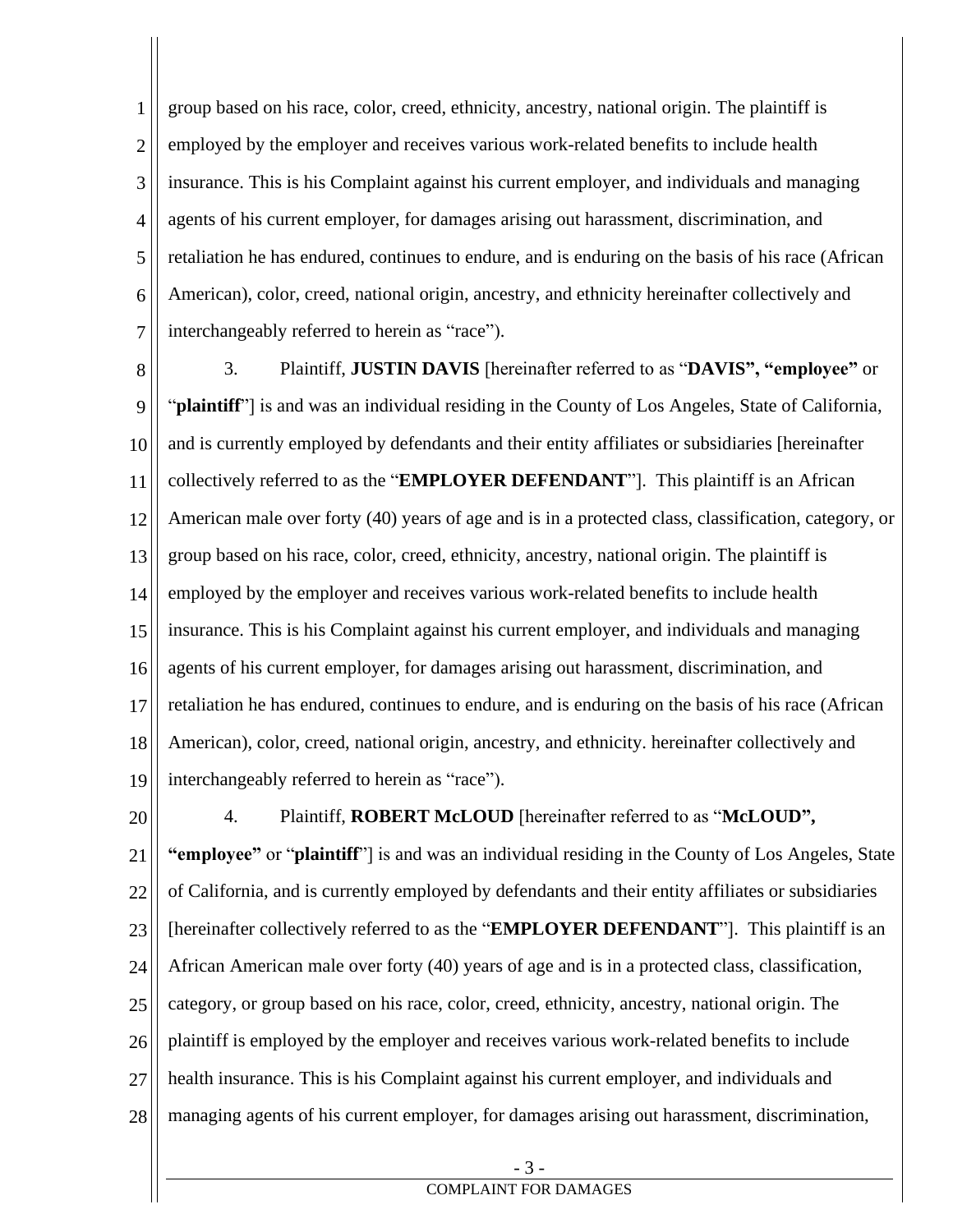group based on his race, color, creed, ethnicity, ancestry, national origin. The plaintiff is employed by the employer and receives various work-related benefits to include health insurance. This is his Complaint against his current employer, and individuals and managing agents of his current employer, for damages arising out harassment, discrimination, and retaliation he has endured, continues to endure, and is enduring on the basis of his race (African American), color, creed, national origin, ancestry, and ethnicity hereinafter collectively and interchangeably referred to herein as "race").

3. Plaintiff, **JUSTIN DAVIS** [hereinafter referred to as "**DAVIS", "employee"** or "**plaintiff**"] is and was an individual residing in the County of Los Angeles, State of California, and is currently employed by defendants and their entity affiliates or subsidiaries [hereinafter collectively referred to as the "**EMPLOYER DEFENDANT**"]. This plaintiff is an African American male over forty (40) years of age and is in a protected class, classification, category, or group based on his race, color, creed, ethnicity, ancestry, national origin. The plaintiff is employed by the employer and receives various work-related benefits to include health insurance. This is his Complaint against his current employer, and individuals and managing agents of his current employer, for damages arising out harassment, discrimination, and retaliation he has endured, continues to endure, and is enduring on the basis of his race (African American), color, creed, national origin, ancestry, and ethnicity. hereinafter collectively and interchangeably referred to herein as "race").

4. Plaintiff, **ROBERT McLOUD** [hereinafter referred to as "**McLOUD", "employee"** or "**plaintiff**"] is and was an individual residing in the County of Los Angeles, State of California, and is currently employed by defendants and their entity affiliates or subsidiaries [hereinafter collectively referred to as the "**EMPLOYER DEFENDANT**"]. This plaintiff is an African American male over forty (40) years of age and is in a protected class, classification, category, or group based on his race, color, creed, ethnicity, ancestry, national origin. The plaintiff is employed by the employer and receives various work-related benefits to include health insurance. This is his Complaint against his current employer, and individuals and managing agents of his current employer, for damages arising out harassment, discrimination,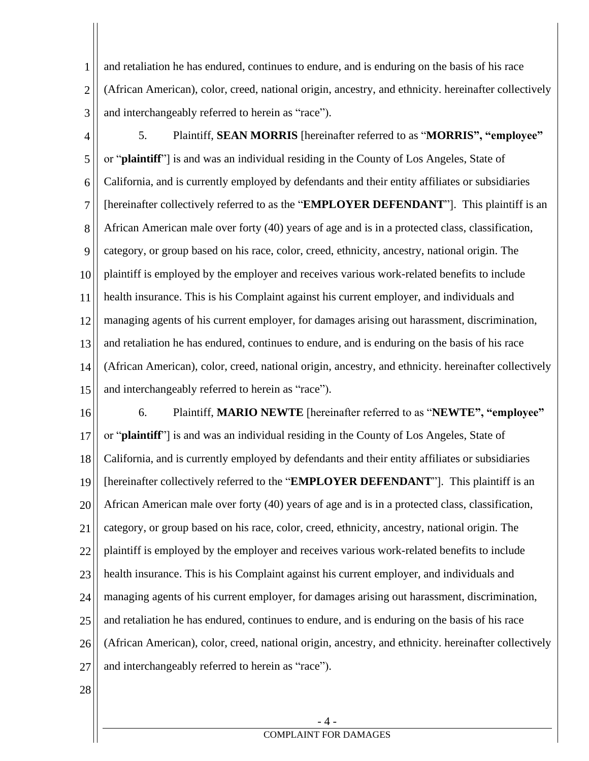and retaliation he has endured, continues to endure, and is enduring on the basis of his race (African American), color, creed, national origin, ancestry, and ethnicity. hereinafter collectively and interchangeably referred to herein as "race").

5. Plaintiff, **SEAN MORRIS** [hereinafter referred to as "**MORRIS", "employee"** or "**plaintiff**"] is and was an individual residing in the County of Los Angeles, State of California, and is currently employed by defendants and their entity affiliates or subsidiaries [hereinafter collectively referred to as the "**EMPLOYER DEFENDANT**"]. This plaintiff is an African American male over forty (40) years of age and is in a protected class, classification, category, or group based on his race, color, creed, ethnicity, ancestry, national origin. The plaintiff is employed by the employer and receives various work-related benefits to include health insurance. This is his Complaint against his current employer, and individuals and managing agents of his current employer, for damages arising out harassment, discrimination, and retaliation he has endured, continues to endure, and is enduring on the basis of his race (African American), color, creed, national origin, ancestry, and ethnicity. hereinafter collectively and interchangeably referred to herein as "race").

6. Plaintiff, **MARIO NEWTE** [hereinafter referred to as "**NEWTE", "employee"** or "**plaintiff**"] is and was an individual residing in the County of Los Angeles, State of California, and is currently employed by defendants and their entity affiliates or subsidiaries [hereinafter collectively referred to the "**EMPLOYER DEFENDANT**"]. This plaintiff is an African American male over forty (40) years of age and is in a protected class, classification, category, or group based on his race, color, creed, ethnicity, ancestry, national origin. The plaintiff is employed by the employer and receives various work-related benefits to include health insurance. This is his Complaint against his current employer, and individuals and managing agents of his current employer, for damages arising out harassment, discrimination, and retaliation he has endured, continues to endure, and is enduring on the basis of his race (African American), color, creed, national origin, ancestry, and ethnicity. hereinafter collectively and interchangeably referred to herein as "race").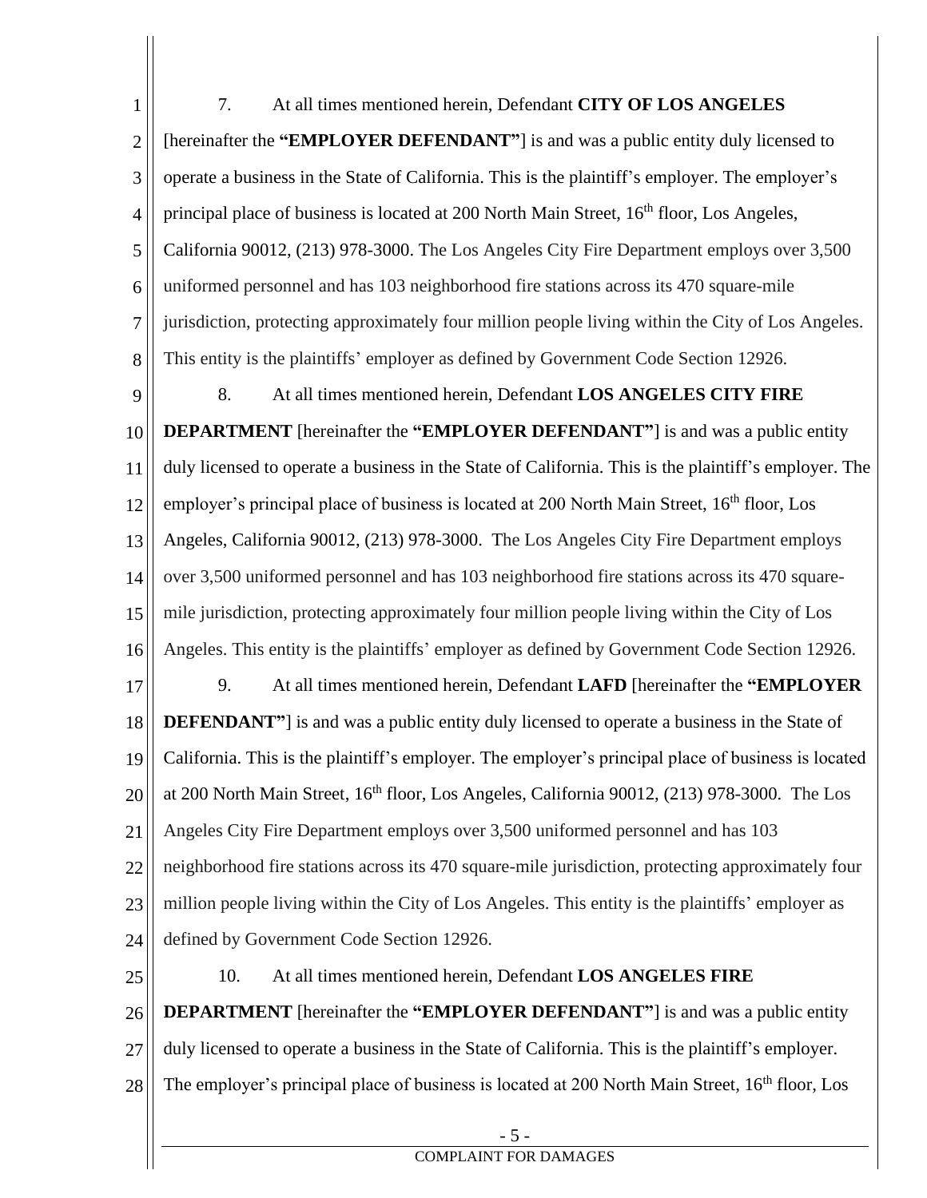7. At all times mentioned herein, Defendant **CITY OF LOS ANGELES** [hereinafter the **"EMPLOYER DEFENDANT"**] is and was a public entity duly licensed to operate a business in the State of California. This is the plaintiff's employer. The employer's principal place of business is located at 200 North Main Street, 16th floor, Los Angeles, California 90012, (213) 978-3000. The Los Angeles City Fire Department employs over 3,500 uniformed personnel and has 103 neighborhood fire stations across its 470 square-mile jurisdiction, protecting approximately four million people living within the City of Los Angeles. This entity is the plaintiffs' employer as defined by Government Code Section 12926.

8. At all times mentioned herein, Defendant **LOS ANGELES CITY FIRE DEPARTMENT** [hereinafter the **"EMPLOYER DEFENDANT"**] is and was a public entity duly licensed to operate a business in the State of California. This is the plaintiff's employer. The employer's principal place of business is located at 200 North Main Street, 16th floor, Los Angeles, California 90012, (213) 978-3000. The Los Angeles City Fire Department employs over 3,500 uniformed personnel and has 103 neighborhood fire stations across its 470 square-mile jurisdiction, protecting approximately four million people living within the City of Los Angeles. This entity is the plaintiffs' employer as defined by Government Code Section 12926.

9. At all times mentioned herein, Defendant **LAFD** [hereinafter the **"EMPLOYER DEFENDANT"**] is and was a public entity duly licensed to operate a business in the State of California. This is the plaintiff's employer. The employer's principal place of business is located at 200 North Main Street, 16th floor, Los Angeles, California 90012, (213) 978-3000. The Los Angeles City Fire Department employs over 3,500 uniformed personnel and has 103 neighborhood fire stations across its 470 square-mile jurisdiction, protecting approximately four million people living within the City of Los Angeles. This entity is the plaintiffs' employer as defined by Government Code Section 12926.

10. At all times mentioned herein, Defendant **LOS ANGELES FIRE DEPARTMENT** [hereinafter the **"EMPLOYER DEFENDANT"**] is and was a public entity duly licensed to operate a business in the State of California. This is the plaintiff's employer. The employer's principal place of business is located at 200 North Main Street, 16th floor, Los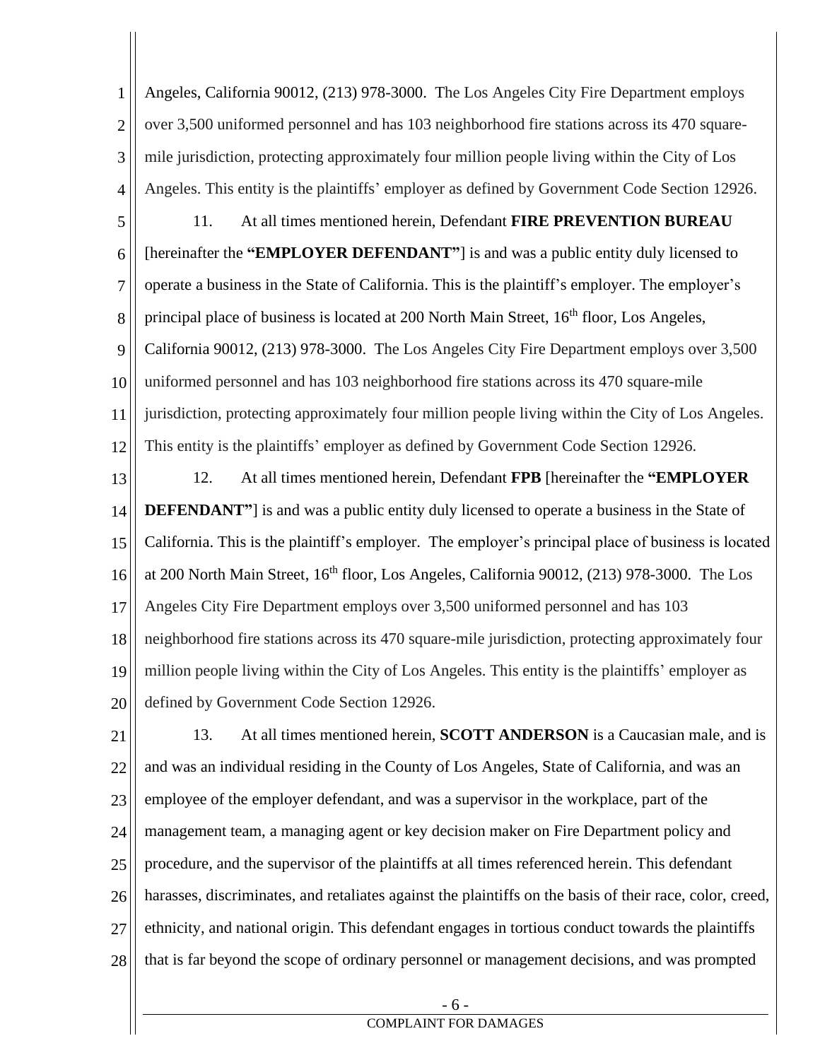Angeles, California 90012, (213) 978-3000. The Los Angeles City Fire Department employs over 3,500 uniformed personnel and has 103 neighborhood fire stations across its 470 square-mile jurisdiction, protecting approximately four million people living within the City of Los Angeles. This entity is the plaintiffs' employer as defined by Government Code Section 12926.

11. At all times mentioned herein, Defendant **FIRE PREVENTION BUREAU** [hereinafter the **"EMPLOYER DEFENDANT"**] is and was a public entity duly licensed to operate a business in the State of California. This is the plaintiff's employer. The employer's principal place of business is located at 200 North Main Street, 16th floor, Los Angeles, California 90012, (213) 978-3000. The Los Angeles City Fire Department employs over 3,500 uniformed personnel and has 103 neighborhood fire stations across its 470 square-mile jurisdiction, protecting approximately four million people living within the City of Los Angeles. This entity is the plaintiffs' employer as defined by Government Code Section 12926.

12. At all times mentioned herein, Defendant **FPB** [hereinafter the **"EMPLOYER DEFENDANT"**] is and was a public entity duly licensed to operate a business in the State of California. This is the plaintiff's employer. The employer's principal place of business is located at 200 North Main Street, 16th floor, Los Angeles, California 90012, (213) 978-3000. The Los Angeles City Fire Department employs over 3,500 uniformed personnel and has 103 neighborhood fire stations across its 470 square-mile jurisdiction, protecting approximately four million people living within the City of Los Angeles. This entity is the plaintiffs' employer as defined by Government Code Section 12926.

13. At all times mentioned herein, **SCOTT ANDERSON** is a Caucasian male, and is and was an individual residing in the County of Los Angeles, State of California, and was an employee of the employer defendant, and was a supervisor in the workplace, part of the management team, a managing agent or key decision maker on Fire Department policy and procedure, and the supervisor of the plaintiffs at all times referenced herein. This defendant harasses, discriminates, and retaliates against the plaintiffs on the basis of their race, color, creed, ethnicity, and national origin. This defendant engages in tortious conduct towards the plaintiffs that is far beyond the scope of ordinary personnel or management decisions, and was prompted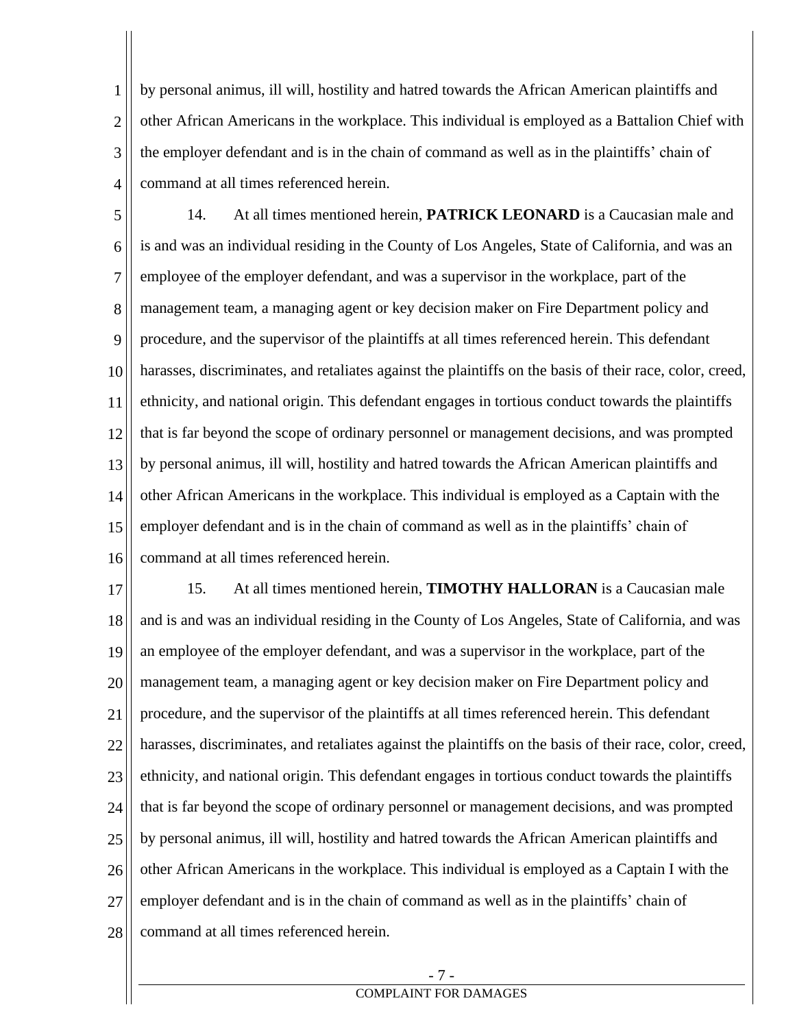by personal animus, ill will, hostility and hatred towards the African American plaintiffs and other African Americans in the workplace. This individual is employed as a Battalion Chief with the employer defendant and is in the chain of command as well as in the plaintiffs' chain of command at all times referenced herein.

14. At all times mentioned herein, **PATRICK LEONARD** is a Caucasian male and is and was an individual residing in the County of Los Angeles, State of California, and was an employee of the employer defendant, and was a supervisor in the workplace, part of the management team, a managing agent or key decision maker on Fire Department policy and procedure, and the supervisor of the plaintiffs at all times referenced herein. This defendant harasses, discriminates, and retaliates against the plaintiffs on the basis of their race, color, creed, ethnicity, and national origin. This defendant engages in tortious conduct towards the plaintiffs that is far beyond the scope of ordinary personnel or management decisions, and was prompted by personal animus, ill will, hostility and hatred towards the African American plaintiffs and other African Americans in the workplace. This individual is employed as a Captain with the employer defendant and is in the chain of command as well as in the plaintiffs' chain of command at all times referenced herein.

15. At all times mentioned herein, **TIMOTHY HALLORAN** is a Caucasian male and is and was an individual residing in the County of Los Angeles, State of California, and was an employee of the employer defendant, and was a supervisor in the workplace, part of the management team, a managing agent or key decision maker on Fire Department policy and procedure, and the supervisor of the plaintiffs at all times referenced herein. This defendant harasses, discriminates, and retaliates against the plaintiffs on the basis of their race, color, creed, ethnicity, and national origin. This defendant engages in tortious conduct towards the plaintiffs that is far beyond the scope of ordinary personnel or management decisions, and was prompted by personal animus, ill will, hostility and hatred towards the African American plaintiffs and other African Americans in the workplace. This individual is employed as a Captain I with the employer defendant and is in the chain of command as well as in the plaintiffs' chain of command at all times referenced herein.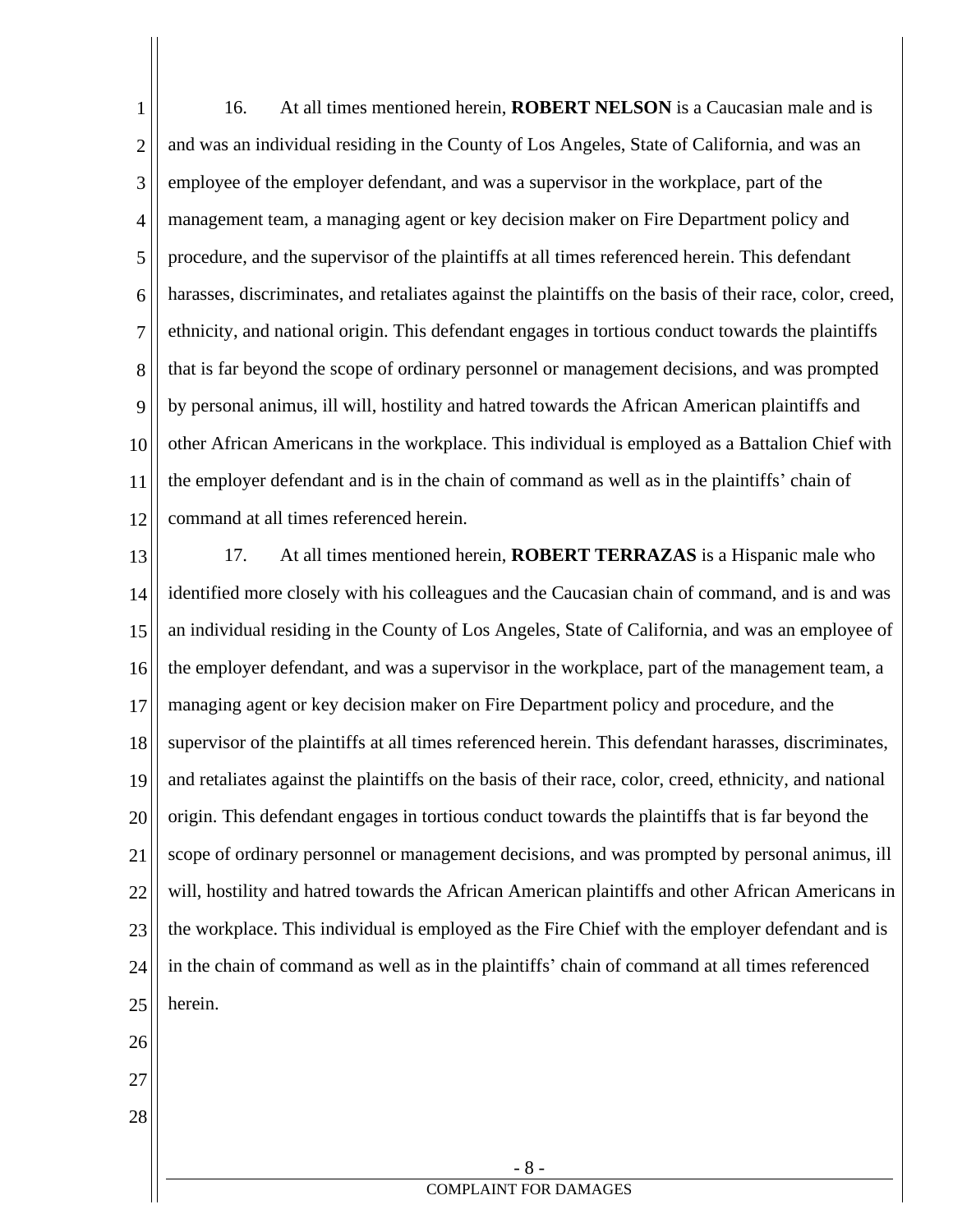16. At all times mentioned herein, **ROBERT NELSON** is a Caucasian male and is and was an individual residing in the County of Los Angeles, State of California, and was an employee of the employer defendant, and was a supervisor in the workplace, part of the management team, a managing agent or key decision maker on Fire Department policy and procedure, and the supervisor of the plaintiffs at all times referenced herein. This defendant harasses, discriminates, and retaliates against the plaintiffs on the basis of their race, color, creed, ethnicity, and national origin. This defendant engages in tortious conduct towards the plaintiffs that is far beyond the scope of ordinary personnel or management decisions, and was prompted by personal animus, ill will, hostility and hatred towards the African American plaintiffs and other African Americans in the workplace. This individual is employed as a Battalion Chief with the employer defendant and is in the chain of command as well as in the plaintiffs' chain of command at all times referenced herein.

17. At all times mentioned herein, **ROBERT TERRAZAS** is a Hispanic male who identified more closely with his colleagues and the Caucasian chain of command, and is and was an individual residing in the County of Los Angeles, State of California, and was an employee of the employer defendant, and was a supervisor in the workplace, part of the management team, a managing agent or key decision maker on Fire Department policy and procedure, and the supervisor of the plaintiffs at all times referenced herein. This defendant harasses, discriminates, and retaliates against the plaintiffs on the basis of their race, color, creed, ethnicity, and national origin. This defendant engages in tortious conduct towards the plaintiffs that is far beyond the scope of ordinary personnel or management decisions, and was prompted by personal animus, ill will, hostility and hatred towards the African American plaintiffs and other African Americans in the workplace. This individual is employed as the Fire Chief with the employer defendant and is in the chain of command as well as in the plaintiffs' chain of command at all times referenced herein.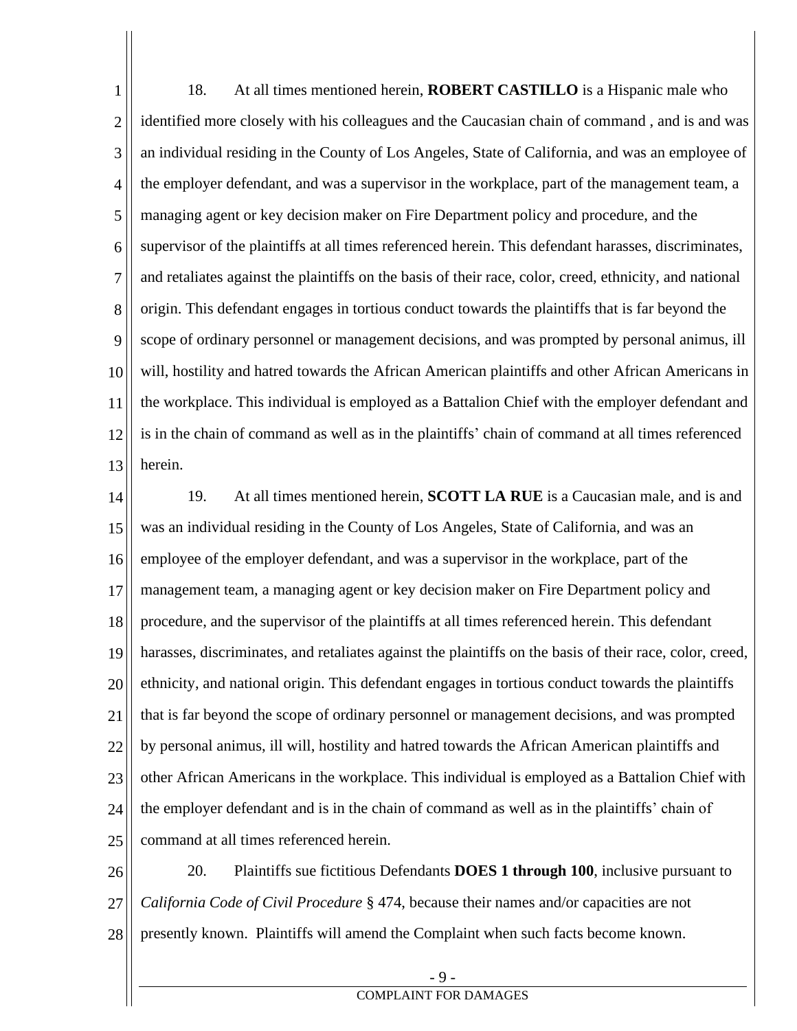18. At all times mentioned herein, **ROBERT CASTILLO** is a Hispanic male who identified more closely with his colleagues and the Caucasian chain of command , and is and was an individual residing in the County of Los Angeles, State of California, and was an employee of the employer defendant, and was a supervisor in the workplace, part of the management team, a managing agent or key decision maker on Fire Department policy and procedure, and the supervisor of the plaintiffs at all times referenced herein. This defendant harasses, discriminates, and retaliates against the plaintiffs on the basis of their race, color, creed, ethnicity, and national origin. This defendant engages in tortious conduct towards the plaintiffs that is far beyond the scope of ordinary personnel or management decisions, and was prompted by personal animus, ill will, hostility and hatred towards the African American plaintiffs and other African Americans in the workplace. This individual is employed as a Battalion Chief with the employer defendant and is in the chain of command as well as in the plaintiffs' chain of command at all times referenced herein.

19. At all times mentioned herein, **SCOTT LA RUE** is a Caucasian male, and is and was an individual residing in the County of Los Angeles, State of California, and was an employee of the employer defendant, and was a supervisor in the workplace, part of the management team, a managing agent or key decision maker on Fire Department policy and procedure, and the supervisor of the plaintiffs at all times referenced herein. This defendant harasses, discriminates, and retaliates against the plaintiffs on the basis of their race, color, creed, ethnicity, and national origin. This defendant engages in tortious conduct towards the plaintiffs that is far beyond the scope of ordinary personnel or management decisions, and was prompted by personal animus, ill will, hostility and hatred towards the African American plaintiffs and other African Americans in the workplace. This individual is employed as a Battalion Chief with the employer defendant and is in the chain of command as well as in the plaintiffs' chain of command at all times referenced herein.

20. Plaintiffs sue fictitious Defendants **DOES 1 through 100**, inclusive pursuant to *California Code of Civil Procedure* § 474, because their names and/or capacities are not presently known. Plaintiffs will amend the Complaint when such facts become known.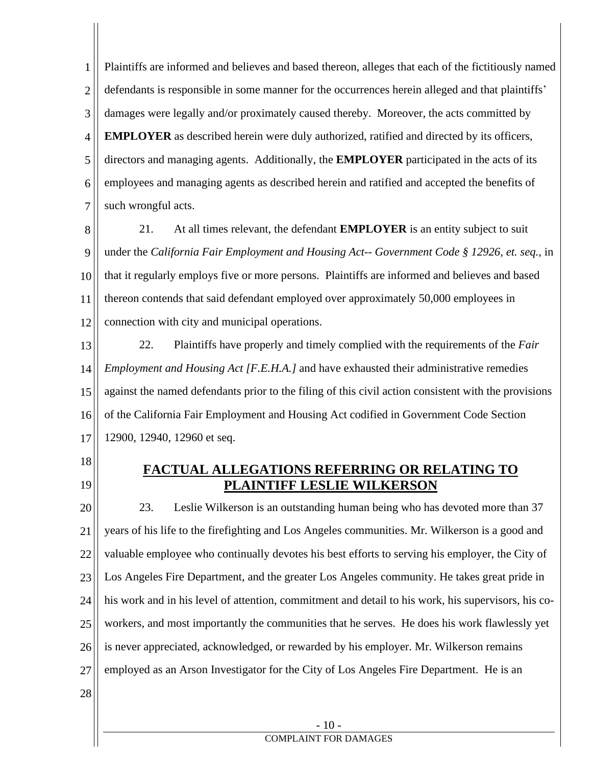Plaintiffs are informed and believes and based thereon, alleges that each of the fictitiously named defendants is responsible in some manner for the occurrences herein alleged and that plaintiffs' damages were legally and/or proximately caused thereby. Moreover, the acts committed by **EMPLOYER** as described herein were duly authorized, ratified and directed by its officers, directors and managing agents. Additionally, the **EMPLOYER** participated in the acts of its employees and managing agents as described herein and ratified and accepted the benefits of such wrongful acts.

21. At all times relevant, the defendant **EMPLOYER** is an entity subject to suit under the *California Fair Employment and Housing Act-- Government Code § 12926, et. seq.*, in that it regularly employs five or more persons. Plaintiffs are informed and believes and based thereon contends that said defendant employed over approximately 50,000 employees in connection with city and municipal operations.

22. Plaintiffs have properly and timely complied with the requirements of the *Fair Employment and Housing Act [F.E.H.A.]* and have exhausted their administrative remedies against the named defendants prior to the filing of this civil action consistent with the provisions of the California Fair Employment and Housing Act codified in Government Code Section 12900, 12940, 12960 et seq.

## FACTUAL ALLEGATIONS REFERRING OR RELATING TO PLAINTIFF LESLIE WILKERSON

23. Leslie Wilkerson is an outstanding human being who has devoted more than 37 years of his life to the firefighting and Los Angeles communities. Mr. Wilkerson is a good and valuable employee who continually devotes his best efforts to serving his employer, the City of Los Angeles Fire Department, and the greater Los Angeles community. He takes great pride in his work and in his level of attention, commitment and detail to his work, his supervisors, his co-workers, and most importantly the communities that he serves. He does his work flawlessly yet is never appreciated, acknowledged, or rewarded by his employer. Mr. Wilkerson remains employed as an Arson Investigator for the City of Los Angeles Fire Department. He is an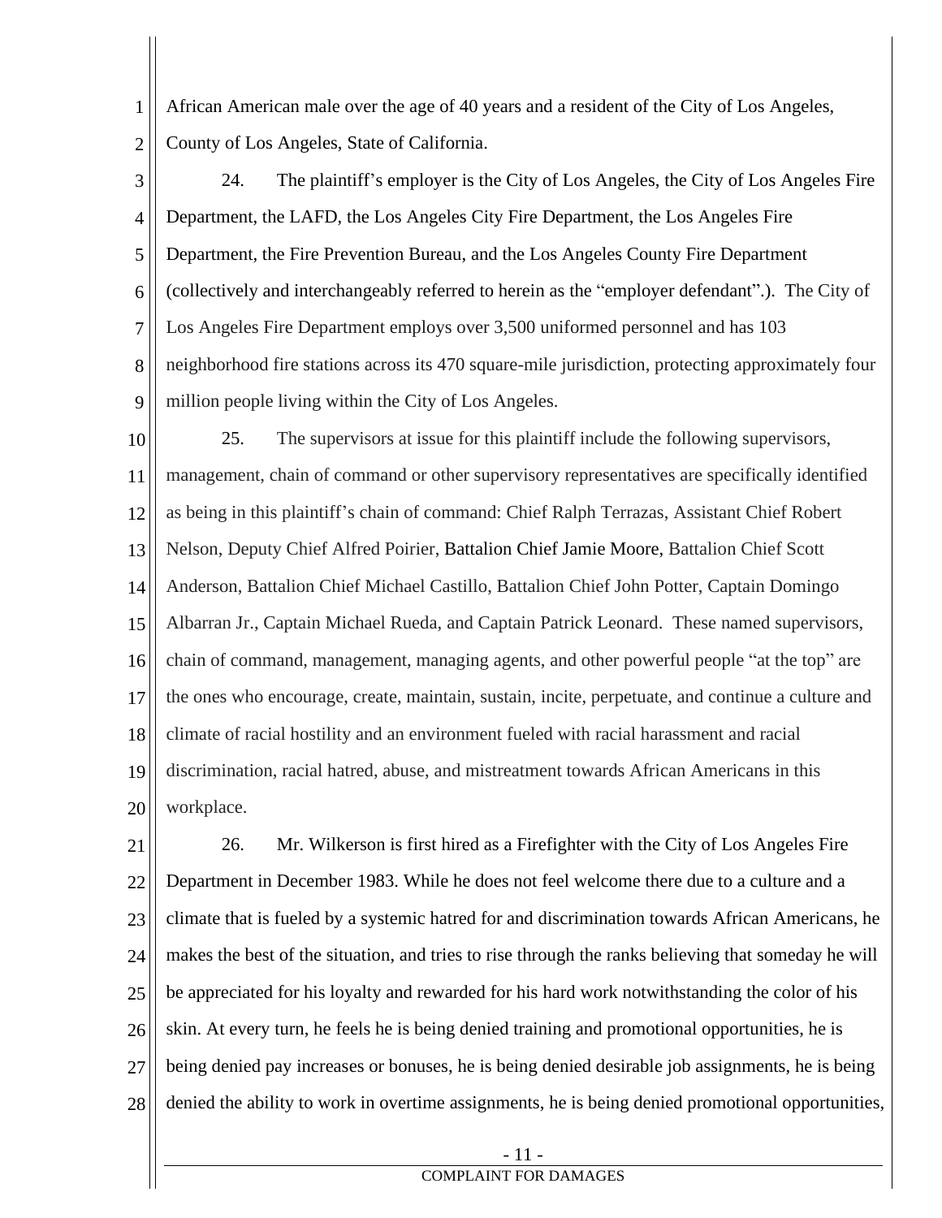African American male over the age of 40 years and a resident of the City of Los Angeles, County of Los Angeles, State of California.

24. The plaintiff's employer is the City of Los Angeles, the City of Los Angeles Fire Department, the LAFD, the Los Angeles City Fire Department, the Los Angeles Fire Department, the Fire Prevention Bureau, and the Los Angeles County Fire Department (collectively and interchangeably referred to herein as the "employer defendant".). The City of Los Angeles Fire Department employs over 3,500 uniformed personnel and has 103 neighborhood fire stations across its 470 square-mile jurisdiction, protecting approximately four million people living within the City of Los Angeles.

25. The supervisors at issue for this plaintiff include the following supervisors, management, chain of command or other supervisory representatives are specifically identified as being in this plaintiff's chain of command: Chief Ralph Terrazas, Assistant Chief Robert Nelson, Deputy Chief Alfred Poirier, Battalion Chief Jamie Moore, Battalion Chief Scott Anderson, Battalion Chief Michael Castillo, Battalion Chief John Potter, Captain Domingo Albarran Jr., Captain Michael Rueda, and Captain Patrick Leonard. These named supervisors, chain of command, management, managing agents, and other powerful people "at the top" are the ones who encourage, create, maintain, sustain, incite, perpetuate, and continue a culture and climate of racial hostility and an environment fueled with racial harassment and racial discrimination, racial hatred, abuse, and mistreatment towards African Americans in this workplace.

26. Mr. Wilkerson is first hired as a Firefighter with the City of Los Angeles Fire Department in December 1983. While he does not feel welcome there due to a culture and a climate that is fueled by a systemic hatred for and discrimination towards African Americans, he makes the best of the situation, and tries to rise through the ranks believing that someday he will be appreciated for his loyalty and rewarded for his hard work notwithstanding the color of his skin. At every turn, he feels he is being denied training and promotional opportunities, he is being denied pay increases or bonuses, he is being denied desirable job assignments, he is being denied the ability to work in overtime assignments, he is being denied promotional opportunities,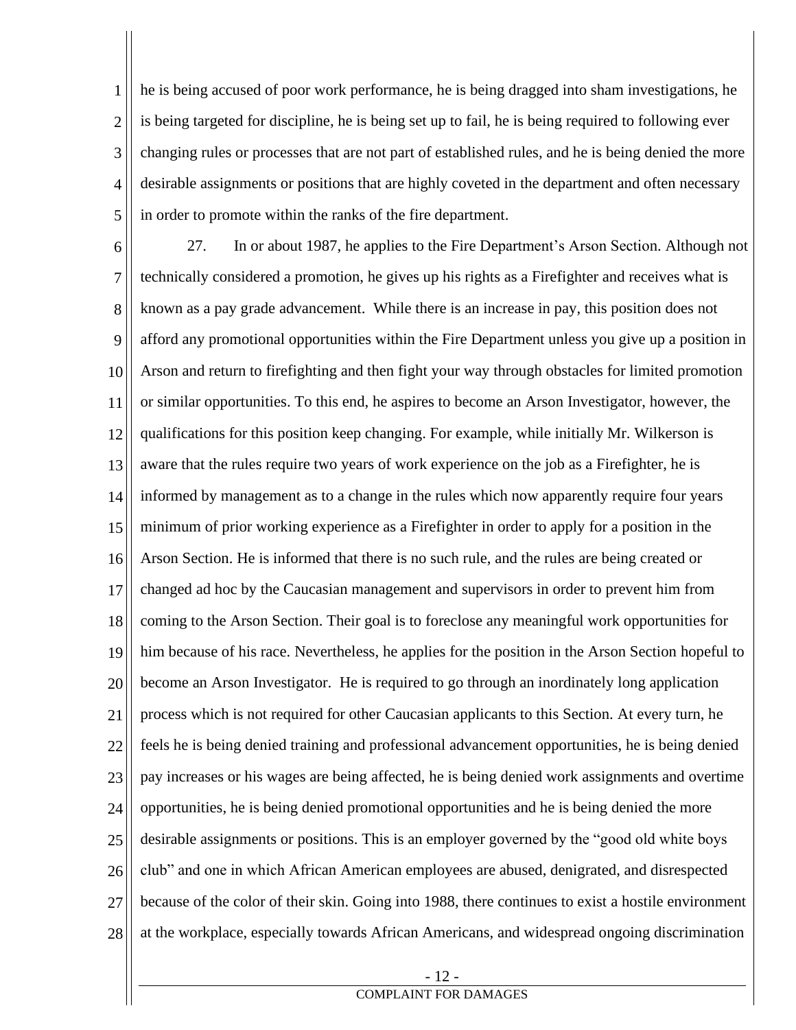he is being accused of poor work performance, he is being dragged into sham investigations, he is being targeted for discipline, he is being set up to fail, he is being required to following ever changing rules or processes that are not part of established rules, and he is being denied the more desirable assignments or positions that are highly coveted in the department and often necessary in order to promote within the ranks of the fire department.

27. In or about 1987, he applies to the Fire Department's Arson Section. Although not technically considered a promotion, he gives up his rights as a Firefighter and receives what is known as a pay grade advancement. While there is an increase in pay, this position does not afford any promotional opportunities within the Fire Department unless you give up a position in Arson and return to firefighting and then fight your way through obstacles for limited promotion or similar opportunities. To this end, he aspires to become an Arson Investigator, however, the qualifications for this position keep changing. For example, while initially Mr. Wilkerson is aware that the rules require two years of work experience on the job as a Firefighter, he is informed by management as to a change in the rules which now apparently require four years minimum of prior working experience as a Firefighter in order to apply for a position in the Arson Section. He is informed that there is no such rule, and the rules are being created or changed ad hoc by the Caucasian management and supervisors in order to prevent him from coming to the Arson Section. Their goal is to foreclose any meaningful work opportunities for him because of his race. Nevertheless, he applies for the position in the Arson Section hopeful to become an Arson Investigator. He is required to go through an inordinately long application process which is not required for other Caucasian applicants to this Section. At every turn, he feels he is being denied training and professional advancement opportunities, he is being denied pay increases or his wages are being affected, he is being denied work assignments and overtime opportunities, he is being denied promotional opportunities and he is being denied the more desirable assignments or positions. This is an employer governed by the "good old white boys club" and one in which African American employees are abused, denigrated, and disrespected because of the color of their skin. Going into 1988, there continues to exist a hostile environment at the workplace, especially towards African Americans, and widespread ongoing discrimination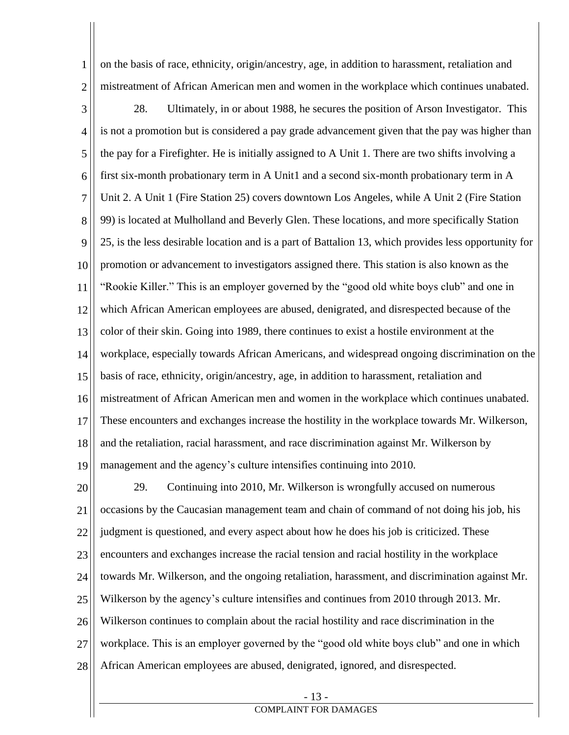on the basis of race, ethnicity, origin/ancestry, age, in addition to harassment, retaliation and mistreatment of African American men and women in the workplace which continues unabated.

28. Ultimately, in or about 1988, he secures the position of Arson Investigator. This is not a promotion but is considered a pay grade advancement given that the pay was higher than the pay for a Firefighter. He is initially assigned to A Unit 1. There are two shifts involving a first six-month probationary term in A Unit1 and a second six-month probationary term in A Unit 2. A Unit 1 (Fire Station 25) covers downtown Los Angeles, while A Unit 2 (Fire Station 99) is located at Mulholland and Beverly Glen. These locations, and more specifically Station 25, is the less desirable location and is a part of Battalion 13, which provides less opportunity for promotion or advancement to investigators assigned there. This station is also known as the "Rookie Killer." This is an employer governed by the "good old white boys club" and one in which African American employees are abused, denigrated, and disrespected because of the color of their skin. Going into 1989, there continues to exist a hostile environment at the workplace, especially towards African Americans, and widespread ongoing discrimination on the basis of race, ethnicity, origin/ancestry, age, in addition to harassment, retaliation and mistreatment of African American men and women in the workplace which continues unabated. These encounters and exchanges increase the hostility in the workplace towards Mr. Wilkerson, and the retaliation, racial harassment, and race discrimination against Mr. Wilkerson by management and the agency's culture intensifies continuing into 2010.

29. Continuing into 2010, Mr. Wilkerson is wrongfully accused on numerous occasions by the Caucasian management team and chain of command of not doing his job, his judgment is questioned, and every aspect about how he does his job is criticized. These encounters and exchanges increase the racial tension and racial hostility in the workplace towards Mr. Wilkerson, and the ongoing retaliation, harassment, and discrimination against Mr. Wilkerson by the agency's culture intensifies and continues from 2010 through 2013. Mr. Wilkerson continues to complain about the racial hostility and race discrimination in the workplace. This is an employer governed by the "good old white boys club" and one in which African American employees are abused, denigrated, ignored, and disrespected.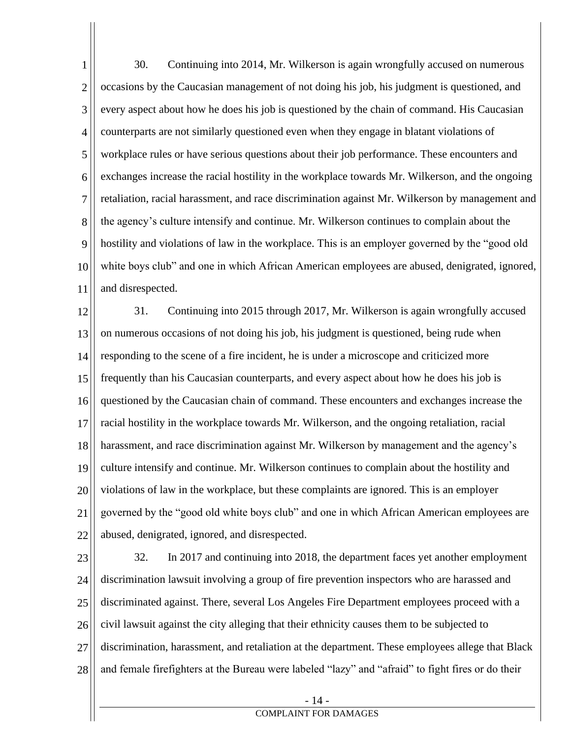30. Continuing into 2014, Mr. Wilkerson is again wrongfully accused on numerous occasions by the Caucasian management of not doing his job, his judgment is questioned, and every aspect about how he does his job is questioned by the chain of command. His Caucasian counterparts are not similarly questioned even when they engage in blatant violations of workplace rules or have serious questions about their job performance. These encounters and exchanges increase the racial hostility in the workplace towards Mr. Wilkerson, and the ongoing retaliation, racial harassment, and race discrimination against Mr. Wilkerson by management and the agency's culture intensify and continue. Mr. Wilkerson continues to complain about the hostility and violations of law in the workplace. This is an employer governed by the "good old white boys club" and one in which African American employees are abused, denigrated, ignored, and disrespected.

31. Continuing into 2015 through 2017, Mr. Wilkerson is again wrongfully accused on numerous occasions of not doing his job, his judgment is questioned, being rude when responding to the scene of a fire incident, he is under a microscope and criticized more frequently than his Caucasian counterparts, and every aspect about how he does his job is questioned by the Caucasian chain of command. These encounters and exchanges increase the racial hostility in the workplace towards Mr. Wilkerson, and the ongoing retaliation, racial harassment, and race discrimination against Mr. Wilkerson by management and the agency's culture intensify and continue. Mr. Wilkerson continues to complain about the hostility and violations of law in the workplace, but these complaints are ignored. This is an employer governed by the "good old white boys club" and one in which African American employees are abused, denigrated, ignored, and disrespected.

32. In 2017 and continuing into 2018, the department faces yet another employment discrimination lawsuit involving a group of fire prevention inspectors who are harassed and discriminated against. There, several Los Angeles Fire Department employees proceed with a civil lawsuit against the city alleging that their ethnicity causes them to be subjected to discrimination, harassment, and retaliation at the department. These employees allege that Black and female firefighters at the Bureau were labeled "lazy" and "afraid" to fight fires or do their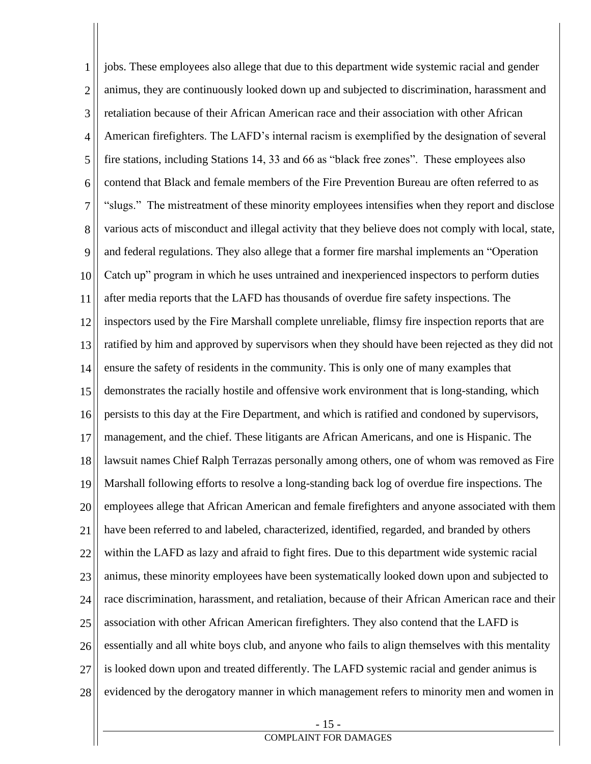jobs. These employees also allege that due to this department wide systemic racial and gender animus, they are continuously looked down up and subjected to discrimination, harassment and retaliation because of their African American race and their association with other African American firefighters. The LAFD's internal racism is exemplified by the designation of several fire stations, including Stations 14, 33 and 66 as "black free zones". These employees also contend that Black and female members of the Fire Prevention Bureau are often referred to as "slugs." The mistreatment of these minority employees intensifies when they report and disclose various acts of misconduct and illegal activity that they believe does not comply with local, state, and federal regulations. They also allege that a former fire marshal implements an "Operation Catch up" program in which he uses untrained and inexperienced inspectors to perform duties after media reports that the LAFD has thousands of overdue fire safety inspections. The inspectors used by the Fire Marshall complete unreliable, flimsy fire inspection reports that are ratified by him and approved by supervisors when they should have been rejected as they did not ensure the safety of residents in the community. This is only one of many examples that demonstrates the racially hostile and offensive work environment that is long-standing, which persists to this day at the Fire Department, and which is ratified and condoned by supervisors, management, and the chief. These litigants are African Americans, and one is Hispanic. The lawsuit names Chief Ralph Terrazas personally among others, one of whom was removed as Fire Marshall following efforts to resolve a long-standing back log of overdue fire inspections. The employees allege that African American and female firefighters and anyone associated with them have been referred to and labeled, characterized, identified, regarded, and branded by others within the LAFD as lazy and afraid to fight fires. Due to this department wide systemic racial animus, these minority employees have been systematically looked down upon and subjected to race discrimination, harassment, and retaliation, because of their African American race and their association with other African American firefighters. They also contend that the LAFD is essentially and all white boys club, and anyone who fails to align themselves with this mentality is looked down upon and treated differently. The LAFD systemic racial and gender animus is evidenced by the derogatory manner in which management refers to minority men and women in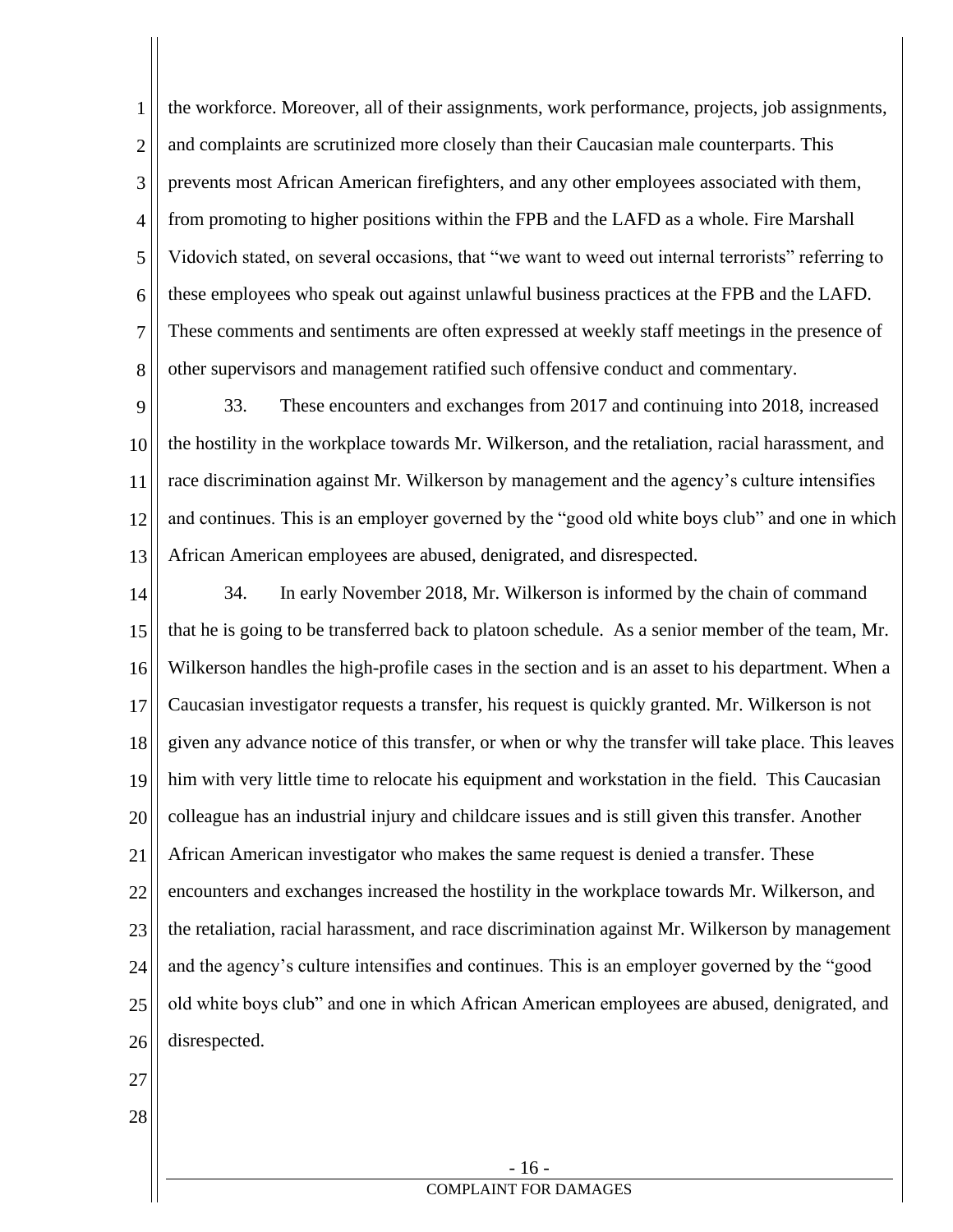the workforce. Moreover, all of their assignments, work performance, projects, job assignments, and complaints are scrutinized more closely than their Caucasian male counterparts. This prevents most African American firefighters, and any other employees associated with them, from promoting to higher positions within the FPB and the LAFD as a whole. Fire Marshall Vidovich stated, on several occasions, that "we want to weed out internal terrorists" referring to these employees who speak out against unlawful business practices at the FPB and the LAFD. These comments and sentiments are often expressed at weekly staff meetings in the presence of other supervisors and management ratified such offensive conduct and commentary.

33. These encounters and exchanges from 2017 and continuing into 2018, increased the hostility in the workplace towards Mr. Wilkerson, and the retaliation, racial harassment, and race discrimination against Mr. Wilkerson by management and the agency's culture intensifies and continues. This is an employer governed by the "good old white boys club" and one in which African American employees are abused, denigrated, and disrespected.

34. In early November 2018, Mr. Wilkerson is informed by the chain of command that he is going to be transferred back to platoon schedule. As a senior member of the team, Mr. Wilkerson handles the high-profile cases in the section and is an asset to his department. When a Caucasian investigator requests a transfer, his request is quickly granted. Mr. Wilkerson is not given any advance notice of this transfer, or when or why the transfer will take place. This leaves him with very little time to relocate his equipment and workstation in the field. This Caucasian colleague has an industrial injury and childcare issues and is still given this transfer. Another African American investigator who makes the same request is denied a transfer. These encounters and exchanges increased the hostility in the workplace towards Mr. Wilkerson, and the retaliation, racial harassment, and race discrimination against Mr. Wilkerson by management and the agency's culture intensifies and continues. This is an employer governed by the "good old white boys club" and one in which African American employees are abused, denigrated, and disrespected.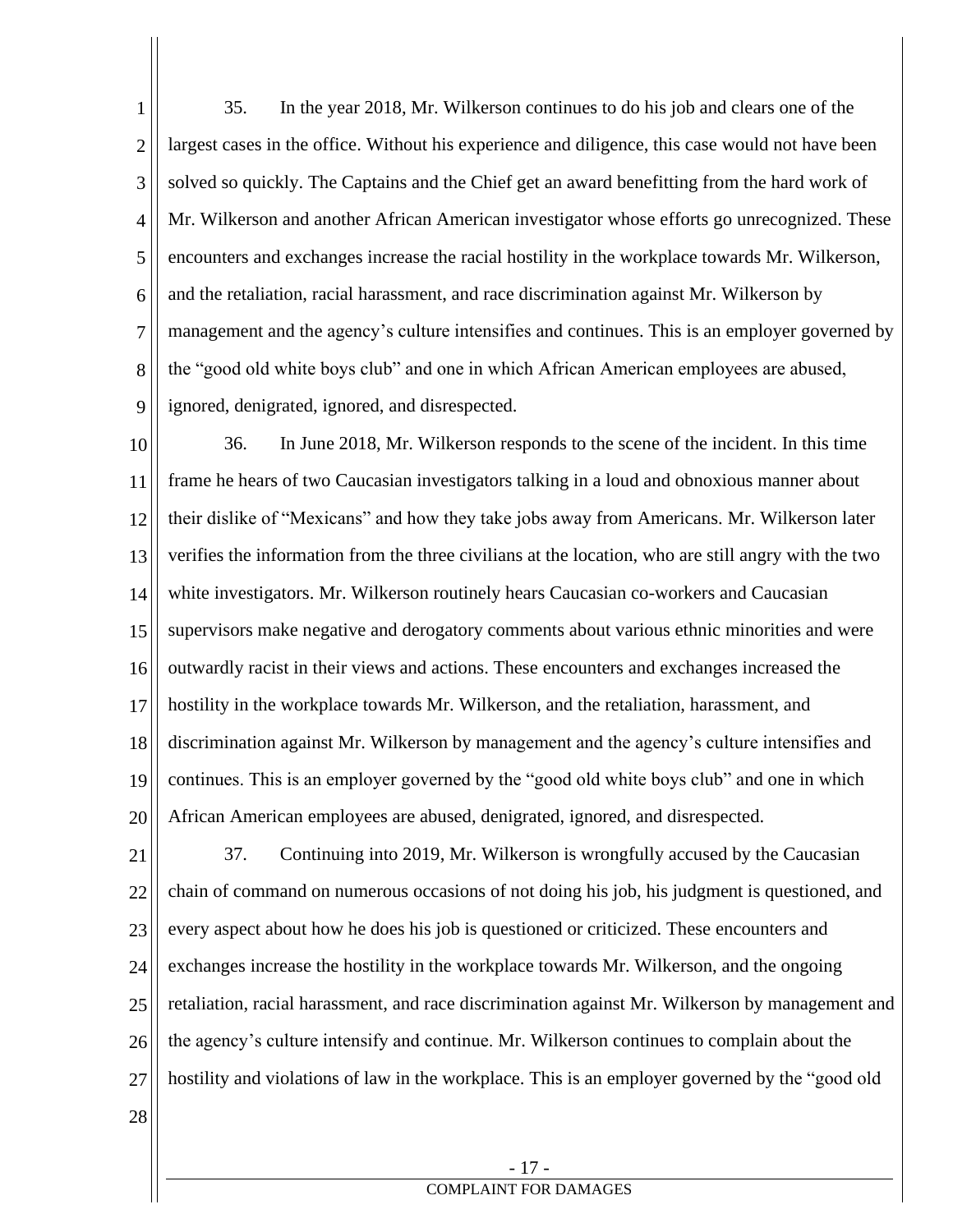35. In the year 2018, Mr. Wilkerson continues to do his job and clears one of the largest cases in the office. Without his experience and diligence, this case would not have been solved so quickly. The Captains and the Chief get an award benefitting from the hard work of Mr. Wilkerson and another African American investigator whose efforts go unrecognized. These encounters and exchanges increase the racial hostility in the workplace towards Mr. Wilkerson, and the retaliation, racial harassment, and race discrimination against Mr. Wilkerson by management and the agency's culture intensifies and continues. This is an employer governed by the "good old white boys club" and one in which African American employees are abused, ignored, denigrated, ignored, and disrespected.

36. In June 2018, Mr. Wilkerson responds to the scene of the incident. In this time frame he hears of two Caucasian investigators talking in a loud and obnoxious manner about their dislike of "Mexicans" and how they take jobs away from Americans. Mr. Wilkerson later verifies the information from the three civilians at the location, who are still angry with the two white investigators. Mr. Wilkerson routinely hears Caucasian co-workers and Caucasian supervisors make negative and derogatory comments about various ethnic minorities and were outwardly racist in their views and actions. These encounters and exchanges increased the hostility in the workplace towards Mr. Wilkerson, and the retaliation, harassment, and discrimination against Mr. Wilkerson by management and the agency's culture intensifies and continues. This is an employer governed by the "good old white boys club" and one in which African American employees are abused, denigrated, ignored, and disrespected.

37. Continuing into 2019, Mr. Wilkerson is wrongfully accused by the Caucasian chain of command on numerous occasions of not doing his job, his judgment is questioned, and every aspect about how he does his job is questioned or criticized. These encounters and exchanges increase the hostility in the workplace towards Mr. Wilkerson, and the ongoing retaliation, racial harassment, and race discrimination against Mr. Wilkerson by management and the agency's culture intensify and continue. Mr. Wilkerson continues to complain about the hostility and violations of law in the workplace. This is an employer governed by the "good old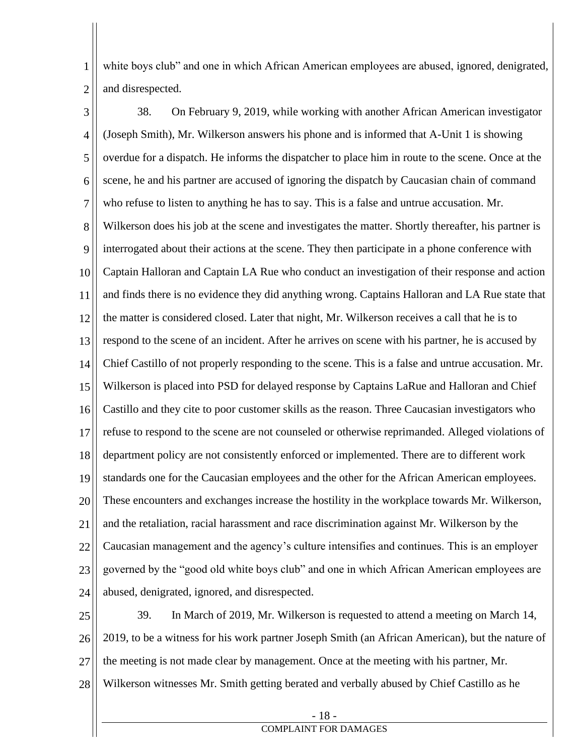white boys club" and one in which African American employees are abused, ignored, denigrated, and disrespected.

38. On February 9, 2019, while working with another African American investigator (Joseph Smith), Mr. Wilkerson answers his phone and is informed that A-Unit 1 is showing overdue for a dispatch. He informs the dispatcher to place him in route to the scene. Once at the scene, he and his partner are accused of ignoring the dispatch by Caucasian chain of command who refuse to listen to anything he has to say. This is a false and untrue accusation. Mr. Wilkerson does his job at the scene and investigates the matter. Shortly thereafter, his partner is interrogated about their actions at the scene. They then participate in a phone conference with Captain Halloran and Captain LA Rue who conduct an investigation of their response and action and finds there is no evidence they did anything wrong. Captains Halloran and LA Rue state that the matter is considered closed. Later that night, Mr. Wilkerson receives a call that he is to respond to the scene of an incident. After he arrives on scene with his partner, he is accused by Chief Castillo of not properly responding to the scene. This is a false and untrue accusation. Mr. Wilkerson is placed into PSD for delayed response by Captains LaRue and Halloran and Chief Castillo and they cite to poor customer skills as the reason. Three Caucasian investigators who refuse to respond to the scene are not counseled or otherwise reprimanded. Alleged violations of department policy are not consistently enforced or implemented. There are to different work standards one for the Caucasian employees and the other for the African American employees. These encounters and exchanges increase the hostility in the workplace towards Mr. Wilkerson, and the retaliation, racial harassment and race discrimination against Mr. Wilkerson by the Caucasian management and the agency's culture intensifies and continues. This is an employer governed by the "good old white boys club" and one in which African American employees are abused, denigrated, ignored, and disrespected.

39. In March of 2019, Mr. Wilkerson is requested to attend a meeting on March 14, 2019, to be a witness for his work partner Joseph Smith (an African American), but the nature of the meeting is not made clear by management. Once at the meeting with his partner, Mr. Wilkerson witnesses Mr. Smith getting berated and verbally abused by Chief Castillo as he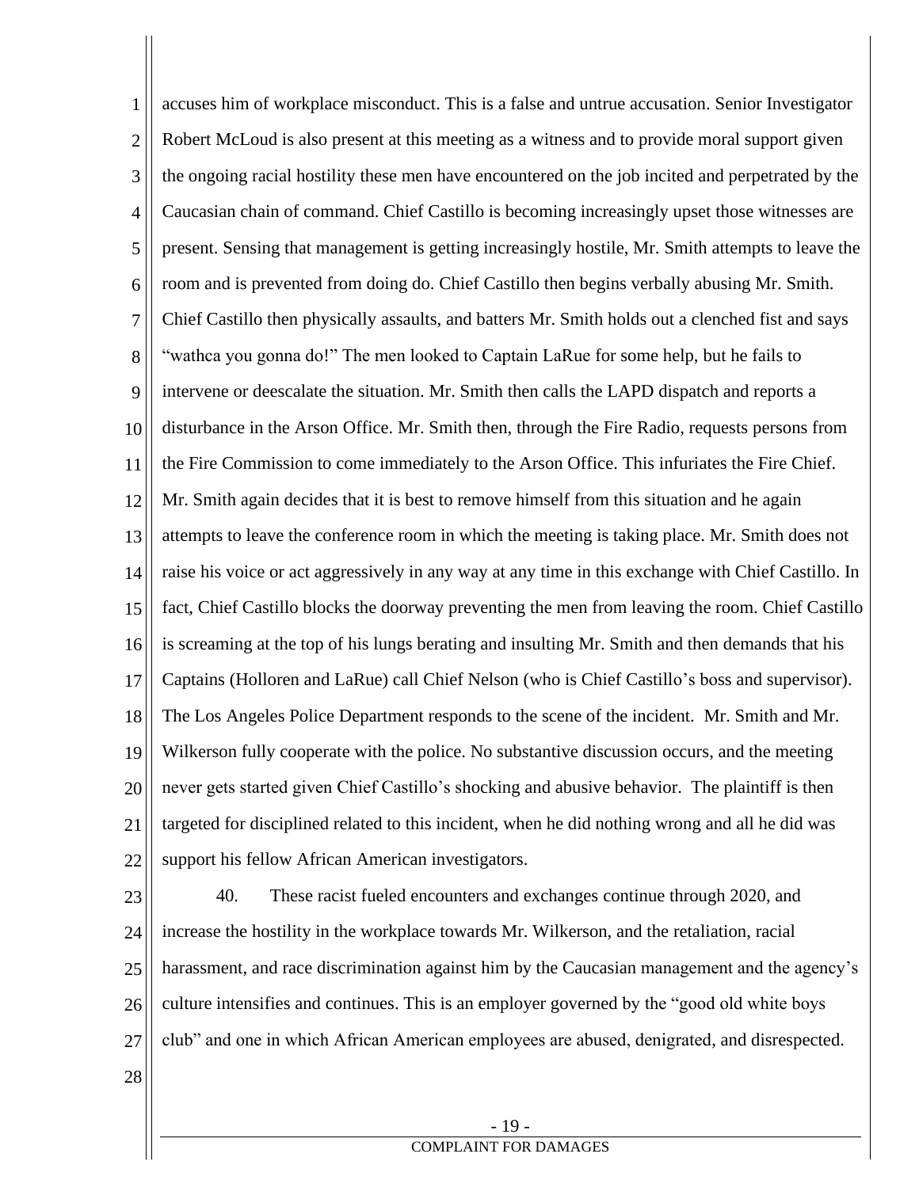accuses him of workplace misconduct. This is a false and untrue accusation. Senior Investigator Robert McLoud is also present at this meeting as a witness and to provide moral support given the ongoing racial hostility these men have encountered on the job incited and perpetrated by the Caucasian chain of command. Chief Castillo is becoming increasingly upset those witnesses are present. Sensing that management is getting increasingly hostile, Mr. Smith attempts to leave the room and is prevented from doing do. Chief Castillo then begins verbally abusing Mr. Smith. Chief Castillo then physically assaults, and batters Mr. Smith holds out a clenched fist and says "wathca you gonna do!" The men looked to Captain LaRue for some help, but he fails to intervene or deescalate the situation. Mr. Smith then calls the LAPD dispatch and reports a disturbance in the Arson Office. Mr. Smith then, through the Fire Radio, requests persons from the Fire Commission to come immediately to the Arson Office. This infuriates the Fire Chief. Mr. Smith again decides that it is best to remove himself from this situation and he again attempts to leave the conference room in which the meeting is taking place. Mr. Smith does not raise his voice or act aggressively in any way at any time in this exchange with Chief Castillo. In fact, Chief Castillo blocks the doorway preventing the men from leaving the room. Chief Castillo is screaming at the top of his lungs berating and insulting Mr. Smith and then demands that his Captains (Holloren and LaRue) call Chief Nelson (who is Chief Castillo's boss and supervisor). The Los Angeles Police Department responds to the scene of the incident. Mr. Smith and Mr. Wilkerson fully cooperate with the police. No substantive discussion occurs, and the meeting never gets started given Chief Castillo's shocking and abusive behavior. The plaintiff is then targeted for disciplined related to this incident, when he did nothing wrong and all he did was support his fellow African American investigators.

40. These racist fueled encounters and exchanges continue through 2020, and increase the hostility in the workplace towards Mr. Wilkerson, and the retaliation, racial harassment, and race discrimination against him by the Caucasian management and the agency's culture intensifies and continues. This is an employer governed by the "good old white boys club" and one in which African American employees are abused, denigrated, and disrespected.

COMPLAINT FOR DAMAGES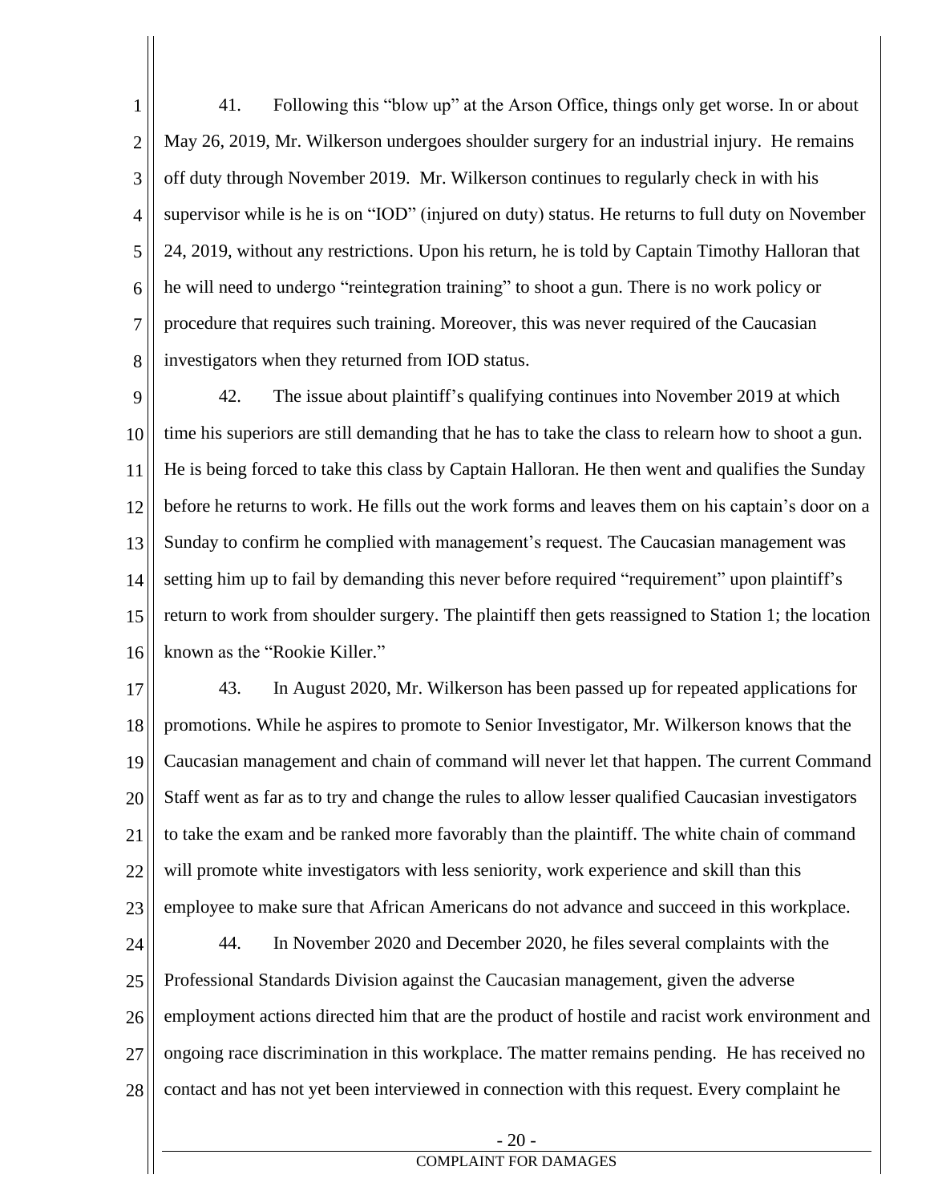41. Following this "blow up" at the Arson Office, things only get worse. In or about May 26, 2019, Mr. Wilkerson undergoes shoulder surgery for an industrial injury. He remains off duty through November 2019. Mr. Wilkerson continues to regularly check in with his supervisor while is he is on "IOD" (injured on duty) status. He returns to full duty on November 24, 2019, without any restrictions. Upon his return, he is told by Captain Timothy Halloran that he will need to undergo "reintegration training" to shoot a gun. There is no work policy or procedure that requires such training. Moreover, this was never required of the Caucasian investigators when they returned from IOD status.

42. The issue about plaintiff's qualifying continues into November 2019 at which time his superiors are still demanding that he has to take the class to relearn how to shoot a gun. He is being forced to take this class by Captain Halloran. He then went and qualifies the Sunday before he returns to work. He fills out the work forms and leaves them on his captain's door on a Sunday to confirm he complied with management's request. The Caucasian management was setting him up to fail by demanding this never before required "requirement" upon plaintiff's return to work from shoulder surgery. The plaintiff then gets reassigned to Station 1; the location known as the "Rookie Killer."

43. In August 2020, Mr. Wilkerson has been passed up for repeated applications for promotions. While he aspires to promote to Senior Investigator, Mr. Wilkerson knows that the Caucasian management and chain of command will never let that happen. The current Command Staff went as far as to try and change the rules to allow lesser qualified Caucasian investigators to take the exam and be ranked more favorably than the plaintiff. The white chain of command will promote white investigators with less seniority, work experience and skill than this employee to make sure that African Americans do not advance and succeed in this workplace.

44. In November 2020 and December 2020, he files several complaints with the Professional Standards Division against the Caucasian management, given the adverse employment actions directed him that are the product of hostile and racist work environment and ongoing race discrimination in this workplace. The matter remains pending. He has received no contact and has not yet been interviewed in connection with this request. Every complaint he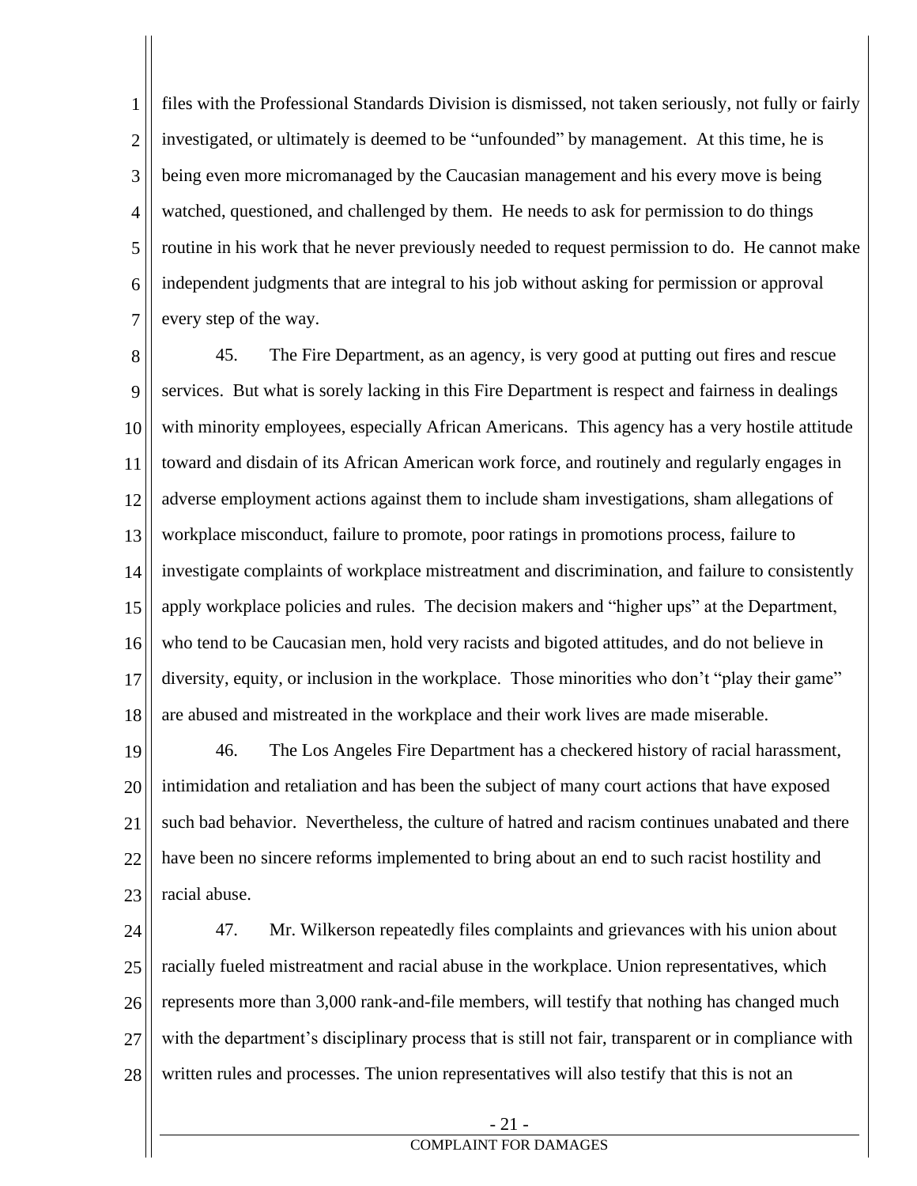files with the Professional Standards Division is dismissed, not taken seriously, not fully or fairly investigated, or ultimately is deemed to be "unfounded" by management. At this time, he is being even more micromanaged by the Caucasian management and his every move is being watched, questioned, and challenged by them. He needs to ask for permission to do things routine in his work that he never previously needed to request permission to do. He cannot make independent judgments that are integral to his job without asking for permission or approval every step of the way.

45. The Fire Department, as an agency, is very good at putting out fires and rescue services. But what is sorely lacking in this Fire Department is respect and fairness in dealings with minority employees, especially African Americans. This agency has a very hostile attitude toward and disdain of its African American work force, and routinely and regularly engages in adverse employment actions against them to include sham investigations, sham allegations of workplace misconduct, failure to promote, poor ratings in promotions process, failure to investigate complaints of workplace mistreatment and discrimination, and failure to consistently apply workplace policies and rules. The decision makers and "higher ups" at the Department, who tend to be Caucasian men, hold very racists and bigoted attitudes, and do not believe in diversity, equity, or inclusion in the workplace. Those minorities who don't "play their game" are abused and mistreated in the workplace and their work lives are made miserable.

46. The Los Angeles Fire Department has a checkered history of racial harassment, intimidation and retaliation and has been the subject of many court actions that have exposed such bad behavior. Nevertheless, the culture of hatred and racism continues unabated and there have been no sincere reforms implemented to bring about an end to such racist hostility and racial abuse.

47. Mr. Wilkerson repeatedly files complaints and grievances with his union about racially fueled mistreatment and racial abuse in the workplace. Union representatives, which represents more than 3,000 rank-and-file members, will testify that nothing has changed much with the department's disciplinary process that is still not fair, transparent or in compliance with written rules and processes. The union representatives will also testify that this is not an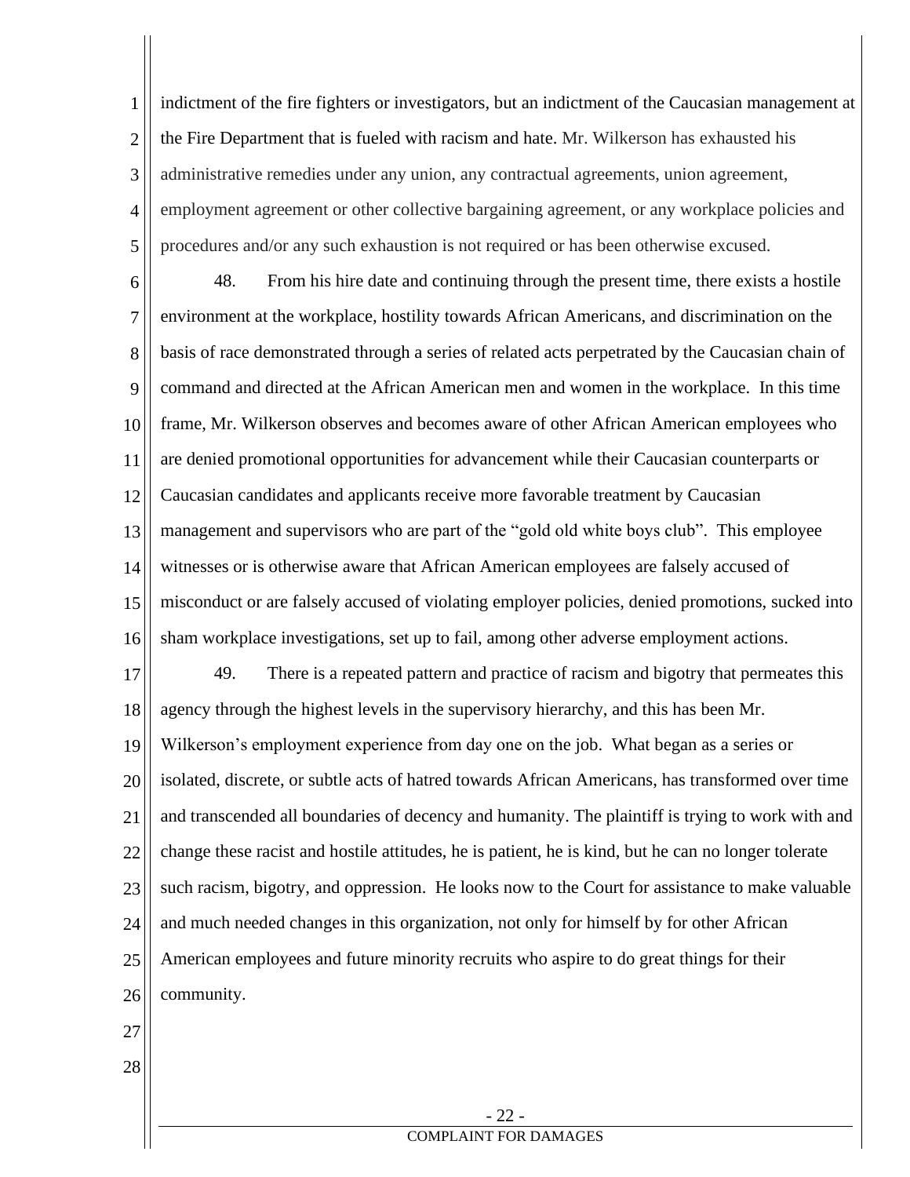indictment of the fire fighters or investigators, but an indictment of the Caucasian management at the Fire Department that is fueled with racism and hate. Mr. Wilkerson has exhausted his administrative remedies under any union, any contractual agreements, union agreement, employment agreement or other collective bargaining agreement, or any workplace policies and procedures and/or any such exhaustion is not required or has been otherwise excused.

48. From his hire date and continuing through the present time, there exists a hostile environment at the workplace, hostility towards African Americans, and discrimination on the basis of race demonstrated through a series of related acts perpetrated by the Caucasian chain of command and directed at the African American men and women in the workplace. In this time frame, Mr. Wilkerson observes and becomes aware of other African American employees who are denied promotional opportunities for advancement while their Caucasian counterparts or Caucasian candidates and applicants receive more favorable treatment by Caucasian management and supervisors who are part of the "gold old white boys club". This employee witnesses or is otherwise aware that African American employees are falsely accused of misconduct or are falsely accused of violating employer policies, denied promotions, sucked into sham workplace investigations, set up to fail, among other adverse employment actions.

49. There is a repeated pattern and practice of racism and bigotry that permeates this agency through the highest levels in the supervisory hierarchy, and this has been Mr. Wilkerson's employment experience from day one on the job. What began as a series or isolated, discrete, or subtle acts of hatred towards African Americans, has transformed over time and transcended all boundaries of decency and humanity. The plaintiff is trying to work with and change these racist and hostile attitudes, he is patient, he is kind, but he can no longer tolerate such racism, bigotry, and oppression. He looks now to the Court for assistance to make valuable and much needed changes in this organization, not only for himself by for other African American employees and future minority recruits who aspire to do great things for their community.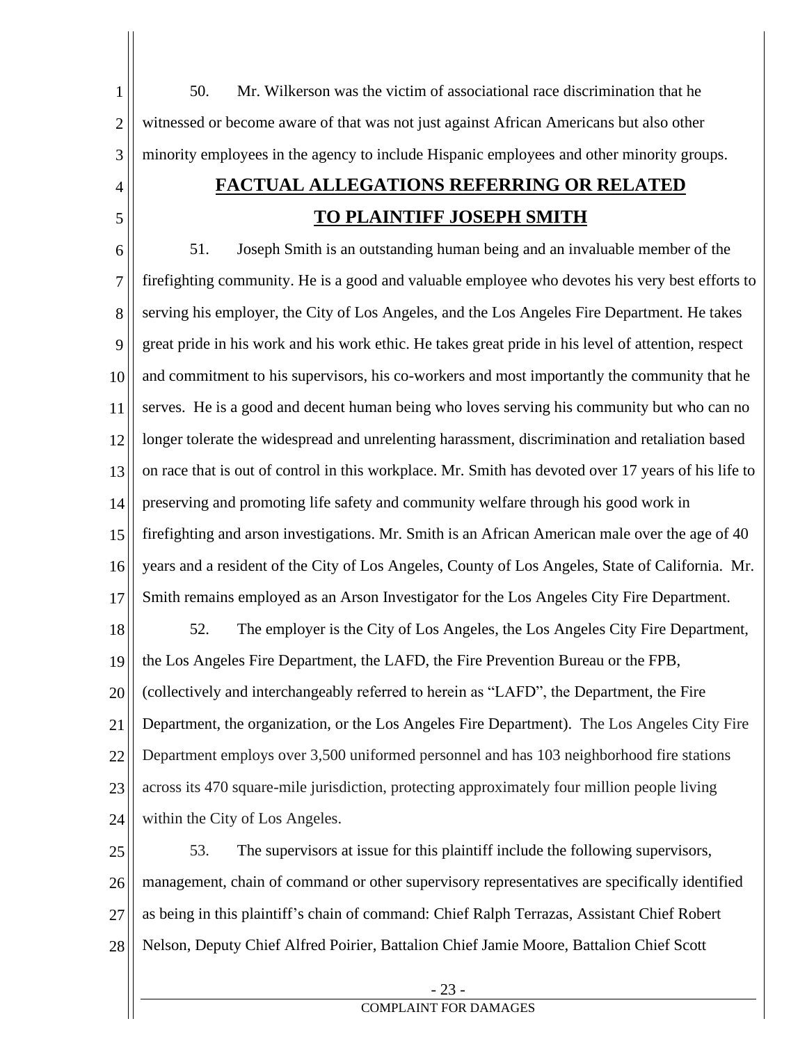50. Mr. Wilkerson was the victim of associational race discrimination that he witnessed or become aware of that was not just against African Americans but also other minority employees in the agency to include Hispanic employees and other minority groups.

## FACTUAL ALLEGATIONS REFERRING OR RELATED TO PLAINTIFF JOSEPH SMITH

51. Joseph Smith is an outstanding human being and an invaluable member of the firefighting community. He is a good and valuable employee who devotes his very best efforts to serving his employer, the City of Los Angeles, and the Los Angeles Fire Department. He takes great pride in his work and his work ethic. He takes great pride in his level of attention, respect and commitment to his supervisors, his co-workers and most importantly the community that he serves. He is a good and decent human being who loves serving his community but who can no longer tolerate the widespread and unrelenting harassment, discrimination and retaliation based on race that is out of control in this workplace. Mr. Smith has devoted over 17 years of his life to preserving and promoting life safety and community welfare through his good work in firefighting and arson investigations. Mr. Smith is an African American male over the age of 40 years and a resident of the City of Los Angeles, County of Los Angeles, State of California. Mr. Smith remains employed as an Arson Investigator for the Los Angeles City Fire Department.

52. The employer is the City of Los Angeles, the Los Angeles City Fire Department, the Los Angeles Fire Department, the LAFD, the Fire Prevention Bureau or the FPB, (collectively and interchangeably referred to herein as "LAFD", the Department, the Fire Department, the organization, or the Los Angeles Fire Department). The Los Angeles City Fire Department employs over 3,500 uniformed personnel and has 103 neighborhood fire stations across its 470 square-mile jurisdiction, protecting approximately four million people living within the City of Los Angeles.

53. The supervisors at issue for this plaintiff include the following supervisors, management, chain of command or other supervisory representatives are specifically identified as being in this plaintiff's chain of command: Chief Ralph Terrazas, Assistant Chief Robert Nelson, Deputy Chief Alfred Poirier, Battalion Chief Jamie Moore, Battalion Chief Scott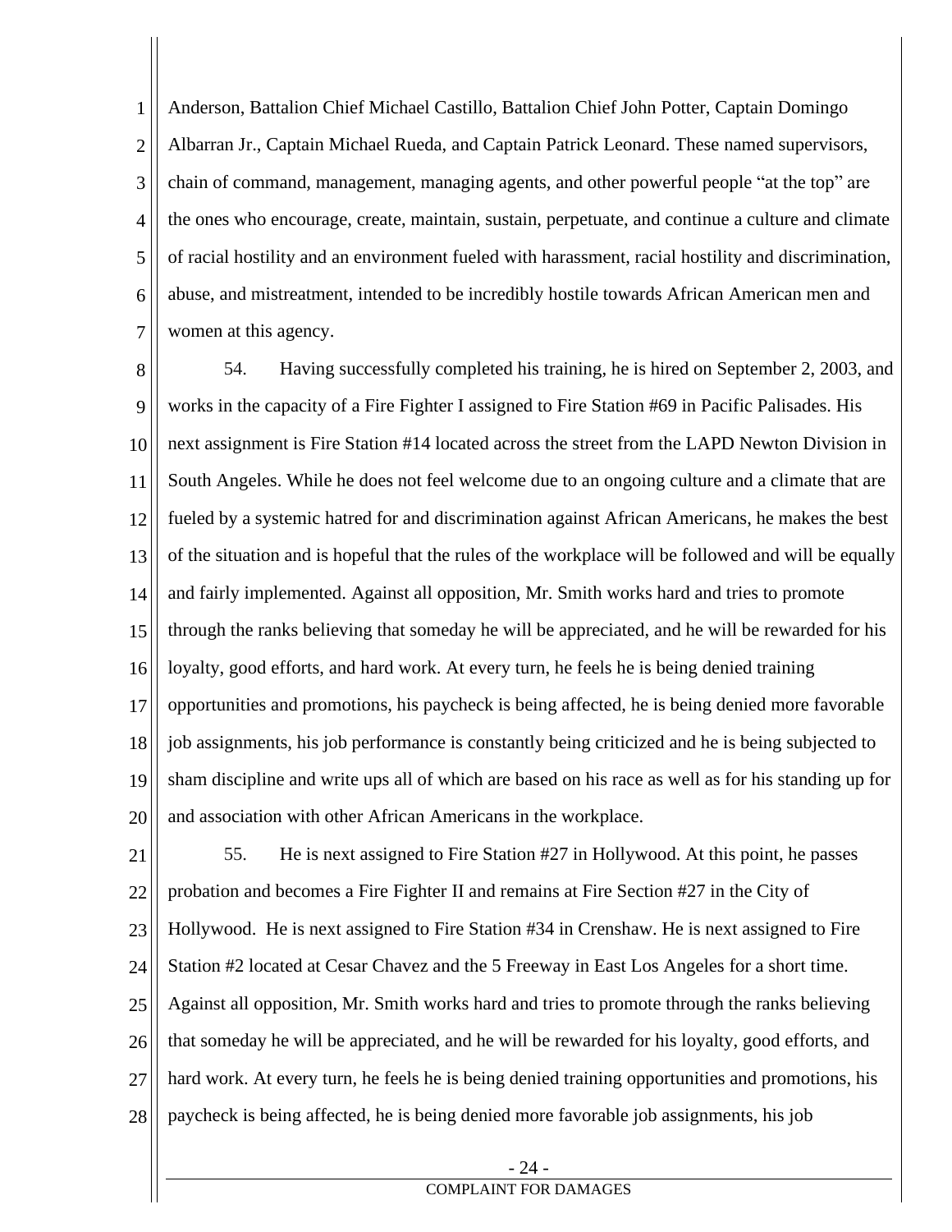Anderson, Battalion Chief Michael Castillo, Battalion Chief John Potter, Captain Domingo Albarran Jr., Captain Michael Rueda, and Captain Patrick Leonard. These named supervisors, chain of command, management, managing agents, and other powerful people "at the top" are the ones who encourage, create, maintain, sustain, perpetuate, and continue a culture and climate of racial hostility and an environment fueled with harassment, racial hostility and discrimination, abuse, and mistreatment, intended to be incredibly hostile towards African American men and women at this agency.

54. Having successfully completed his training, he is hired on September 2, 2003, and works in the capacity of a Fire Fighter I assigned to Fire Station #69 in Pacific Palisades. His next assignment is Fire Station #14 located across the street from the LAPD Newton Division in South Angeles. While he does not feel welcome due to an ongoing culture and a climate that are fueled by a systemic hatred for and discrimination against African Americans, he makes the best of the situation and is hopeful that the rules of the workplace will be followed and will be equally and fairly implemented. Against all opposition, Mr. Smith works hard and tries to promote through the ranks believing that someday he will be appreciated, and he will be rewarded for his loyalty, good efforts, and hard work. At every turn, he feels he is being denied training opportunities and promotions, his paycheck is being affected, he is being denied more favorable job assignments, his job performance is constantly being criticized and he is being subjected to sham discipline and write ups all of which are based on his race as well as for his standing up for and association with other African Americans in the workplace.

55. He is next assigned to Fire Station #27 in Hollywood. At this point, he passes probation and becomes a Fire Fighter II and remains at Fire Section #27 in the City of Hollywood. He is next assigned to Fire Station #34 in Crenshaw. He is next assigned to Fire Station #2 located at Cesar Chavez and the 5 Freeway in East Los Angeles for a short time. Against all opposition, Mr. Smith works hard and tries to promote through the ranks believing that someday he will be appreciated, and he will be rewarded for his loyalty, good efforts, and hard work. At every turn, he feels he is being denied training opportunities and promotions, his paycheck is being affected, he is being denied more favorable job assignments, his job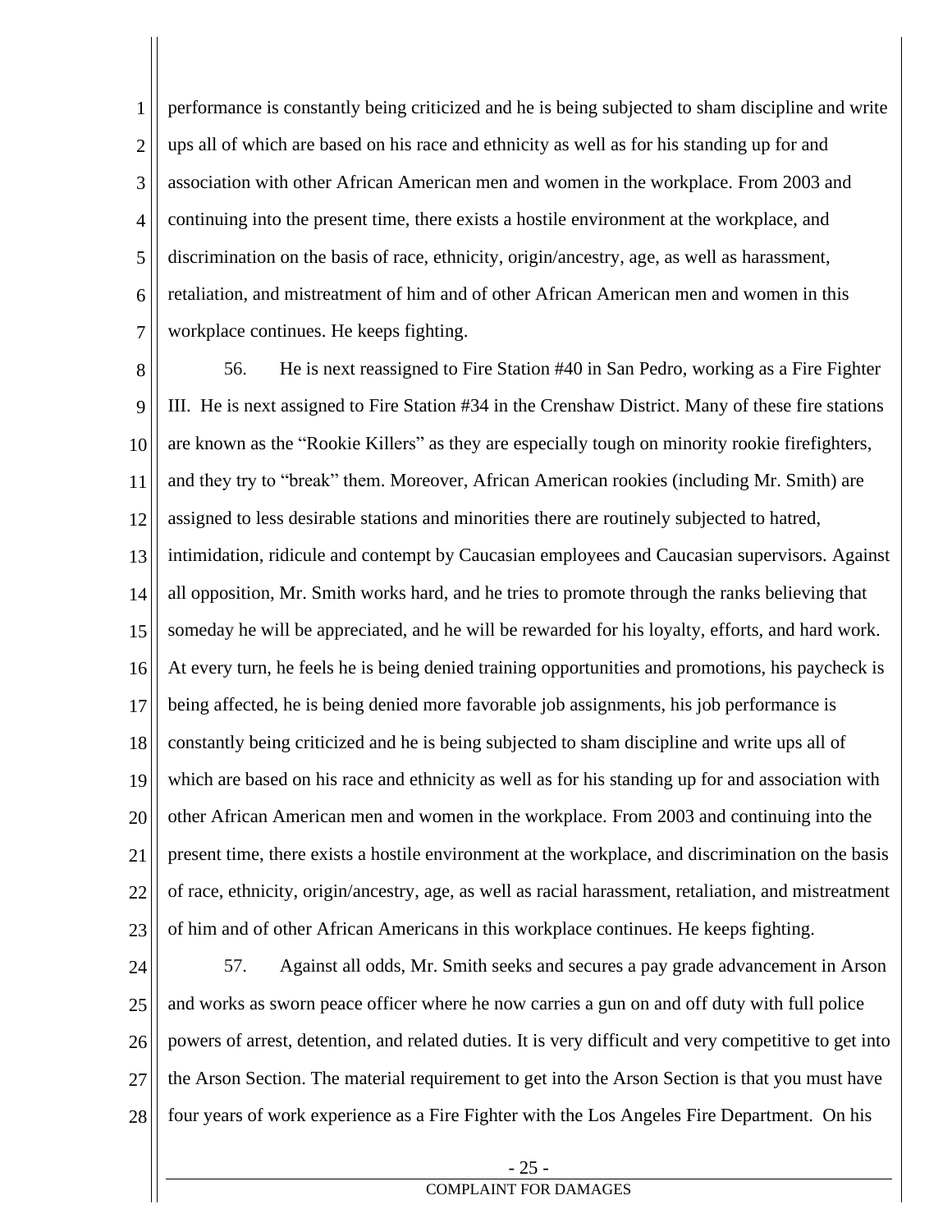performance is constantly being criticized and he is being subjected to sham discipline and write ups all of which are based on his race and ethnicity as well as for his standing up for and association with other African American men and women in the workplace. From 2003 and continuing into the present time, there exists a hostile environment at the workplace, and discrimination on the basis of race, ethnicity, origin/ancestry, age, as well as harassment, retaliation, and mistreatment of him and of other African American men and women in this workplace continues. He keeps fighting.

56. He is next reassigned to Fire Station #40 in San Pedro, working as a Fire Fighter III. He is next assigned to Fire Station #34 in the Crenshaw District. Many of these fire stations are known as the "Rookie Killers" as they are especially tough on minority rookie firefighters, and they try to "break" them. Moreover, African American rookies (including Mr. Smith) are assigned to less desirable stations and minorities there are routinely subjected to hatred, intimidation, ridicule and contempt by Caucasian employees and Caucasian supervisors. Against all opposition, Mr. Smith works hard, and he tries to promote through the ranks believing that someday he will be appreciated, and he will be rewarded for his loyalty, efforts, and hard work. At every turn, he feels he is being denied training opportunities and promotions, his paycheck is being affected, he is being denied more favorable job assignments, his job performance is constantly being criticized and he is being subjected to sham discipline and write ups all of which are based on his race and ethnicity as well as for his standing up for and association with other African American men and women in the workplace. From 2003 and continuing into the present time, there exists a hostile environment at the workplace, and discrimination on the basis of race, ethnicity, origin/ancestry, age, as well as racial harassment, retaliation, and mistreatment of him and of other African Americans in this workplace continues. He keeps fighting.

57. Against all odds, Mr. Smith seeks and secures a pay grade advancement in Arson and works as sworn peace officer where he now carries a gun on and off duty with full police powers of arrest, detention, and related duties. It is very difficult and very competitive to get into the Arson Section. The material requirement to get into the Arson Section is that you must have four years of work experience as a Fire Fighter with the Los Angeles Fire Department. On his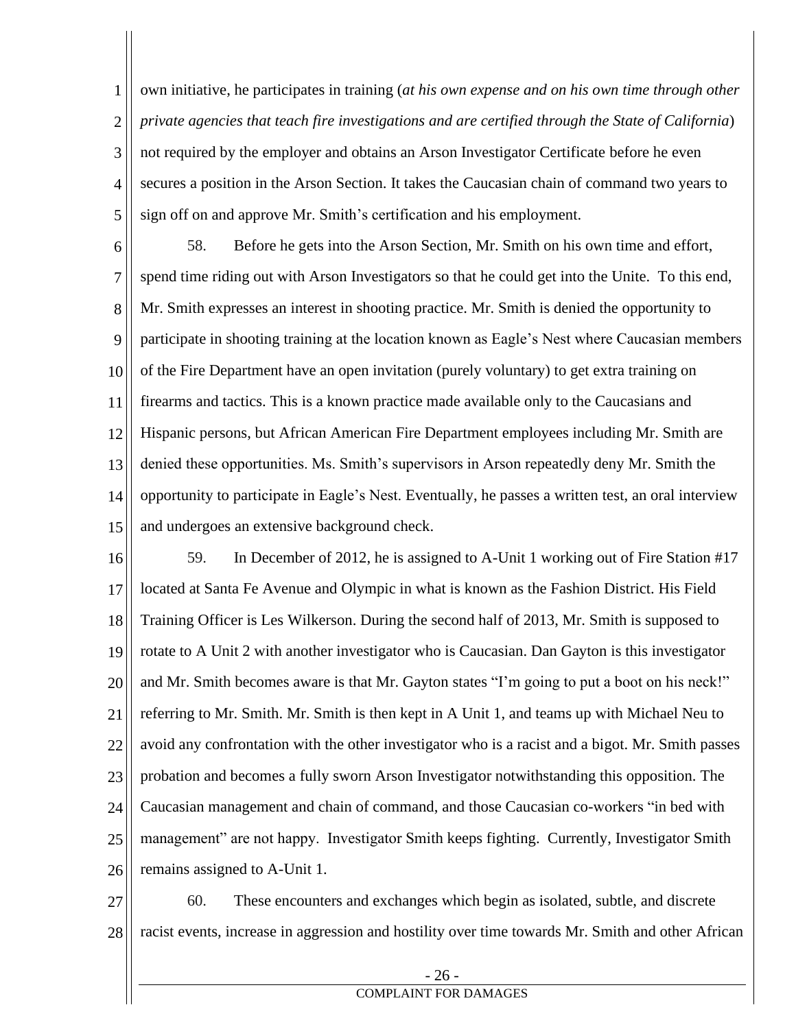own initiative, he participates in training (*at his own expense and on his own time through other private agencies that teach fire investigations and are certified through the State of California*) not required by the employer and obtains an Arson Investigator Certificate before he even secures a position in the Arson Section. It takes the Caucasian chain of command two years to sign off on and approve Mr. Smith's certification and his employment.

58. Before he gets into the Arson Section, Mr. Smith on his own time and effort, spend time riding out with Arson Investigators so that he could get into the Unite. To this end, Mr. Smith expresses an interest in shooting practice. Mr. Smith is denied the opportunity to participate in shooting training at the location known as Eagle's Nest where Caucasian members of the Fire Department have an open invitation (purely voluntary) to get extra training on firearms and tactics. This is a known practice made available only to the Caucasians and Hispanic persons, but African American Fire Department employees including Mr. Smith are denied these opportunities. Ms. Smith's supervisors in Arson repeatedly deny Mr. Smith the opportunity to participate in Eagle's Nest. Eventually, he passes a written test, an oral interview and undergoes an extensive background check.

59. In December of 2012, he is assigned to A-Unit 1 working out of Fire Station #17 located at Santa Fe Avenue and Olympic in what is known as the Fashion District. His Field Training Officer is Les Wilkerson. During the second half of 2013, Mr. Smith is supposed to rotate to A Unit 2 with another investigator who is Caucasian. Dan Gayton is this investigator and Mr. Smith becomes aware is that Mr. Gayton states "I'm going to put a boot on his neck!" referring to Mr. Smith. Mr. Smith is then kept in A Unit 1, and teams up with Michael Neu to avoid any confrontation with the other investigator who is a racist and a bigot. Mr. Smith passes probation and becomes a fully sworn Arson Investigator notwithstanding this opposition. The Caucasian management and chain of command, and those Caucasian co-workers "in bed with management" are not happy. Investigator Smith keeps fighting. Currently, Investigator Smith remains assigned to A-Unit 1.

60. These encounters and exchanges which begin as isolated, subtle, and discrete racist events, increase in aggression and hostility over time towards Mr. Smith and other African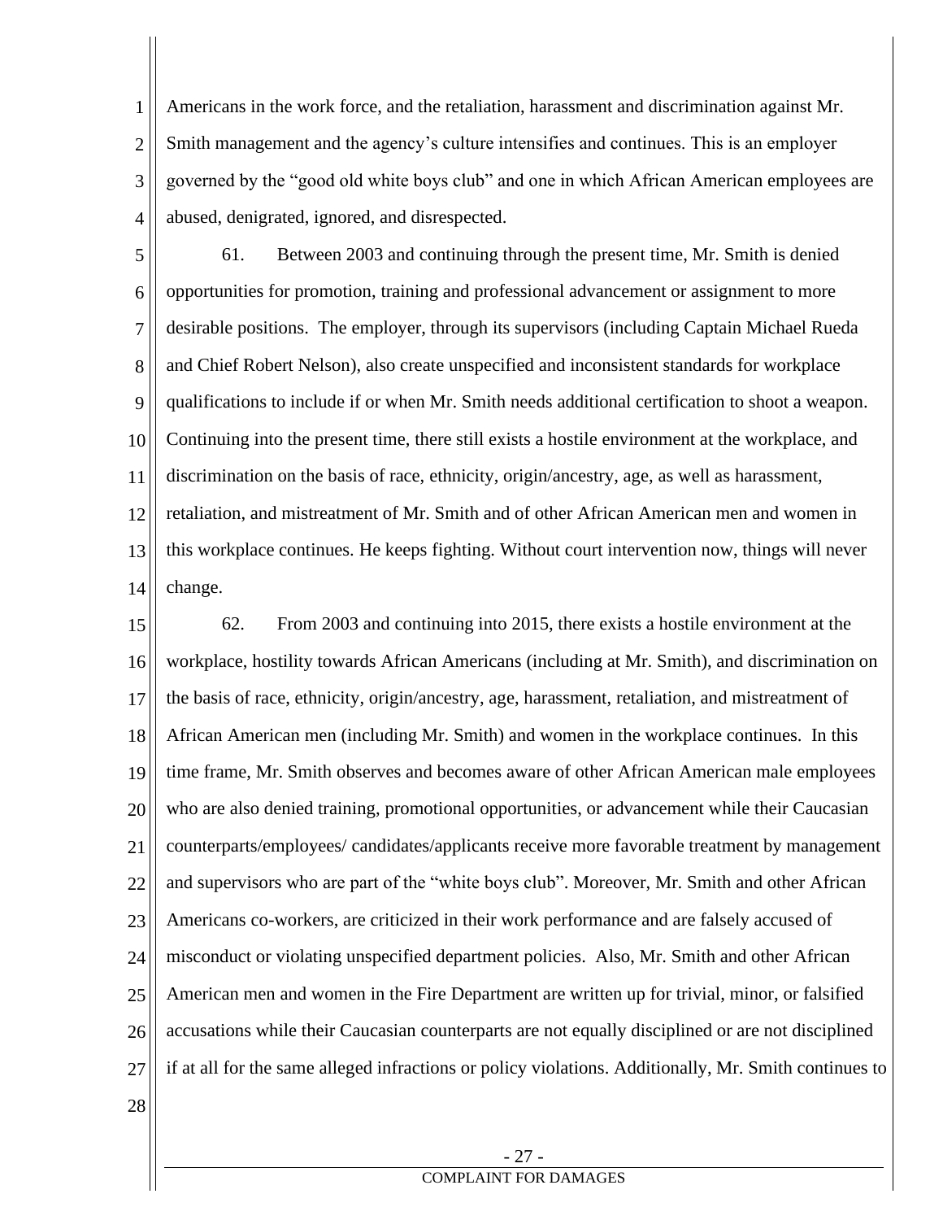Americans in the work force, and the retaliation, harassment and discrimination against Mr. Smith management and the agency's culture intensifies and continues. This is an employer governed by the "good old white boys club" and one in which African American employees are abused, denigrated, ignored, and disrespected.

61. Between 2003 and continuing through the present time, Mr. Smith is denied opportunities for promotion, training and professional advancement or assignment to more desirable positions. The employer, through its supervisors (including Captain Michael Rueda and Chief Robert Nelson), also create unspecified and inconsistent standards for workplace qualifications to include if or when Mr. Smith needs additional certification to shoot a weapon. Continuing into the present time, there still exists a hostile environment at the workplace, and discrimination on the basis of race, ethnicity, origin/ancestry, age, as well as harassment, retaliation, and mistreatment of Mr. Smith and of other African American men and women in this workplace continues. He keeps fighting. Without court intervention now, things will never change.

62. From 2003 and continuing into 2015, there exists a hostile environment at the workplace, hostility towards African Americans (including at Mr. Smith), and discrimination on the basis of race, ethnicity, origin/ancestry, age, harassment, retaliation, and mistreatment of African American men (including Mr. Smith) and women in the workplace continues. In this time frame, Mr. Smith observes and becomes aware of other African American male employees who are also denied training, promotional opportunities, or advancement while their Caucasian counterparts/employees/ candidates/applicants receive more favorable treatment by management and supervisors who are part of the "white boys club". Moreover, Mr. Smith and other African Americans co-workers, are criticized in their work performance and are falsely accused of misconduct or violating unspecified department policies. Also, Mr. Smith and other African American men and women in the Fire Department are written up for trivial, minor, or falsified accusations while their Caucasian counterparts are not equally disciplined or are not disciplined if at all for the same alleged infractions or policy violations. Additionally, Mr. Smith continues to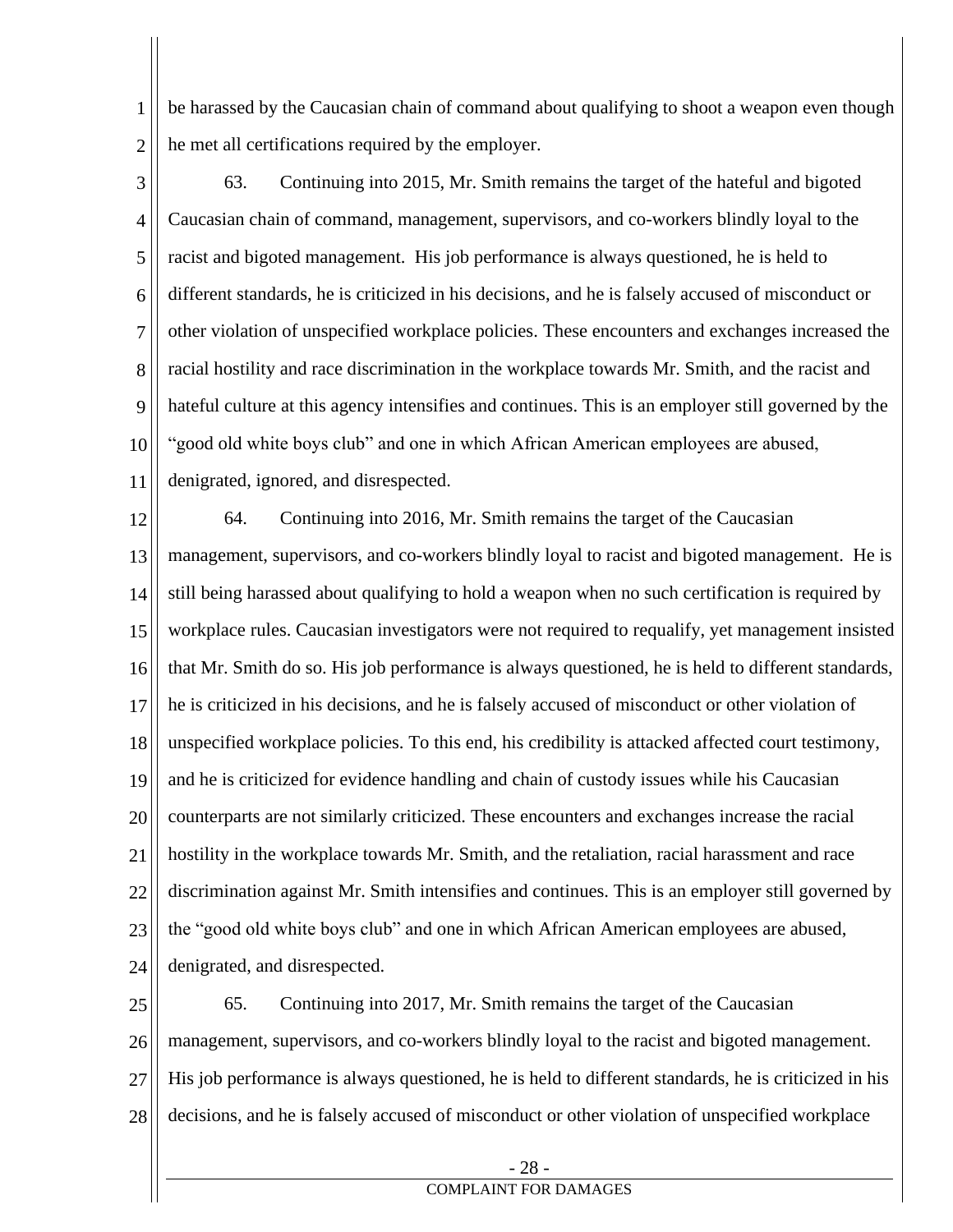be harassed by the Caucasian chain of command about qualifying to shoot a weapon even though he met all certifications required by the employer.

63. Continuing into 2015, Mr. Smith remains the target of the hateful and bigoted Caucasian chain of command, management, supervisors, and co-workers blindly loyal to the racist and bigoted management. His job performance is always questioned, he is held to different standards, he is criticized in his decisions, and he is falsely accused of misconduct or other violation of unspecified workplace policies. These encounters and exchanges increased the racial hostility and race discrimination in the workplace towards Mr. Smith, and the racist and hateful culture at this agency intensifies and continues. This is an employer still governed by the "good old white boys club" and one in which African American employees are abused, denigrated, ignored, and disrespected.

64. Continuing into 2016, Mr. Smith remains the target of the Caucasian management, supervisors, and co-workers blindly loyal to racist and bigoted management. He is still being harassed about qualifying to hold a weapon when no such certification is required by workplace rules. Caucasian investigators were not required to requalify, yet management insisted that Mr. Smith do so. His job performance is always questioned, he is held to different standards, he is criticized in his decisions, and he is falsely accused of misconduct or other violation of unspecified workplace policies. To this end, his credibility is attacked affected court testimony, and he is criticized for evidence handling and chain of custody issues while his Caucasian counterparts are not similarly criticized. These encounters and exchanges increase the racial hostility in the workplace towards Mr. Smith, and the retaliation, racial harassment and race discrimination against Mr. Smith intensifies and continues. This is an employer still governed by the "good old white boys club" and one in which African American employees are abused, denigrated, and disrespected.

65. Continuing into 2017, Mr. Smith remains the target of the Caucasian management, supervisors, and co-workers blindly loyal to the racist and bigoted management. His job performance is always questioned, he is held to different standards, he is criticized in his decisions, and he is falsely accused of misconduct or other violation of unspecified workplace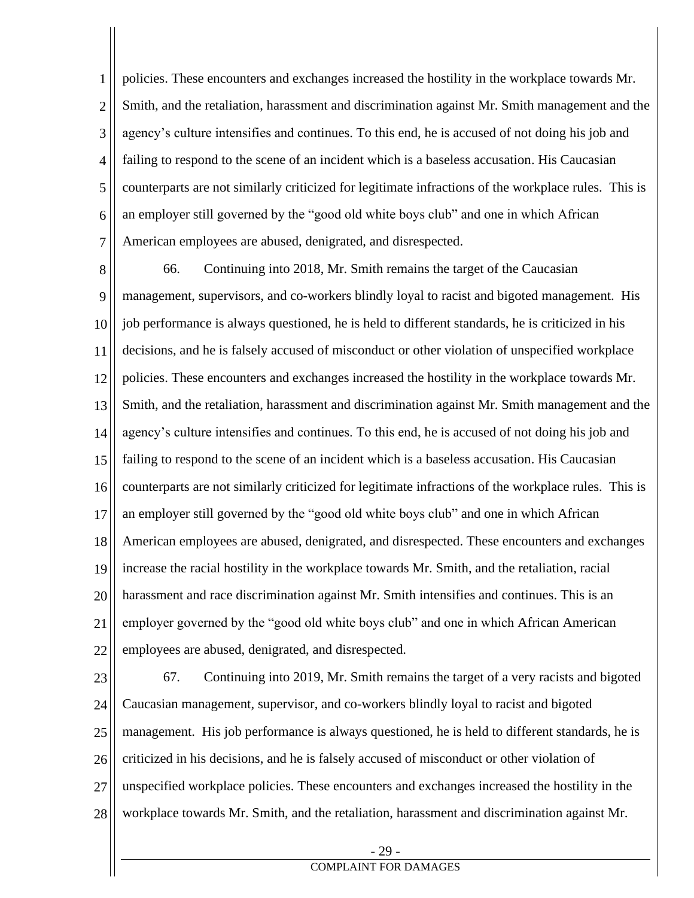policies. These encounters and exchanges increased the hostility in the workplace towards Mr. Smith, and the retaliation, harassment and discrimination against Mr. Smith management and the agency's culture intensifies and continues. To this end, he is accused of not doing his job and failing to respond to the scene of an incident which is a baseless accusation. His Caucasian counterparts are not similarly criticized for legitimate infractions of the workplace rules. This is an employer still governed by the "good old white boys club" and one in which African American employees are abused, denigrated, and disrespected.

66. Continuing into 2018, Mr. Smith remains the target of the Caucasian management, supervisors, and co-workers blindly loyal to racist and bigoted management. His job performance is always questioned, he is held to different standards, he is criticized in his decisions, and he is falsely accused of misconduct or other violation of unspecified workplace policies. These encounters and exchanges increased the hostility in the workplace towards Mr. Smith, and the retaliation, harassment and discrimination against Mr. Smith management and the agency's culture intensifies and continues. To this end, he is accused of not doing his job and failing to respond to the scene of an incident which is a baseless accusation. His Caucasian counterparts are not similarly criticized for legitimate infractions of the workplace rules. This is an employer still governed by the "good old white boys club" and one in which African American employees are abused, denigrated, and disrespected. These encounters and exchanges increase the racial hostility in the workplace towards Mr. Smith, and the retaliation, racial harassment and race discrimination against Mr. Smith intensifies and continues. This is an employer governed by the "good old white boys club" and one in which African American employees are abused, denigrated, and disrespected.

67. Continuing into 2019, Mr. Smith remains the target of a very racists and bigoted Caucasian management, supervisor, and co-workers blindly loyal to racist and bigoted management. His job performance is always questioned, he is held to different standards, he is criticized in his decisions, and he is falsely accused of misconduct or other violation of unspecified workplace policies. These encounters and exchanges increased the hostility in the workplace towards Mr. Smith, and the retaliation, harassment and discrimination against Mr.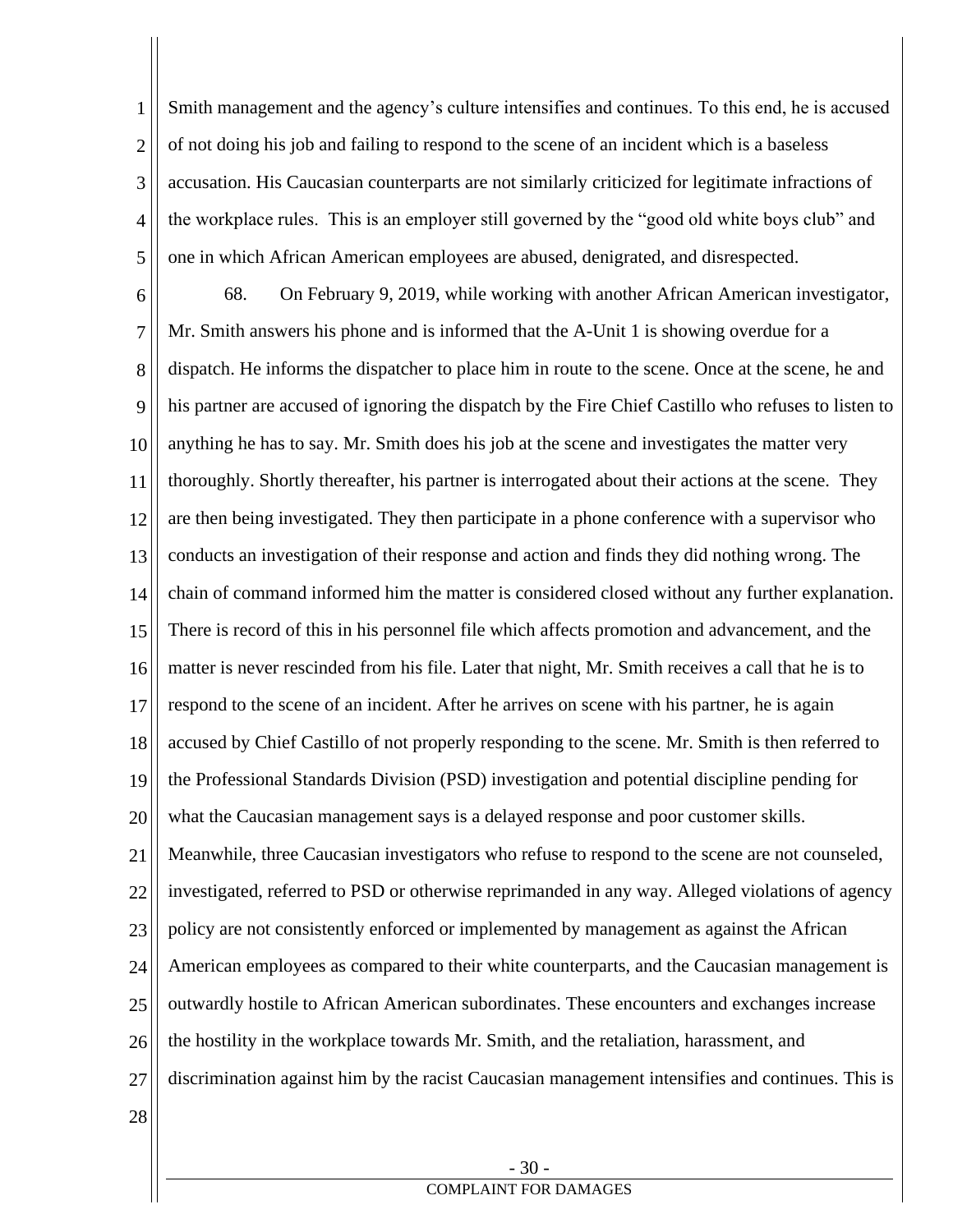Smith management and the agency's culture intensifies and continues. To this end, he is accused of not doing his job and failing to respond to the scene of an incident which is a baseless accusation. His Caucasian counterparts are not similarly criticized for legitimate infractions of the workplace rules. This is an employer still governed by the "good old white boys club" and one in which African American employees are abused, denigrated, and disrespected.

68. On February 9, 2019, while working with another African American investigator, Mr. Smith answers his phone and is informed that the A-Unit 1 is showing overdue for a dispatch. He informs the dispatcher to place him in route to the scene. Once at the scene, he and his partner are accused of ignoring the dispatch by the Fire Chief Castillo who refuses to listen to anything he has to say. Mr. Smith does his job at the scene and investigates the matter very thoroughly. Shortly thereafter, his partner is interrogated about their actions at the scene. They are then being investigated. They then participate in a phone conference with a supervisor who conducts an investigation of their response and action and finds they did nothing wrong. The chain of command informed him the matter is considered closed without any further explanation. There is record of this in his personnel file which affects promotion and advancement, and the matter is never rescinded from his file. Later that night, Mr. Smith receives a call that he is to respond to the scene of an incident. After he arrives on scene with his partner, he is again accused by Chief Castillo of not properly responding to the scene. Mr. Smith is then referred to the Professional Standards Division (PSD) investigation and potential discipline pending for what the Caucasian management says is a delayed response and poor customer skills. Meanwhile, three Caucasian investigators who refuse to respond to the scene are not counseled, investigated, referred to PSD or otherwise reprimanded in any way. Alleged violations of agency policy are not consistently enforced or implemented by management as against the African American employees as compared to their white counterparts, and the Caucasian management is outwardly hostile to African American subordinates. These encounters and exchanges increase the hostility in the workplace towards Mr. Smith, and the retaliation, harassment, and discrimination against him by the racist Caucasian management intensifies and continues. This is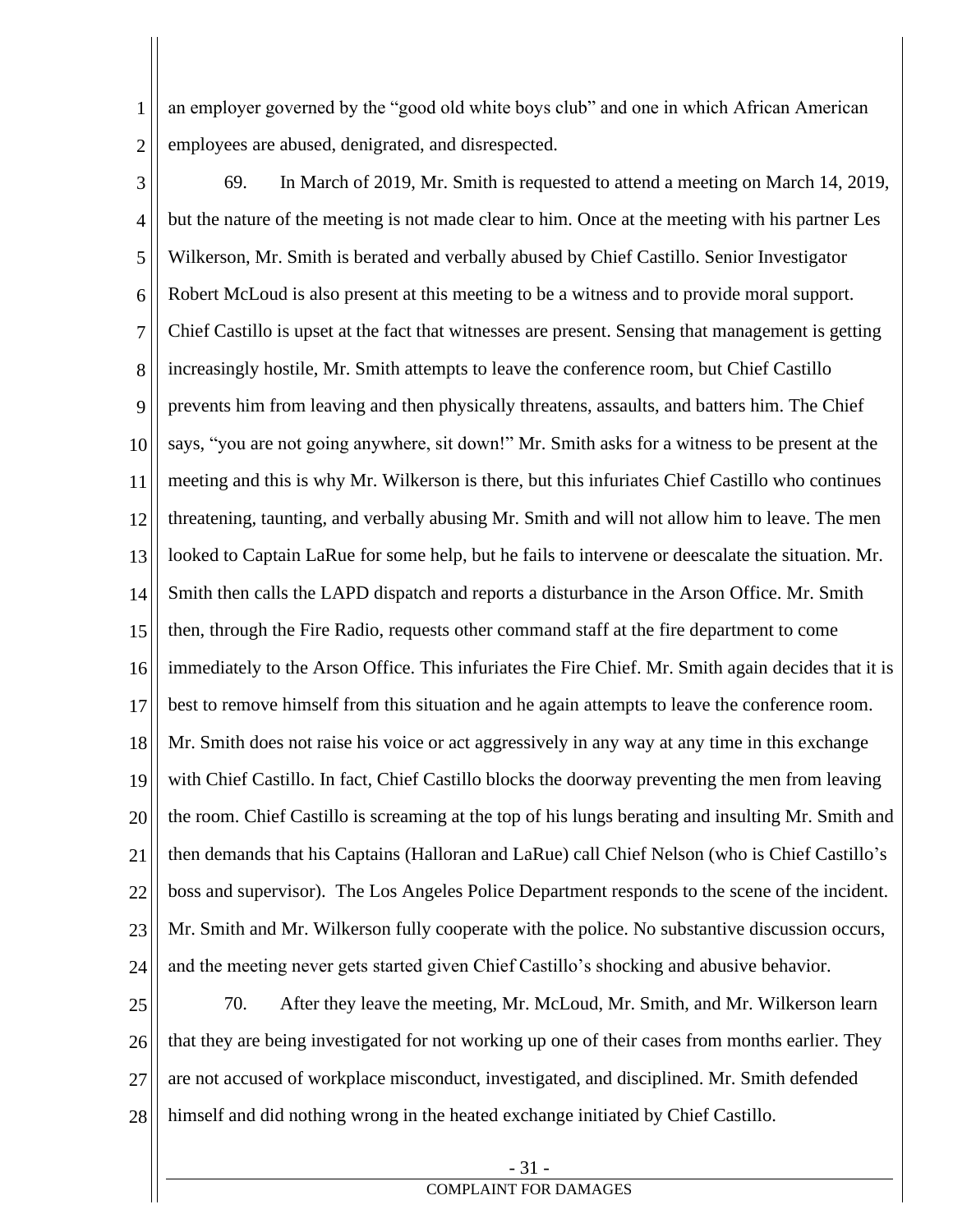an employer governed by the "good old white boys club" and one in which African American employees are abused, denigrated, and disrespected.

69. In March of 2019, Mr. Smith is requested to attend a meeting on March 14, 2019, but the nature of the meeting is not made clear to him. Once at the meeting with his partner Les Wilkerson, Mr. Smith is berated and verbally abused by Chief Castillo. Senior Investigator Robert McLoud is also present at this meeting to be a witness and to provide moral support. Chief Castillo is upset at the fact that witnesses are present. Sensing that management is getting increasingly hostile, Mr. Smith attempts to leave the conference room, but Chief Castillo prevents him from leaving and then physically threatens, assaults, and batters him. The Chief says, "you are not going anywhere, sit down!" Mr. Smith asks for a witness to be present at the meeting and this is why Mr. Wilkerson is there, but this infuriates Chief Castillo who continues threatening, taunting, and verbally abusing Mr. Smith and will not allow him to leave. The men looked to Captain LaRue for some help, but he fails to intervene or deescalate the situation. Mr. Smith then calls the LAPD dispatch and reports a disturbance in the Arson Office. Mr. Smith then, through the Fire Radio, requests other command staff at the fire department to come immediately to the Arson Office. This infuriates the Fire Chief. Mr. Smith again decides that it is best to remove himself from this situation and he again attempts to leave the conference room. Mr. Smith does not raise his voice or act aggressively in any way at any time in this exchange with Chief Castillo. In fact, Chief Castillo blocks the doorway preventing the men from leaving the room. Chief Castillo is screaming at the top of his lungs berating and insulting Mr. Smith and then demands that his Captains (Halloran and LaRue) call Chief Nelson (who is Chief Castillo's boss and supervisor). The Los Angeles Police Department responds to the scene of the incident. Mr. Smith and Mr. Wilkerson fully cooperate with the police. No substantive discussion occurs, and the meeting never gets started given Chief Castillo's shocking and abusive behavior.

70. After they leave the meeting, Mr. McLoud, Mr. Smith, and Mr. Wilkerson learn that they are being investigated for not working up one of their cases from months earlier. They are not accused of workplace misconduct, investigated, and disciplined. Mr. Smith defended himself and did nothing wrong in the heated exchange initiated by Chief Castillo.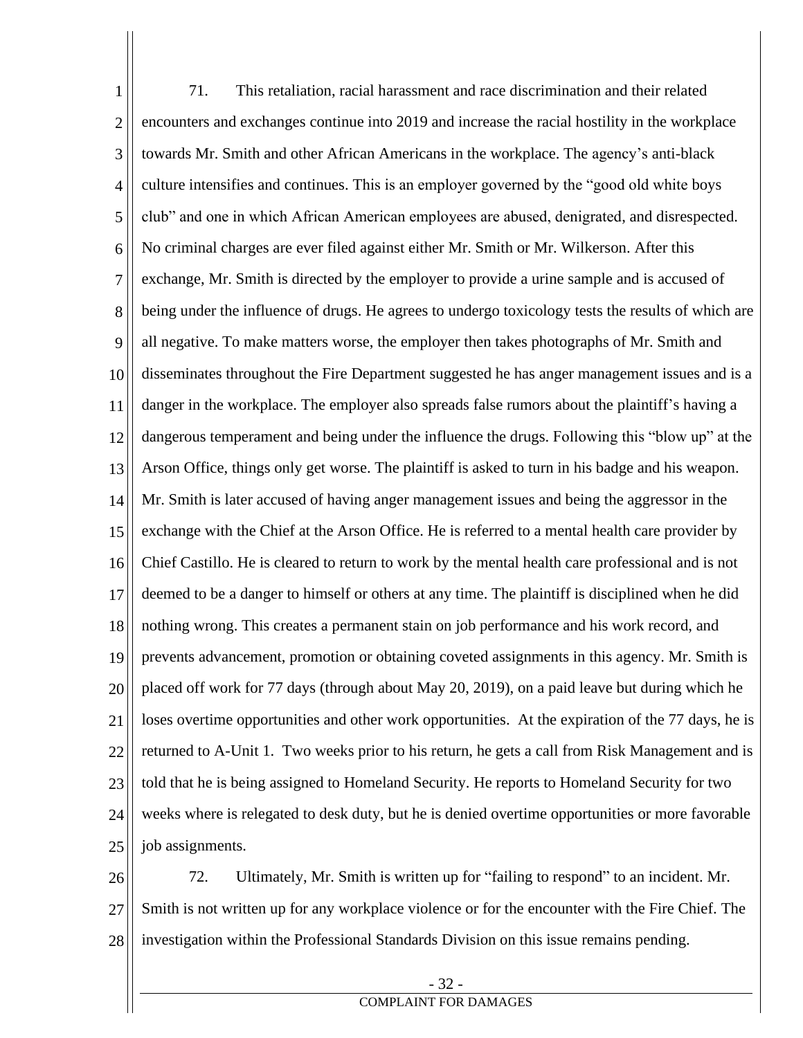71. This retaliation, racial harassment and race discrimination and their related encounters and exchanges continue into 2019 and increase the racial hostility in the workplace towards Mr. Smith and other African Americans in the workplace. The agency's anti-black culture intensifies and continues. This is an employer governed by the "good old white boys club" and one in which African American employees are abused, denigrated, and disrespected. No criminal charges are ever filed against either Mr. Smith or Mr. Wilkerson. After this exchange, Mr. Smith is directed by the employer to provide a urine sample and is accused of being under the influence of drugs. He agrees to undergo toxicology tests the results of which are all negative. To make matters worse, the employer then takes photographs of Mr. Smith and disseminates throughout the Fire Department suggested he has anger management issues and is a danger in the workplace. The employer also spreads false rumors about the plaintiff's having a dangerous temperament and being under the influence the drugs. Following this "blow up" at the Arson Office, things only get worse. The plaintiff is asked to turn in his badge and his weapon. Mr. Smith is later accused of having anger management issues and being the aggressor in the exchange with the Chief at the Arson Office. He is referred to a mental health care provider by Chief Castillo. He is cleared to return to work by the mental health care professional and is not deemed to be a danger to himself or others at any time. The plaintiff is disciplined when he did nothing wrong. This creates a permanent stain on job performance and his work record, and prevents advancement, promotion or obtaining coveted assignments in this agency. Mr. Smith is placed off work for 77 days (through about May 20, 2019), on a paid leave but during which he loses overtime opportunities and other work opportunities. At the expiration of the 77 days, he is returned to A-Unit 1. Two weeks prior to his return, he gets a call from Risk Management and is told that he is being assigned to Homeland Security. He reports to Homeland Security for two weeks where is relegated to desk duty, but he is denied overtime opportunities or more favorable job assignments.

72. Ultimately, Mr. Smith is written up for "failing to respond" to an incident. Mr. Smith is not written up for any workplace violence or for the encounter with the Fire Chief. The investigation within the Professional Standards Division on this issue remains pending.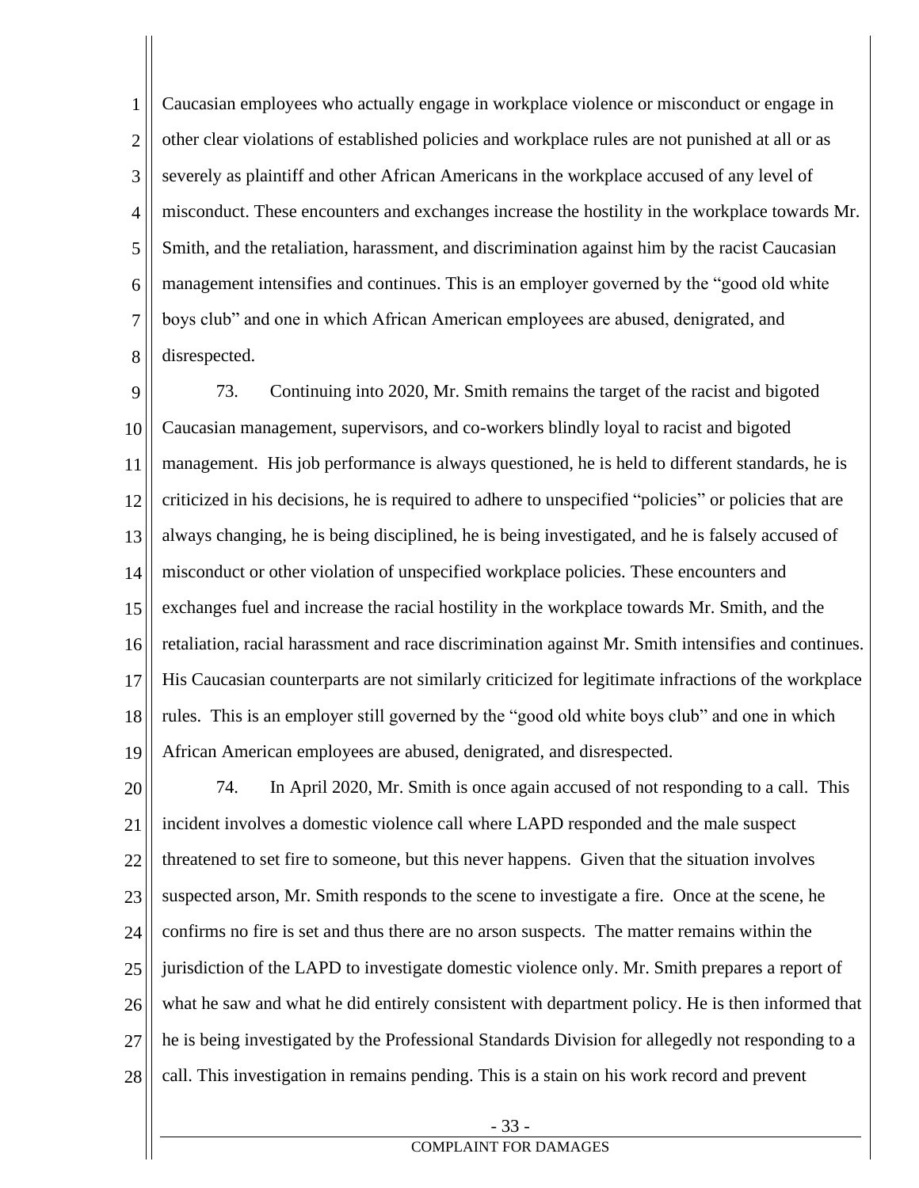Caucasian employees who actually engage in workplace violence or misconduct or engage in other clear violations of established policies and workplace rules are not punished at all or as severely as plaintiff and other African Americans in the workplace accused of any level of misconduct. These encounters and exchanges increase the hostility in the workplace towards Mr. Smith, and the retaliation, harassment, and discrimination against him by the racist Caucasian management intensifies and continues. This is an employer governed by the "good old white boys club" and one in which African American employees are abused, denigrated, and disrespected.

73. Continuing into 2020, Mr. Smith remains the target of the racist and bigoted Caucasian management, supervisors, and co-workers blindly loyal to racist and bigoted management. His job performance is always questioned, he is held to different standards, he is criticized in his decisions, he is required to adhere to unspecified "policies" or policies that are always changing, he is being disciplined, he is being investigated, and he is falsely accused of misconduct or other violation of unspecified workplace policies. These encounters and exchanges fuel and increase the racial hostility in the workplace towards Mr. Smith, and the retaliation, racial harassment and race discrimination against Mr. Smith intensifies and continues. His Caucasian counterparts are not similarly criticized for legitimate infractions of the workplace rules. This is an employer still governed by the "good old white boys club" and one in which African American employees are abused, denigrated, and disrespected.

74. In April 2020, Mr. Smith is once again accused of not responding to a call. This incident involves a domestic violence call where LAPD responded and the male suspect threatened to set fire to someone, but this never happens. Given that the situation involves suspected arson, Mr. Smith responds to the scene to investigate a fire. Once at the scene, he confirms no fire is set and thus there are no arson suspects. The matter remains within the jurisdiction of the LAPD to investigate domestic violence only. Mr. Smith prepares a report of what he saw and what he did entirely consistent with department policy. He is then informed that he is being investigated by the Professional Standards Division for allegedly not responding to a call. This investigation in remains pending. This is a stain on his work record and prevent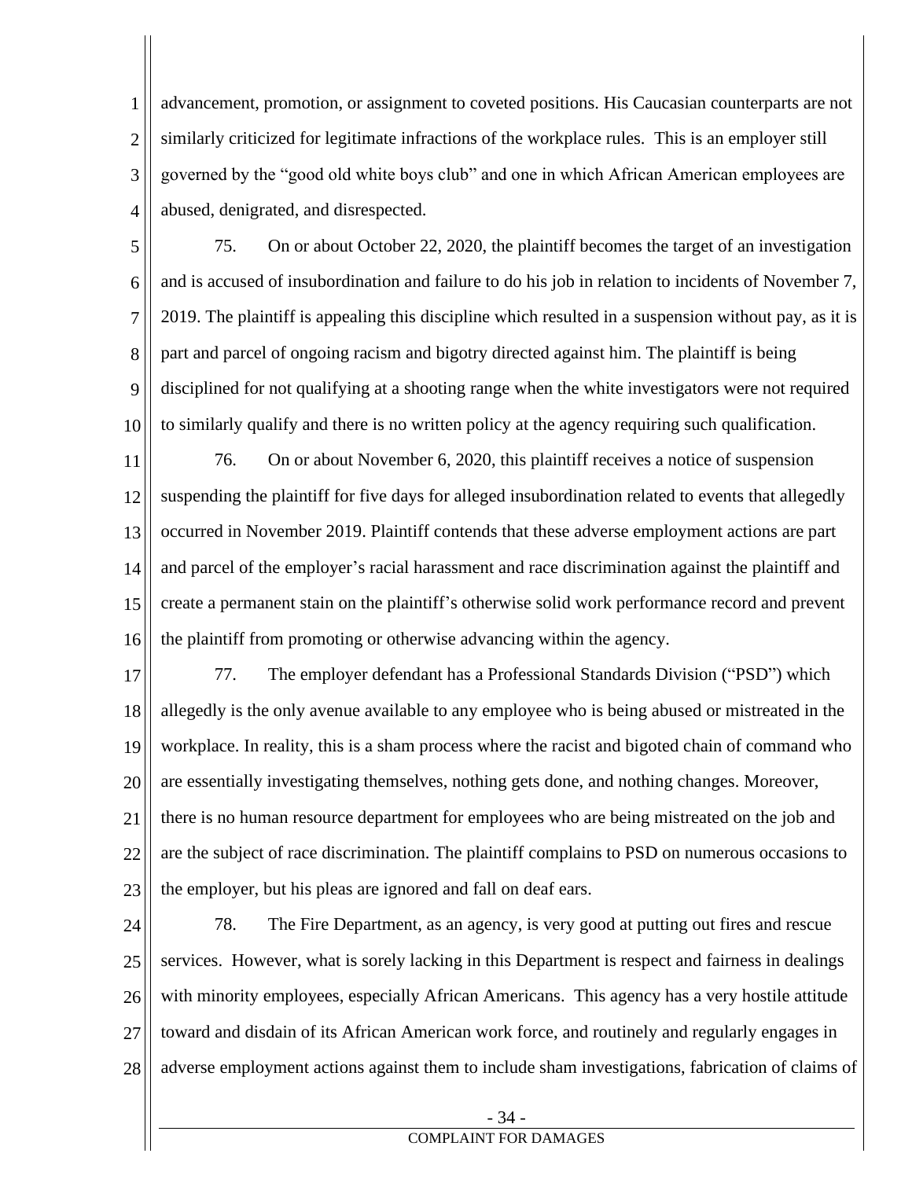advancement, promotion, or assignment to coveted positions. His Caucasian counterparts are not similarly criticized for legitimate infractions of the workplace rules. This is an employer still governed by the "good old white boys club" and one in which African American employees are abused, denigrated, and disrespected.

75. On or about October 22, 2020, the plaintiff becomes the target of an investigation and is accused of insubordination and failure to do his job in relation to incidents of November 7, 2019. The plaintiff is appealing this discipline which resulted in a suspension without pay, as it is part and parcel of ongoing racism and bigotry directed against him. The plaintiff is being disciplined for not qualifying at a shooting range when the white investigators were not required to similarly qualify and there is no written policy at the agency requiring such qualification.

76. On or about November 6, 2020, this plaintiff receives a notice of suspension suspending the plaintiff for five days for alleged insubordination related to events that allegedly occurred in November 2019. Plaintiff contends that these adverse employment actions are part and parcel of the employer's racial harassment and race discrimination against the plaintiff and create a permanent stain on the plaintiff's otherwise solid work performance record and prevent the plaintiff from promoting or otherwise advancing within the agency.

77. The employer defendant has a Professional Standards Division ("PSD") which allegedly is the only avenue available to any employee who is being abused or mistreated in the workplace. In reality, this is a sham process where the racist and bigoted chain of command who are essentially investigating themselves, nothing gets done, and nothing changes. Moreover, there is no human resource department for employees who are being mistreated on the job and are the subject of race discrimination. The plaintiff complains to PSD on numerous occasions to the employer, but his pleas are ignored and fall on deaf ears.

78. The Fire Department, as an agency, is very good at putting out fires and rescue services. However, what is sorely lacking in this Department is respect and fairness in dealings with minority employees, especially African Americans. This agency has a very hostile attitude toward and disdain of its African American work force, and routinely and regularly engages in adverse employment actions against them to include sham investigations, fabrication of claims of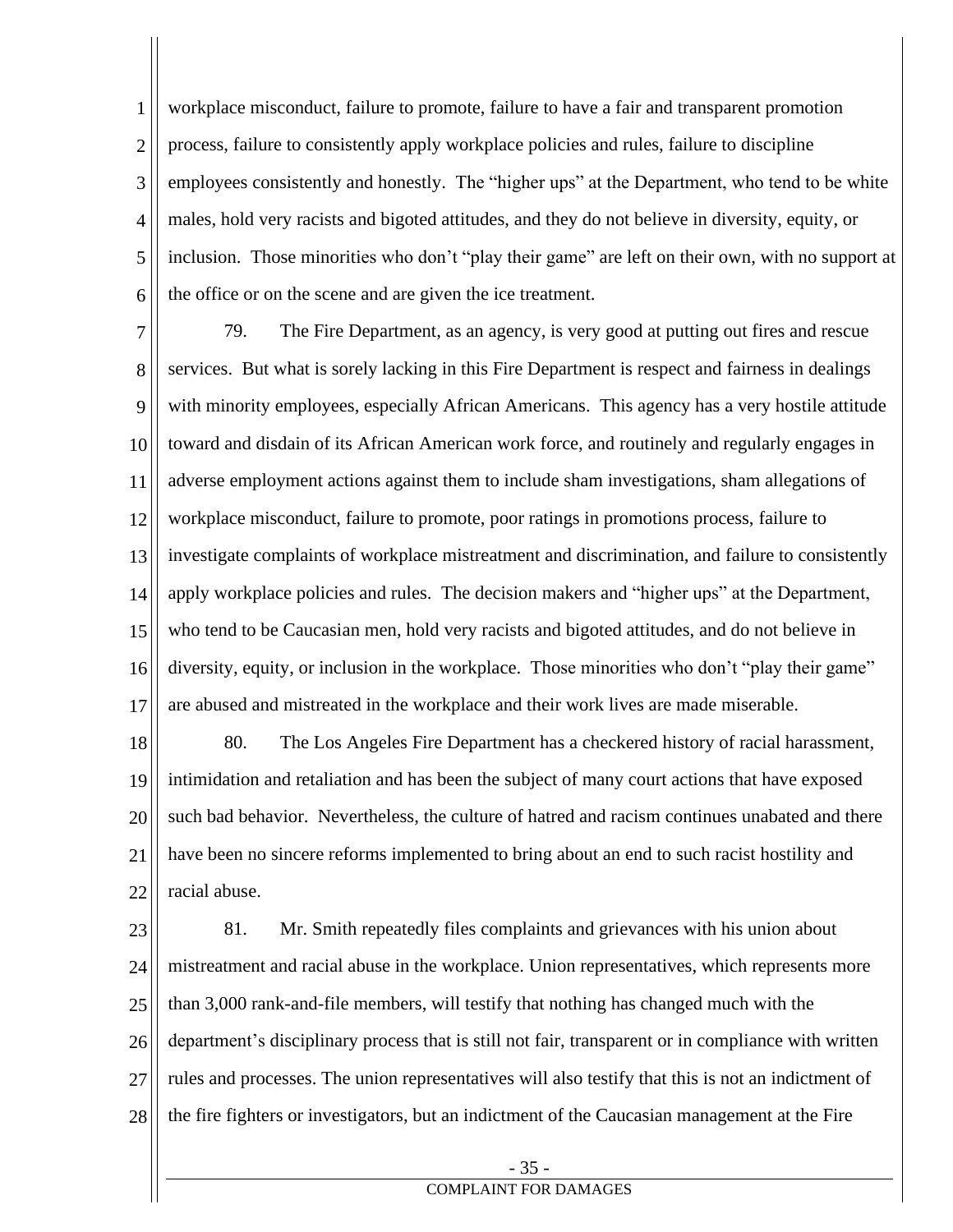workplace misconduct, failure to promote, failure to have a fair and transparent promotion process, failure to consistently apply workplace policies and rules, failure to discipline employees consistently and honestly. The "higher ups" at the Department, who tend to be white males, hold very racists and bigoted attitudes, and they do not believe in diversity, equity, or inclusion. Those minorities who don't "play their game" are left on their own, with no support at the office or on the scene and are given the ice treatment.

79. The Fire Department, as an agency, is very good at putting out fires and rescue services. But what is sorely lacking in this Fire Department is respect and fairness in dealings with minority employees, especially African Americans. This agency has a very hostile attitude toward and disdain of its African American work force, and routinely and regularly engages in adverse employment actions against them to include sham investigations, sham allegations of workplace misconduct, failure to promote, poor ratings in promotions process, failure to investigate complaints of workplace mistreatment and discrimination, and failure to consistently apply workplace policies and rules. The decision makers and "higher ups" at the Department, who tend to be Caucasian men, hold very racists and bigoted attitudes, and do not believe in diversity, equity, or inclusion in the workplace. Those minorities who don't "play their game" are abused and mistreated in the workplace and their work lives are made miserable.

80. The Los Angeles Fire Department has a checkered history of racial harassment, intimidation and retaliation and has been the subject of many court actions that have exposed such bad behavior. Nevertheless, the culture of hatred and racism continues unabated and there have been no sincere reforms implemented to bring about an end to such racist hostility and racial abuse.

81. Mr. Smith repeatedly files complaints and grievances with his union about mistreatment and racial abuse in the workplace. Union representatives, which represents more than 3,000 rank-and-file members, will testify that nothing has changed much with the department's disciplinary process that is still not fair, transparent or in compliance with written rules and processes. The union representatives will also testify that this is not an indictment of the fire fighters or investigators, but an indictment of the Caucasian management at the Fire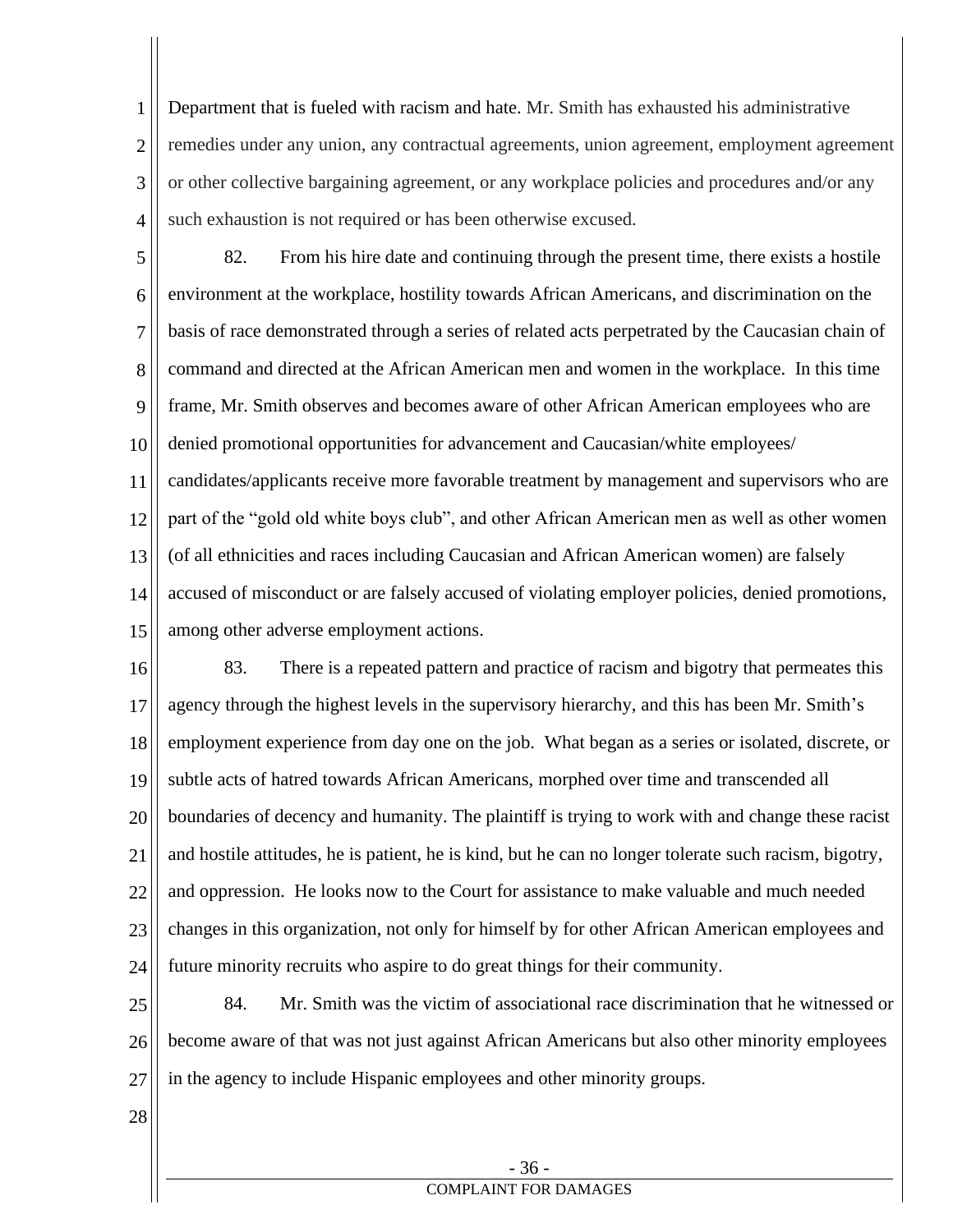Department that is fueled with racism and hate. Mr. Smith has exhausted his administrative remedies under any union, any contractual agreements, union agreement, employment agreement or other collective bargaining agreement, or any workplace policies and procedures and/or any such exhaustion is not required or has been otherwise excused.

82. From his hire date and continuing through the present time, there exists a hostile environment at the workplace, hostility towards African Americans, and discrimination on the basis of race demonstrated through a series of related acts perpetrated by the Caucasian chain of command and directed at the African American men and women in the workplace. In this time frame, Mr. Smith observes and becomes aware of other African American employees who are denied promotional opportunities for advancement and Caucasian/white employees/ candidates/applicants receive more favorable treatment by management and supervisors who are part of the "gold old white boys club", and other African American men as well as other women (of all ethnicities and races including Caucasian and African American women) are falsely accused of misconduct or are falsely accused of violating employer policies, denied promotions, among other adverse employment actions.

83. There is a repeated pattern and practice of racism and bigotry that permeates this agency through the highest levels in the supervisory hierarchy, and this has been Mr. Smith's employment experience from day one on the job. What began as a series or isolated, discrete, or subtle acts of hatred towards African Americans, morphed over time and transcended all boundaries of decency and humanity. The plaintiff is trying to work with and change these racist and hostile attitudes, he is patient, he is kind, but he can no longer tolerate such racism, bigotry, and oppression. He looks now to the Court for assistance to make valuable and much needed changes in this organization, not only for himself by for other African American employees and future minority recruits who aspire to do great things for their community.

84. Mr. Smith was the victim of associational race discrimination that he witnessed or become aware of that was not just against African Americans but also other minority employees in the agency to include Hispanic employees and other minority groups.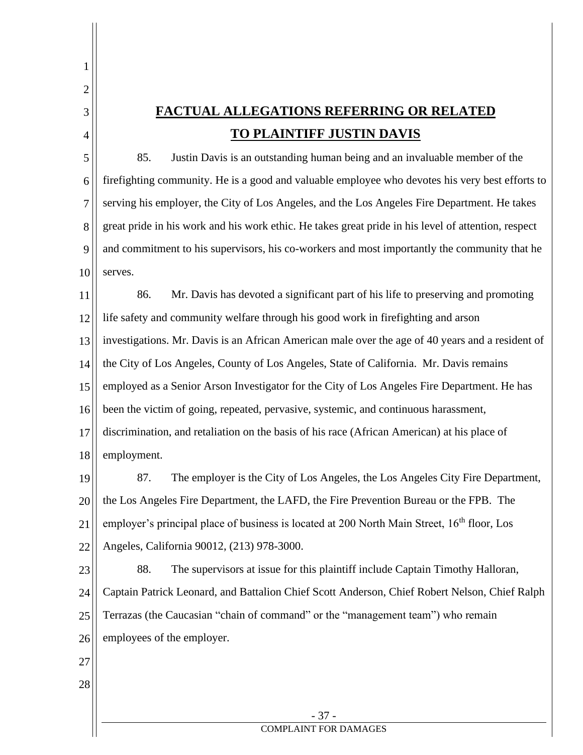## FACTUAL ALLEGATIONS REFERRING OR RELATED TO PLAINTIFF JUSTIN DAVIS

85. Justin Davis is an outstanding human being and an invaluable member of the firefighting community. He is a good and valuable employee who devotes his very best efforts to serving his employer, the City of Los Angeles, and the Los Angeles Fire Department. He takes great pride in his work and his work ethic. He takes great pride in his level of attention, respect and commitment to his supervisors, his co-workers and most importantly the community that he serves.

86. Mr. Davis has devoted a significant part of his life to preserving and promoting life safety and community welfare through his good work in firefighting and arson investigations. Mr. Davis is an African American male over the age of 40 years and a resident of the City of Los Angeles, County of Los Angeles, State of California. Mr. Davis remains employed as a Senior Arson Investigator for the City of Los Angeles Fire Department. He has been the victim of going, repeated, pervasive, systemic, and continuous harassment, discrimination, and retaliation on the basis of his race (African American) at his place of employment.

87. The employer is the City of Los Angeles, the Los Angeles City Fire Department, the Los Angeles Fire Department, the LAFD, the Fire Prevention Bureau or the FPB. The employer's principal place of business is located at 200 North Main Street, 16th floor, Los Angeles, California 90012, (213) 978-3000.

88. The supervisors at issue for this plaintiff include Captain Timothy Halloran, Captain Patrick Leonard, and Battalion Chief Scott Anderson, Chief Robert Nelson, Chief Ralph Terrazas (the Caucasian "chain of command" or the "management team") who remain employees of the employer.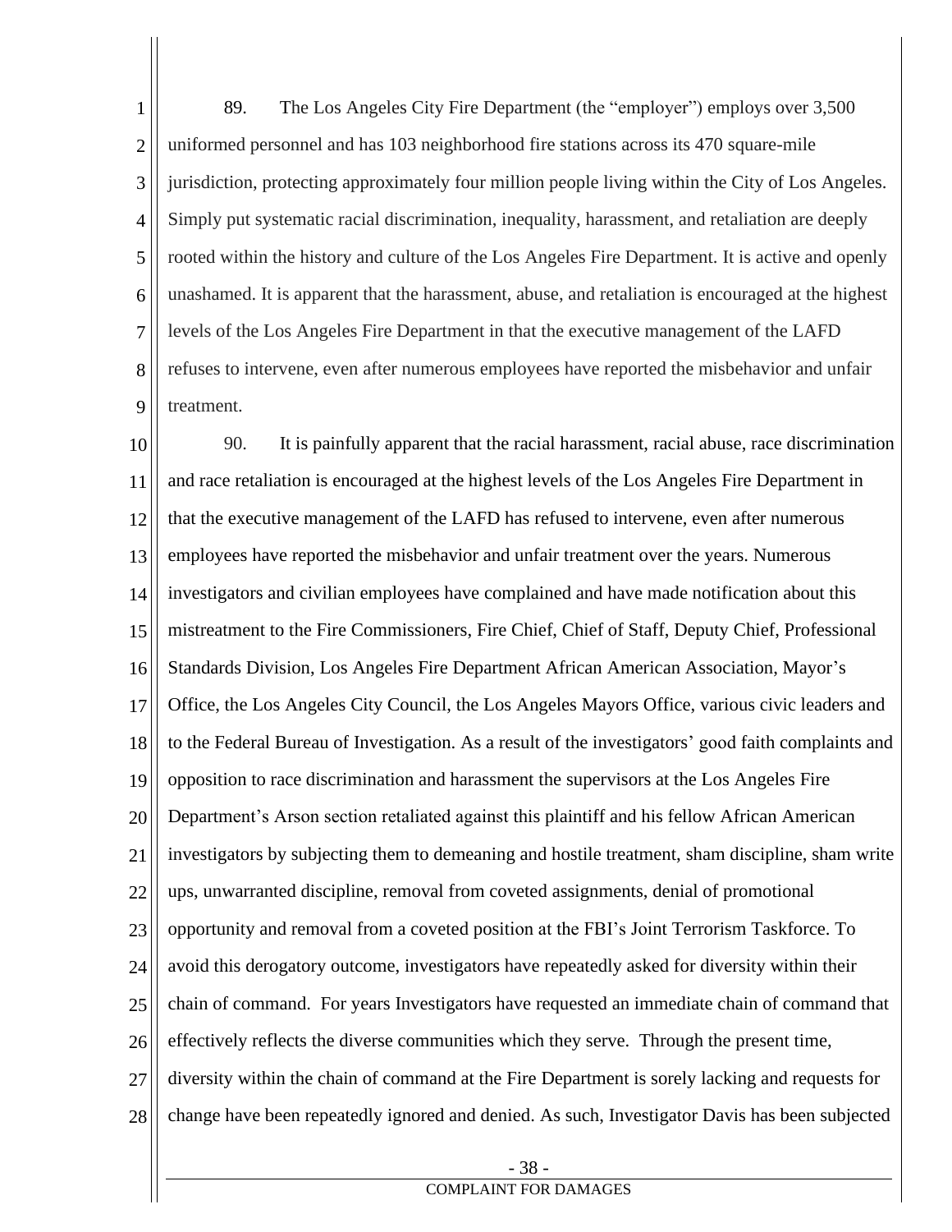89. The Los Angeles City Fire Department (the "employer") employs over 3,500 uniformed personnel and has 103 neighborhood fire stations across its 470 square-mile jurisdiction, protecting approximately four million people living within the City of Los Angeles. Simply put systematic racial discrimination, inequality, harassment, and retaliation are deeply rooted within the history and culture of the Los Angeles Fire Department. It is active and openly unashamed. It is apparent that the harassment, abuse, and retaliation is encouraged at the highest levels of the Los Angeles Fire Department in that the executive management of the LAFD refuses to intervene, even after numerous employees have reported the misbehavior and unfair treatment.

90. It is painfully apparent that the racial harassment, racial abuse, race discrimination and race retaliation is encouraged at the highest levels of the Los Angeles Fire Department in that the executive management of the LAFD has refused to intervene, even after numerous employees have reported the misbehavior and unfair treatment over the years. Numerous investigators and civilian employees have complained and have made notification about this mistreatment to the Fire Commissioners, Fire Chief, Chief of Staff, Deputy Chief, Professional Standards Division, Los Angeles Fire Department African American Association, Mayor's Office, the Los Angeles City Council, the Los Angeles Mayors Office, various civic leaders and to the Federal Bureau of Investigation. As a result of the investigators' good faith complaints and opposition to race discrimination and harassment the supervisors at the Los Angeles Fire Department's Arson section retaliated against this plaintiff and his fellow African American investigators by subjecting them to demeaning and hostile treatment, sham discipline, sham write ups, unwarranted discipline, removal from coveted assignments, denial of promotional opportunity and removal from a coveted position at the FBI's Joint Terrorism Taskforce. To avoid this derogatory outcome, investigators have repeatedly asked for diversity within their chain of command. For years Investigators have requested an immediate chain of command that effectively reflects the diverse communities which they serve. Through the present time, diversity within the chain of command at the Fire Department is sorely lacking and requests for change have been repeatedly ignored and denied. As such, Investigator Davis has been subjected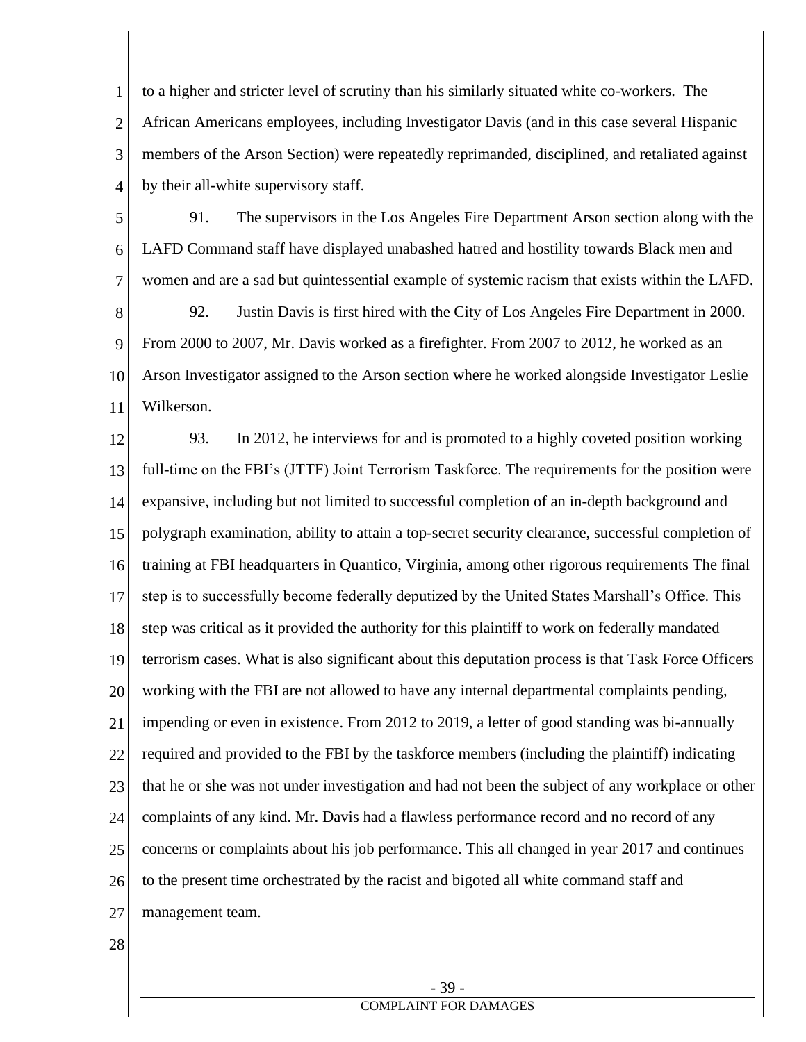to a higher and stricter level of scrutiny than his similarly situated white co-workers. The African Americans employees, including Investigator Davis (and in this case several Hispanic members of the Arson Section) were repeatedly reprimanded, disciplined, and retaliated against by their all-white supervisory staff.

91. The supervisors in the Los Angeles Fire Department Arson section along with the LAFD Command staff have displayed unabashed hatred and hostility towards Black men and women and are a sad but quintessential example of systemic racism that exists within the LAFD.

92. Justin Davis is first hired with the City of Los Angeles Fire Department in 2000. From 2000 to 2007, Mr. Davis worked as a firefighter. From 2007 to 2012, he worked as an Arson Investigator assigned to the Arson section where he worked alongside Investigator Leslie Wilkerson.

93. In 2012, he interviews for and is promoted to a highly coveted position working full-time on the FBI's (JTTF) Joint Terrorism Taskforce. The requirements for the position were expansive, including but not limited to successful completion of an in-depth background and polygraph examination, ability to attain a top-secret security clearance, successful completion of training at FBI headquarters in Quantico, Virginia, among other rigorous requirements The final step is to successfully become federally deputized by the United States Marshall's Office. This step was critical as it provided the authority for this plaintiff to work on federally mandated terrorism cases. What is also significant about this deputation process is that Task Force Officers working with the FBI are not allowed to have any internal departmental complaints pending, impending or even in existence. From 2012 to 2019, a letter of good standing was bi-annually required and provided to the FBI by the taskforce members (including the plaintiff) indicating that he or she was not under investigation and had not been the subject of any workplace or other complaints of any kind. Mr. Davis had a flawless performance record and no record of any concerns or complaints about his job performance. This all changed in year 2017 and continues to the present time orchestrated by the racist and bigoted all white command staff and management team.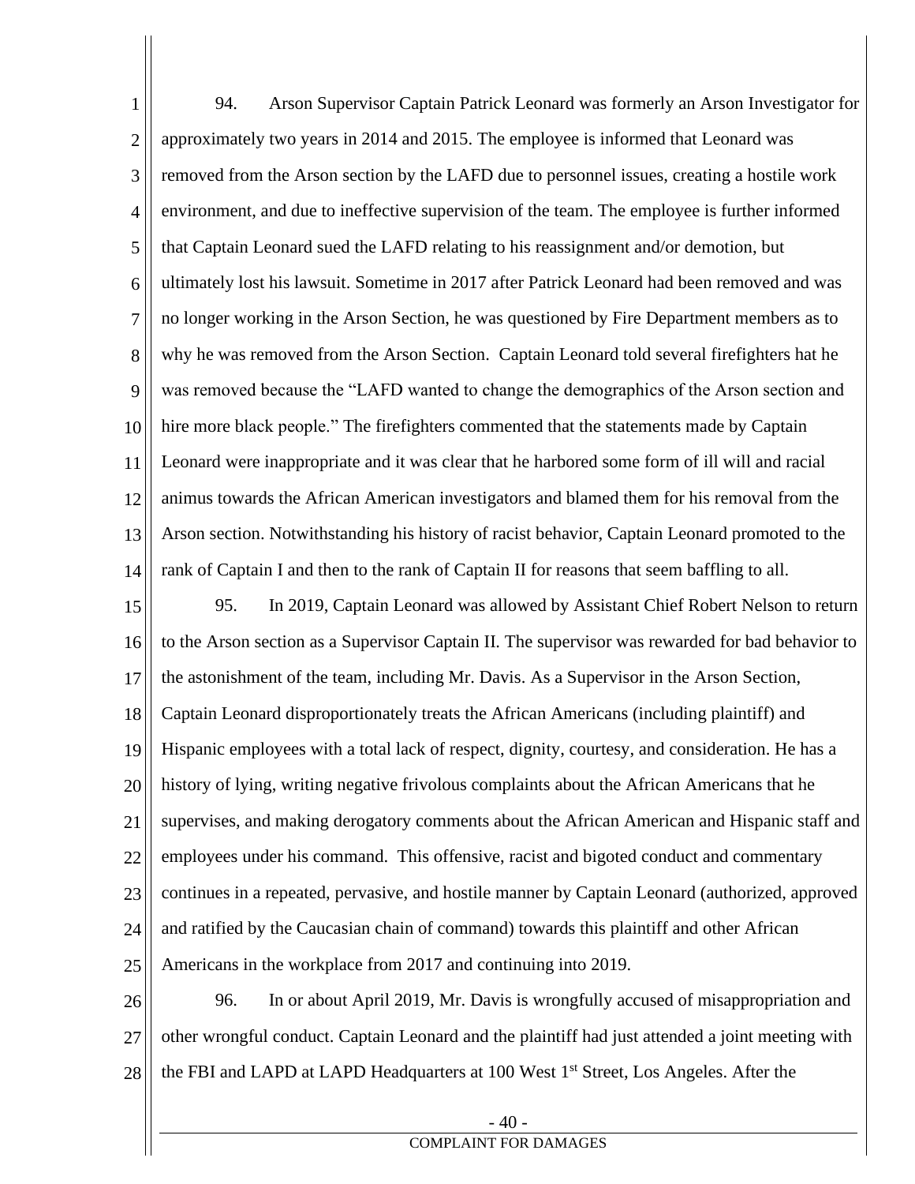94. Arson Supervisor Captain Patrick Leonard was formerly an Arson Investigator for approximately two years in 2014 and 2015. The employee is informed that Leonard was removed from the Arson section by the LAFD due to personnel issues, creating a hostile work environment, and due to ineffective supervision of the team. The employee is further informed that Captain Leonard sued the LAFD relating to his reassignment and/or demotion, but ultimately lost his lawsuit. Sometime in 2017 after Patrick Leonard had been removed and was no longer working in the Arson Section, he was questioned by Fire Department members as to why he was removed from the Arson Section. Captain Leonard told several firefighters hat he was removed because the "LAFD wanted to change the demographics of the Arson section and hire more black people." The firefighters commented that the statements made by Captain Leonard were inappropriate and it was clear that he harbored some form of ill will and racial animus towards the African American investigators and blamed them for his removal from the Arson section. Notwithstanding his history of racist behavior, Captain Leonard promoted to the rank of Captain I and then to the rank of Captain II for reasons that seem baffling to all.

95. In 2019, Captain Leonard was allowed by Assistant Chief Robert Nelson to return to the Arson section as a Supervisor Captain II. The supervisor was rewarded for bad behavior to the astonishment of the team, including Mr. Davis. As a Supervisor in the Arson Section, Captain Leonard disproportionately treats the African Americans (including plaintiff) and Hispanic employees with a total lack of respect, dignity, courtesy, and consideration. He has a history of lying, writing negative frivolous complaints about the African Americans that he supervises, and making derogatory comments about the African American and Hispanic staff and employees under his command. This offensive, racist and bigoted conduct and commentary continues in a repeated, pervasive, and hostile manner by Captain Leonard (authorized, approved and ratified by the Caucasian chain of command) towards this plaintiff and other African Americans in the workplace from 2017 and continuing into 2019.

96. In or about April 2019, Mr. Davis is wrongfully accused of misappropriation and other wrongful conduct. Captain Leonard and the plaintiff had just attended a joint meeting with the FBI and LAPD at LAPD Headquarters at 100 West 1st Street, Los Angeles. After the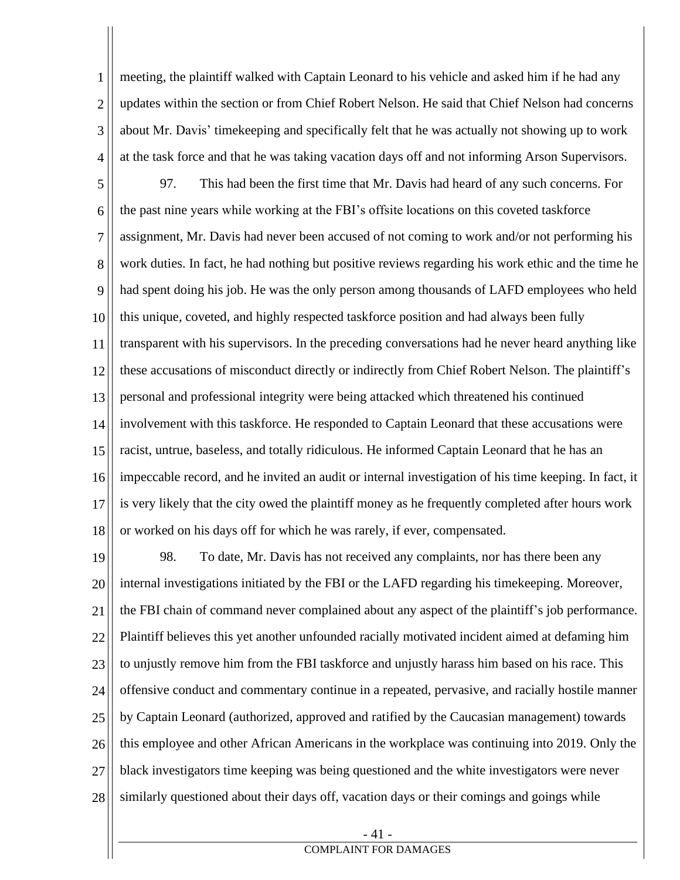meeting, the plaintiff walked with Captain Leonard to his vehicle and asked him if he had any updates within the section or from Chief Robert Nelson. He said that Chief Nelson had concerns about Mr. Davis' timekeeping and specifically felt that he was actually not showing up to work at the task force and that he was taking vacation days off and not informing Arson Supervisors.

97. This had been the first time that Mr. Davis had heard of any such concerns. For the past nine years while working at the FBI's offsite locations on this coveted taskforce assignment, Mr. Davis had never been accused of not coming to work and/or not performing his work duties. In fact, he had nothing but positive reviews regarding his work ethic and the time he had spent doing his job. He was the only person among thousands of LAFD employees who held this unique, coveted, and highly respected taskforce position and had always been fully transparent with his supervisors. In the preceding conversations had he never heard anything like these accusations of misconduct directly or indirectly from Chief Robert Nelson. The plaintiff's personal and professional integrity were being attacked which threatened his continued involvement with this taskforce. He responded to Captain Leonard that these accusations were racist, untrue, baseless, and totally ridiculous. He informed Captain Leonard that he has an impeccable record, and he invited an audit or internal investigation of his time keeping. In fact, it is very likely that the city owed the plaintiff money as he frequently completed after hours work or worked on his days off for which he was rarely, if ever, compensated.

98. To date, Mr. Davis has not received any complaints, nor has there been any internal investigations initiated by the FBI or the LAFD regarding his timekeeping. Moreover, the FBI chain of command never complained about any aspect of the plaintiff's job performance. Plaintiff believes this yet another unfounded racially motivated incident aimed at defaming him to unjustly remove him from the FBI taskforce and unjustly harass him based on his race. This offensive conduct and commentary continue in a repeated, pervasive, and racially hostile manner by Captain Leonard (authorized, approved and ratified by the Caucasian management) towards this employee and other African Americans in the workplace was continuing into 2019. Only the black investigators time keeping was being questioned and the white investigators were never similarly questioned about their days off, vacation days or their comings and goings while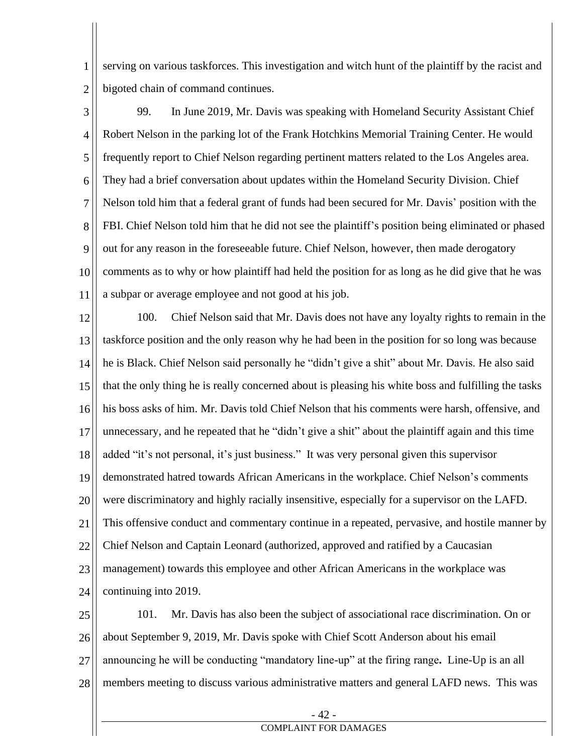serving on various taskforces. This investigation and witch hunt of the plaintiff by the racist and bigoted chain of command continues.

99. In June 2019, Mr. Davis was speaking with Homeland Security Assistant Chief Robert Nelson in the parking lot of the Frank Hotchkins Memorial Training Center. He would frequently report to Chief Nelson regarding pertinent matters related to the Los Angeles area. They had a brief conversation about updates within the Homeland Security Division. Chief Nelson told him that a federal grant of funds had been secured for Mr. Davis' position with the FBI. Chief Nelson told him that he did not see the plaintiff's position being eliminated or phased out for any reason in the foreseeable future. Chief Nelson, however, then made derogatory comments as to why or how plaintiff had held the position for as long as he did give that he was a subpar or average employee and not good at his job.

100. Chief Nelson said that Mr. Davis does not have any loyalty rights to remain in the taskforce position and the only reason why he had been in the position for so long was because he is Black. Chief Nelson said personally he "didn't give a shit" about Mr. Davis. He also said that the only thing he is really concerned about is pleasing his white boss and fulfilling the tasks his boss asks of him. Mr. Davis told Chief Nelson that his comments were harsh, offensive, and unnecessary, and he repeated that he "didn't give a shit" about the plaintiff again and this time added "it's not personal, it's just business." It was very personal given this supervisor demonstrated hatred towards African Americans in the workplace. Chief Nelson's comments were discriminatory and highly racially insensitive, especially for a supervisor on the LAFD. This offensive conduct and commentary continue in a repeated, pervasive, and hostile manner by Chief Nelson and Captain Leonard (authorized, approved and ratified by a Caucasian management) towards this employee and other African Americans in the workplace was continuing into 2019.

101. Mr. Davis has also been the subject of associational race discrimination. On or about September 9, 2019, Mr. Davis spoke with Chief Scott Anderson about his email announcing he will be conducting "mandatory line-up" at the firing range**.** Line-Up is an all members meeting to discuss various administrative matters and general LAFD news. This was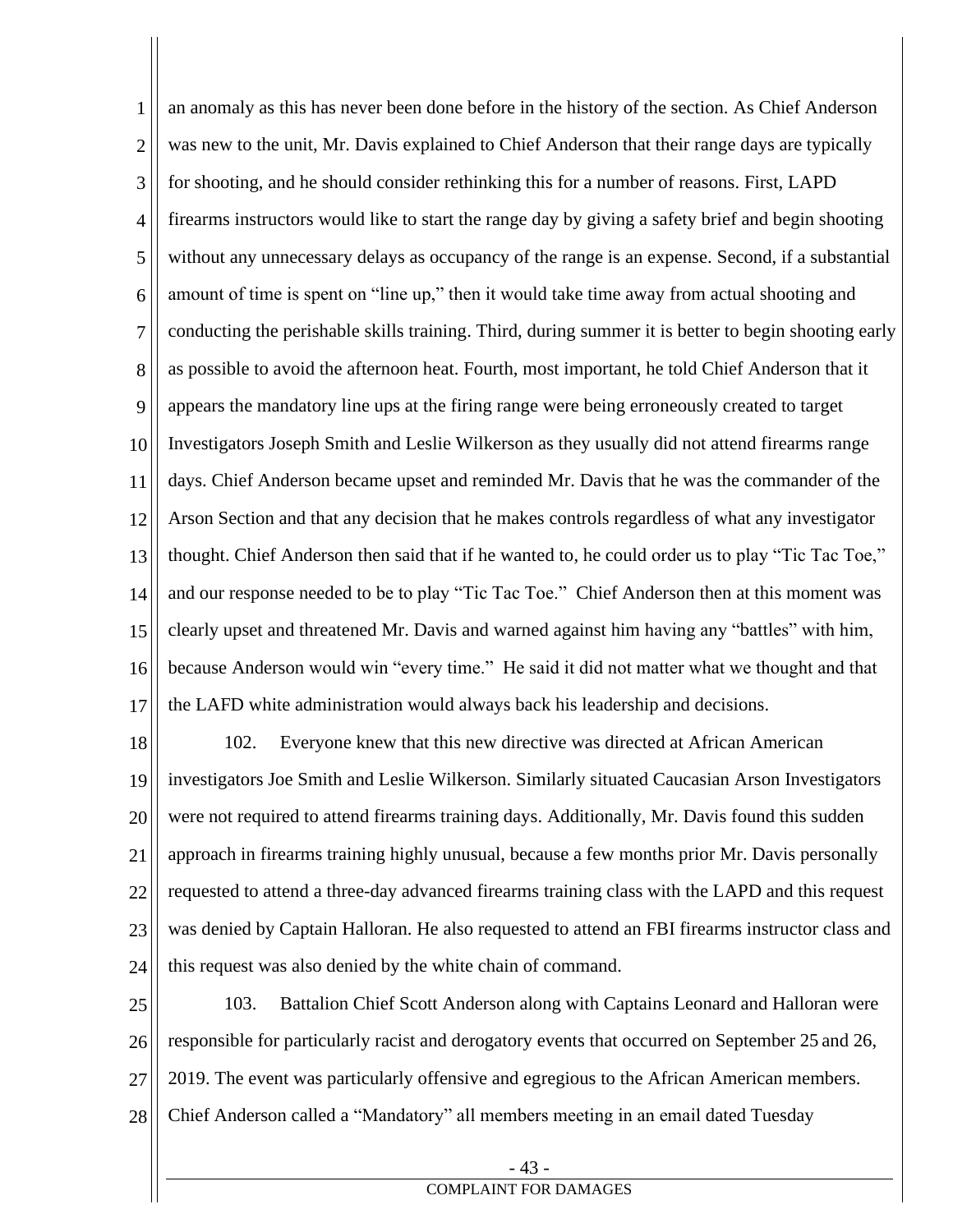an anomaly as this has never been done before in the history of the section. As Chief Anderson was new to the unit, Mr. Davis explained to Chief Anderson that their range days are typically for shooting, and he should consider rethinking this for a number of reasons. First, LAPD firearms instructors would like to start the range day by giving a safety brief and begin shooting without any unnecessary delays as occupancy of the range is an expense. Second, if a substantial amount of time is spent on "line up," then it would take time away from actual shooting and conducting the perishable skills training. Third, during summer it is better to begin shooting early as possible to avoid the afternoon heat. Fourth, most important, he told Chief Anderson that it appears the mandatory line ups at the firing range were being erroneously created to target Investigators Joseph Smith and Leslie Wilkerson as they usually did not attend firearms range days. Chief Anderson became upset and reminded Mr. Davis that he was the commander of the Arson Section and that any decision that he makes controls regardless of what any investigator thought. Chief Anderson then said that if he wanted to, he could order us to play "Tic Tac Toe," and our response needed to be to play "Tic Tac Toe." Chief Anderson then at this moment was clearly upset and threatened Mr. Davis and warned against him having any "battles" with him, because Anderson would win "every time." He said it did not matter what we thought and that the LAFD white administration would always back his leadership and decisions.

102. Everyone knew that this new directive was directed at African American investigators Joe Smith and Leslie Wilkerson. Similarly situated Caucasian Arson Investigators were not required to attend firearms training days. Additionally, Mr. Davis found this sudden approach in firearms training highly unusual, because a few months prior Mr. Davis personally requested to attend a three-day advanced firearms training class with the LAPD and this request was denied by Captain Halloran. He also requested to attend an FBI firearms instructor class and this request was also denied by the white chain of command.

103. Battalion Chief Scott Anderson along with Captains Leonard and Halloran were responsible for particularly racist and derogatory events that occurred on September 25 and 26, 2019. The event was particularly offensive and egregious to the African American members. Chief Anderson called a "Mandatory" all members meeting in an email dated Tuesday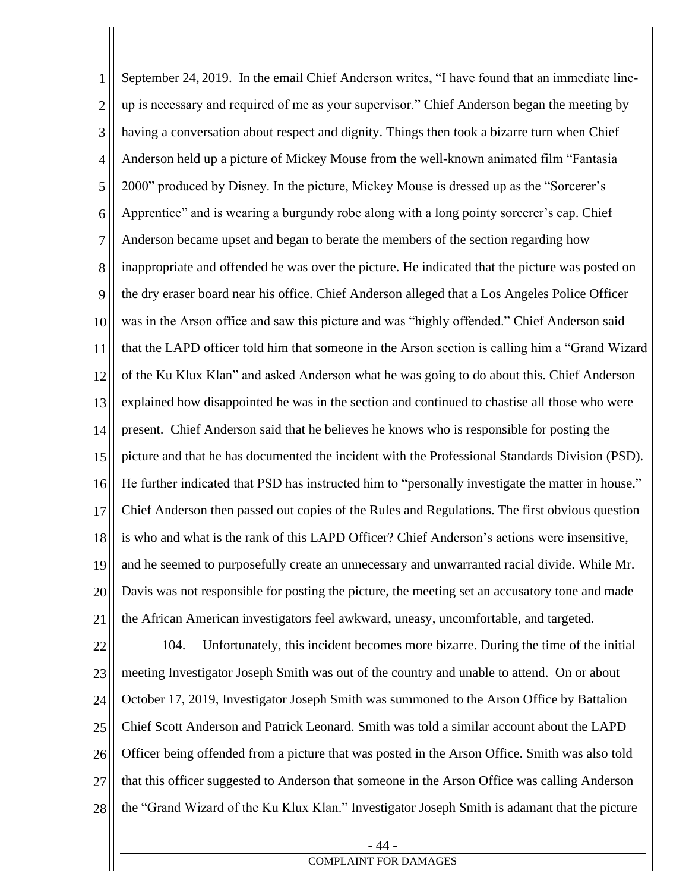September 24, 2019. In the email Chief Anderson writes, "I have found that an immediate line-up is necessary and required of me as your supervisor." Chief Anderson began the meeting by having a conversation about respect and dignity. Things then took a bizarre turn when Chief Anderson held up a picture of Mickey Mouse from the well-known animated film "Fantasia 2000" produced by Disney. In the picture, Mickey Mouse is dressed up as the "Sorcerer's Apprentice" and is wearing a burgundy robe along with a long pointy sorcerer's cap. Chief Anderson became upset and began to berate the members of the section regarding how inappropriate and offended he was over the picture. He indicated that the picture was posted on the dry eraser board near his office. Chief Anderson alleged that a Los Angeles Police Officer was in the Arson office and saw this picture and was "highly offended." Chief Anderson said that the LAPD officer told him that someone in the Arson section is calling him a "Grand Wizard of the Ku Klux Klan" and asked Anderson what he was going to do about this. Chief Anderson explained how disappointed he was in the section and continued to chastise all those who were present. Chief Anderson said that he believes he knows who is responsible for posting the picture and that he has documented the incident with the Professional Standards Division (PSD). He further indicated that PSD has instructed him to "personally investigate the matter in house." Chief Anderson then passed out copies of the Rules and Regulations. The first obvious question is who and what is the rank of this LAPD Officer? Chief Anderson's actions were insensitive, and he seemed to purposefully create an unnecessary and unwarranted racial divide. While Mr. Davis was not responsible for posting the picture, the meeting set an accusatory tone and made the African American investigators feel awkward, uneasy, uncomfortable, and targeted.

104. Unfortunately, this incident becomes more bizarre. During the time of the initial meeting Investigator Joseph Smith was out of the country and unable to attend. On or about October 17, 2019, Investigator Joseph Smith was summoned to the Arson Office by Battalion Chief Scott Anderson and Patrick Leonard. Smith was told a similar account about the LAPD Officer being offended from a picture that was posted in the Arson Office. Smith was also told that this officer suggested to Anderson that someone in the Arson Office was calling Anderson the "Grand Wizard of the Ku Klux Klan." Investigator Joseph Smith is adamant that the picture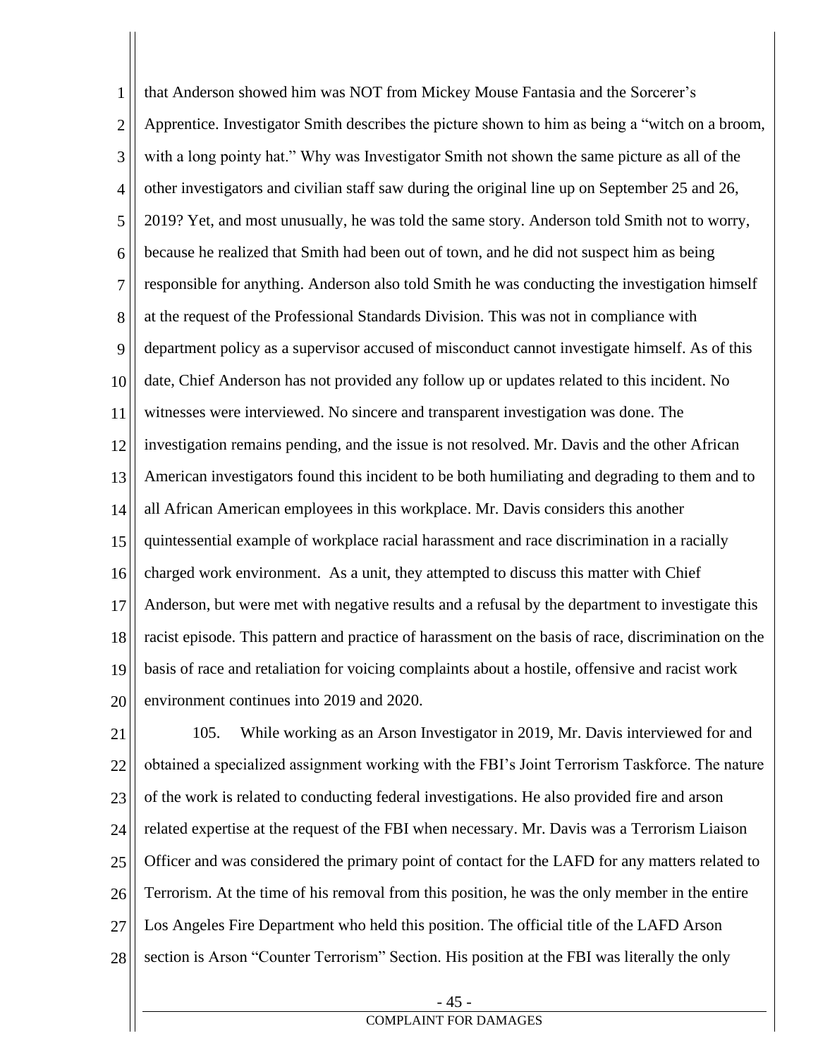that Anderson showed him was NOT from Mickey Mouse Fantasia and the Sorcerer's Apprentice. Investigator Smith describes the picture shown to him as being a "witch on a broom, with a long pointy hat." Why was Investigator Smith not shown the same picture as all of the other investigators and civilian staff saw during the original line up on September 25 and 26, 2019? Yet, and most unusually, he was told the same story. Anderson told Smith not to worry, because he realized that Smith had been out of town, and he did not suspect him as being responsible for anything. Anderson also told Smith he was conducting the investigation himself at the request of the Professional Standards Division. This was not in compliance with department policy as a supervisor accused of misconduct cannot investigate himself. As of this date, Chief Anderson has not provided any follow up or updates related to this incident. No witnesses were interviewed. No sincere and transparent investigation was done. The investigation remains pending, and the issue is not resolved. Mr. Davis and the other African American investigators found this incident to be both humiliating and degrading to them and to all African American employees in this workplace. Mr. Davis considers this another quintessential example of workplace racial harassment and race discrimination in a racially charged work environment. As a unit, they attempted to discuss this matter with Chief Anderson, but were met with negative results and a refusal by the department to investigate this racist episode. This pattern and practice of harassment on the basis of race, discrimination on the basis of race and retaliation for voicing complaints about a hostile, offensive and racist work environment continues into 2019 and 2020.

105. While working as an Arson Investigator in 2019, Mr. Davis interviewed for and obtained a specialized assignment working with the FBI's Joint Terrorism Taskforce. The nature of the work is related to conducting federal investigations. He also provided fire and arson related expertise at the request of the FBI when necessary. Mr. Davis was a Terrorism Liaison Officer and was considered the primary point of contact for the LAFD for any matters related to Terrorism. At the time of his removal from this position, he was the only member in the entire Los Angeles Fire Department who held this position. The official title of the LAFD Arson section is Arson "Counter Terrorism" Section. His position at the FBI was literally the only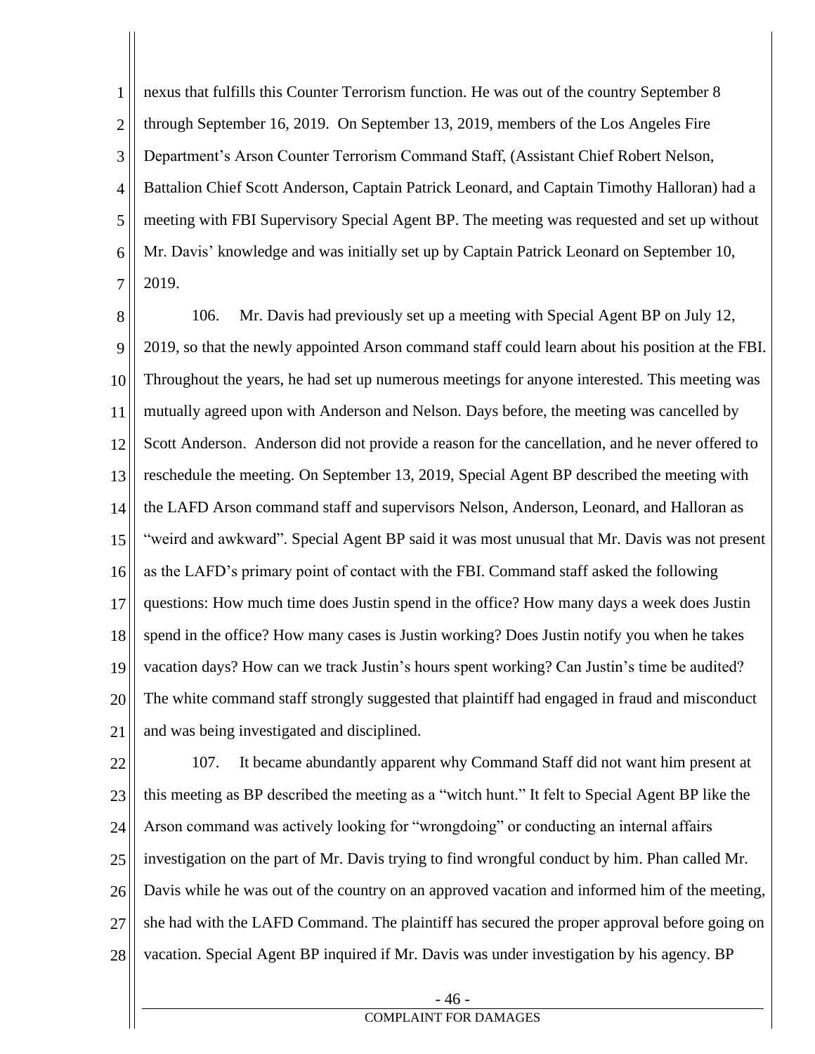nexus that fulfills this Counter Terrorism function. He was out of the country September 8 through September 16, 2019. On September 13, 2019, members of the Los Angeles Fire Department's Arson Counter Terrorism Command Staff, (Assistant Chief Robert Nelson, Battalion Chief Scott Anderson, Captain Patrick Leonard, and Captain Timothy Halloran) had a meeting with FBI Supervisory Special Agent BP. The meeting was requested and set up without Mr. Davis' knowledge and was initially set up by Captain Patrick Leonard on September 10, 2019.

106. Mr. Davis had previously set up a meeting with Special Agent BP on July 12, 2019, so that the newly appointed Arson command staff could learn about his position at the FBI. Throughout the years, he had set up numerous meetings for anyone interested. This meeting was mutually agreed upon with Anderson and Nelson. Days before, the meeting was cancelled by Scott Anderson. Anderson did not provide a reason for the cancellation, and he never offered to reschedule the meeting. On September 13, 2019, Special Agent BP described the meeting with the LAFD Arson command staff and supervisors Nelson, Anderson, Leonard, and Halloran as "weird and awkward". Special Agent BP said it was most unusual that Mr. Davis was not present as the LAFD's primary point of contact with the FBI. Command staff asked the following questions: How much time does Justin spend in the office? How many days a week does Justin spend in the office? How many cases is Justin working? Does Justin notify you when he takes vacation days? How can we track Justin's hours spent working? Can Justin's time be audited? The white command staff strongly suggested that plaintiff had engaged in fraud and misconduct and was being investigated and disciplined.

107. It became abundantly apparent why Command Staff did not want him present at this meeting as BP described the meeting as a "witch hunt." It felt to Special Agent BP like the Arson command was actively looking for "wrongdoing" or conducting an internal affairs investigation on the part of Mr. Davis trying to find wrongful conduct by him. Phan called Mr. Davis while he was out of the country on an approved vacation and informed him of the meeting, she had with the LAFD Command. The plaintiff has secured the proper approval before going on vacation. Special Agent BP inquired if Mr. Davis was under investigation by his agency. BP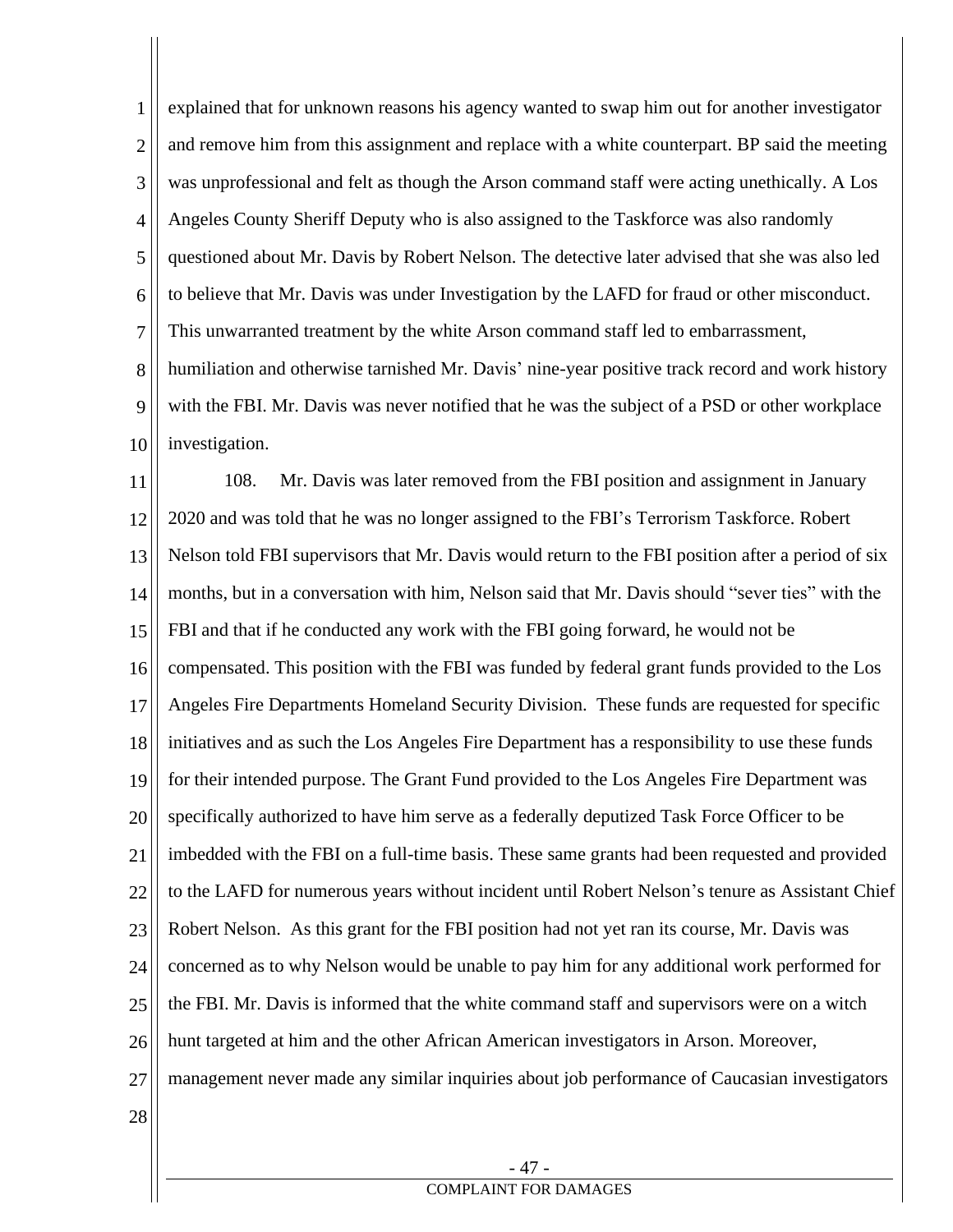explained that for unknown reasons his agency wanted to swap him out for another investigator and remove him from this assignment and replace with a white counterpart. BP said the meeting was unprofessional and felt as though the Arson command staff were acting unethically. A Los Angeles County Sheriff Deputy who is also assigned to the Taskforce was also randomly questioned about Mr. Davis by Robert Nelson. The detective later advised that she was also led to believe that Mr. Davis was under Investigation by the LAFD for fraud or other misconduct. This unwarranted treatment by the white Arson command staff led to embarrassment, humiliation and otherwise tarnished Mr. Davis' nine-year positive track record and work history with the FBI. Mr. Davis was never notified that he was the subject of a PSD or other workplace investigation.

108. Mr. Davis was later removed from the FBI position and assignment in January 2020 and was told that he was no longer assigned to the FBI's Terrorism Taskforce. Robert Nelson told FBI supervisors that Mr. Davis would return to the FBI position after a period of six months, but in a conversation with him, Nelson said that Mr. Davis should "sever ties" with the FBI and that if he conducted any work with the FBI going forward, he would not be compensated. This position with the FBI was funded by federal grant funds provided to the Los Angeles Fire Departments Homeland Security Division. These funds are requested for specific initiatives and as such the Los Angeles Fire Department has a responsibility to use these funds for their intended purpose. The Grant Fund provided to the Los Angeles Fire Department was specifically authorized to have him serve as a federally deputized Task Force Officer to be imbedded with the FBI on a full-time basis. These same grants had been requested and provided to the LAFD for numerous years without incident until Robert Nelson's tenure as Assistant Chief Robert Nelson. As this grant for the FBI position had not yet ran its course, Mr. Davis was concerned as to why Nelson would be unable to pay him for any additional work performed for the FBI. Mr. Davis is informed that the white command staff and supervisors were on a witch hunt targeted at him and the other African American investigators in Arson. Moreover, management never made any similar inquiries about job performance of Caucasian investigators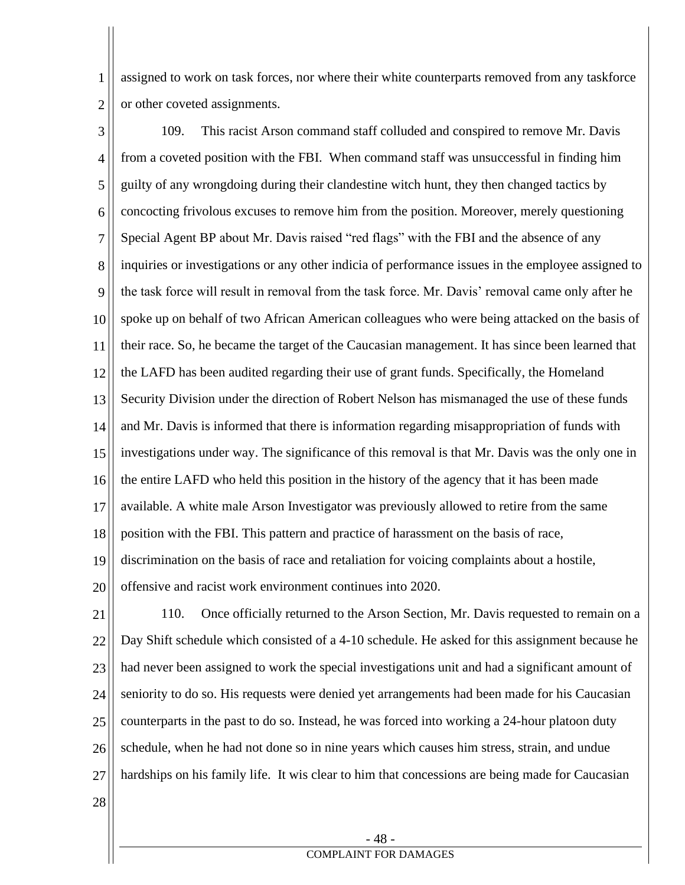assigned to work on task forces, nor where their white counterparts removed from any taskforce or other coveted assignments.

109. This racist Arson command staff colluded and conspired to remove Mr. Davis from a coveted position with the FBI. When command staff was unsuccessful in finding him guilty of any wrongdoing during their clandestine witch hunt, they then changed tactics by concocting frivolous excuses to remove him from the position. Moreover, merely questioning Special Agent BP about Mr. Davis raised "red flags" with the FBI and the absence of any inquiries or investigations or any other indicia of performance issues in the employee assigned to the task force will result in removal from the task force. Mr. Davis' removal came only after he spoke up on behalf of two African American colleagues who were being attacked on the basis of their race. So, he became the target of the Caucasian management. It has since been learned that the LAFD has been audited regarding their use of grant funds. Specifically, the Homeland Security Division under the direction of Robert Nelson has mismanaged the use of these funds and Mr. Davis is informed that there is information regarding misappropriation of funds with investigations under way. The significance of this removal is that Mr. Davis was the only one in the entire LAFD who held this position in the history of the agency that it has been made available. A white male Arson Investigator was previously allowed to retire from the same position with the FBI. This pattern and practice of harassment on the basis of race, discrimination on the basis of race and retaliation for voicing complaints about a hostile, offensive and racist work environment continues into 2020.

110. Once officially returned to the Arson Section, Mr. Davis requested to remain on a Day Shift schedule which consisted of a 4-10 schedule. He asked for this assignment because he had never been assigned to work the special investigations unit and had a significant amount of seniority to do so. His requests were denied yet arrangements had been made for his Caucasian counterparts in the past to do so. Instead, he was forced into working a 24-hour platoon duty schedule, when he had not done so in nine years which causes him stress, strain, and undue hardships on his family life. It wis clear to him that concessions are being made for Caucasian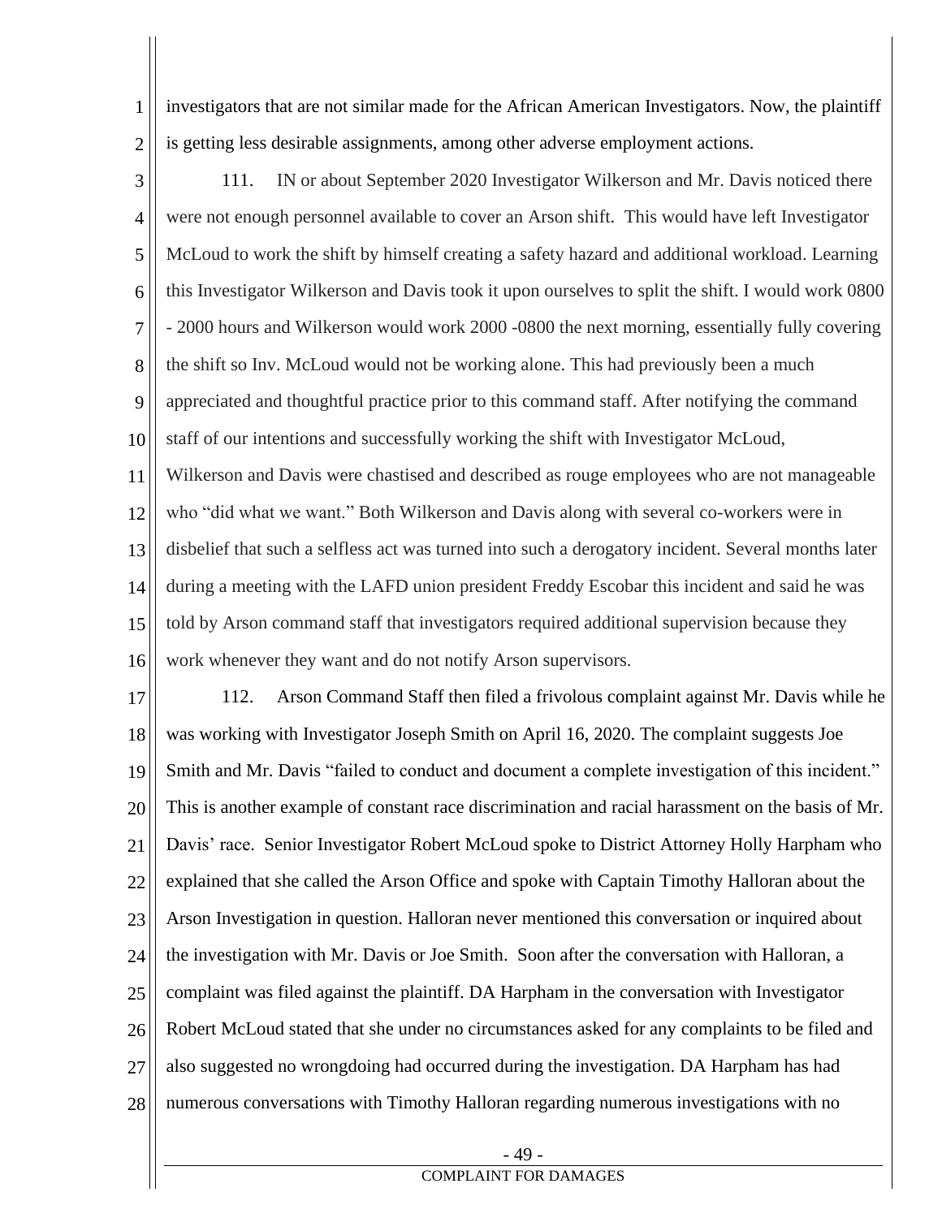investigators that are not similar made for the African American Investigators. Now, the plaintiff is getting less desirable assignments, among other adverse employment actions.

111. IN or about September 2020 Investigator Wilkerson and Mr. Davis noticed there were not enough personnel available to cover an Arson shift. This would have left Investigator McLoud to work the shift by himself creating a safety hazard and additional workload. Learning this Investigator Wilkerson and Davis took it upon ourselves to split the shift. I would work 0800 - 2000 hours and Wilkerson would work 2000 -0800 the next morning, essentially fully covering the shift so Inv. McLoud would not be working alone. This had previously been a much appreciated and thoughtful practice prior to this command staff. After notifying the command staff of our intentions and successfully working the shift with Investigator McLoud, Wilkerson and Davis were chastised and described as rouge employees who are not manageable who "did what we want." Both Wilkerson and Davis along with several co-workers were in disbelief that such a selfless act was turned into such a derogatory incident. Several months later during a meeting with the LAFD union president Freddy Escobar this incident and said he was told by Arson command staff that investigators required additional supervision because they work whenever they want and do not notify Arson supervisors.

112. Arson Command Staff then filed a frivolous complaint against Mr. Davis while he was working with Investigator Joseph Smith on April 16, 2020. The complaint suggests Joe Smith and Mr. Davis "failed to conduct and document a complete investigation of this incident." This is another example of constant race discrimination and racial harassment on the basis of Mr. Davis' race. Senior Investigator Robert McLoud spoke to District Attorney Holly Harpham who explained that she called the Arson Office and spoke with Captain Timothy Halloran about the Arson Investigation in question. Halloran never mentioned this conversation or inquired about the investigation with Mr. Davis or Joe Smith. Soon after the conversation with Halloran, a complaint was filed against the plaintiff. DA Harpham in the conversation with Investigator Robert McLoud stated that she under no circumstances asked for any complaints to be filed and also suggested no wrongdoing had occurred during the investigation. DA Harpham has had numerous conversations with Timothy Halloran regarding numerous investigations with no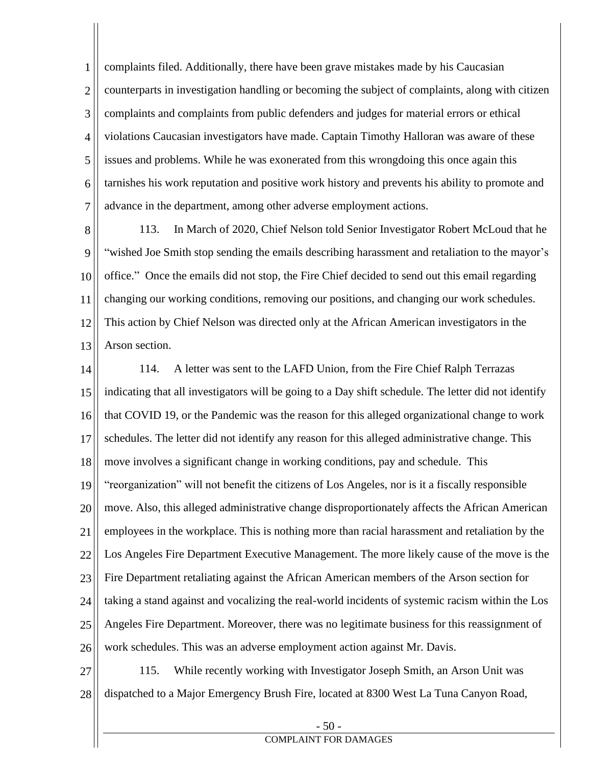complaints filed. Additionally, there have been grave mistakes made by his Caucasian counterparts in investigation handling or becoming the subject of complaints, along with citizen complaints and complaints from public defenders and judges for material errors or ethical violations Caucasian investigators have made. Captain Timothy Halloran was aware of these issues and problems. While he was exonerated from this wrongdoing this once again this tarnishes his work reputation and positive work history and prevents his ability to promote and advance in the department, among other adverse employment actions.

113. In March of 2020, Chief Nelson told Senior Investigator Robert McLoud that he "wished Joe Smith stop sending the emails describing harassment and retaliation to the mayor's office." Once the emails did not stop, the Fire Chief decided to send out this email regarding changing our working conditions, removing our positions, and changing our work schedules. This action by Chief Nelson was directed only at the African American investigators in the Arson section.

114. A letter was sent to the LAFD Union, from the Fire Chief Ralph Terrazas indicating that all investigators will be going to a Day shift schedule. The letter did not identify that COVID 19, or the Pandemic was the reason for this alleged organizational change to work schedules. The letter did not identify any reason for this alleged administrative change. This move involves a significant change in working conditions, pay and schedule. This "reorganization" will not benefit the citizens of Los Angeles, nor is it a fiscally responsible move. Also, this alleged administrative change disproportionately affects the African American employees in the workplace. This is nothing more than racial harassment and retaliation by the Los Angeles Fire Department Executive Management. The more likely cause of the move is the Fire Department retaliating against the African American members of the Arson section for taking a stand against and vocalizing the real-world incidents of systemic racism within the Los Angeles Fire Department. Moreover, there was no legitimate business for this reassignment of work schedules. This was an adverse employment action against Mr. Davis.

115. While recently working with Investigator Joseph Smith, an Arson Unit was dispatched to a Major Emergency Brush Fire, located at 8300 West La Tuna Canyon Road,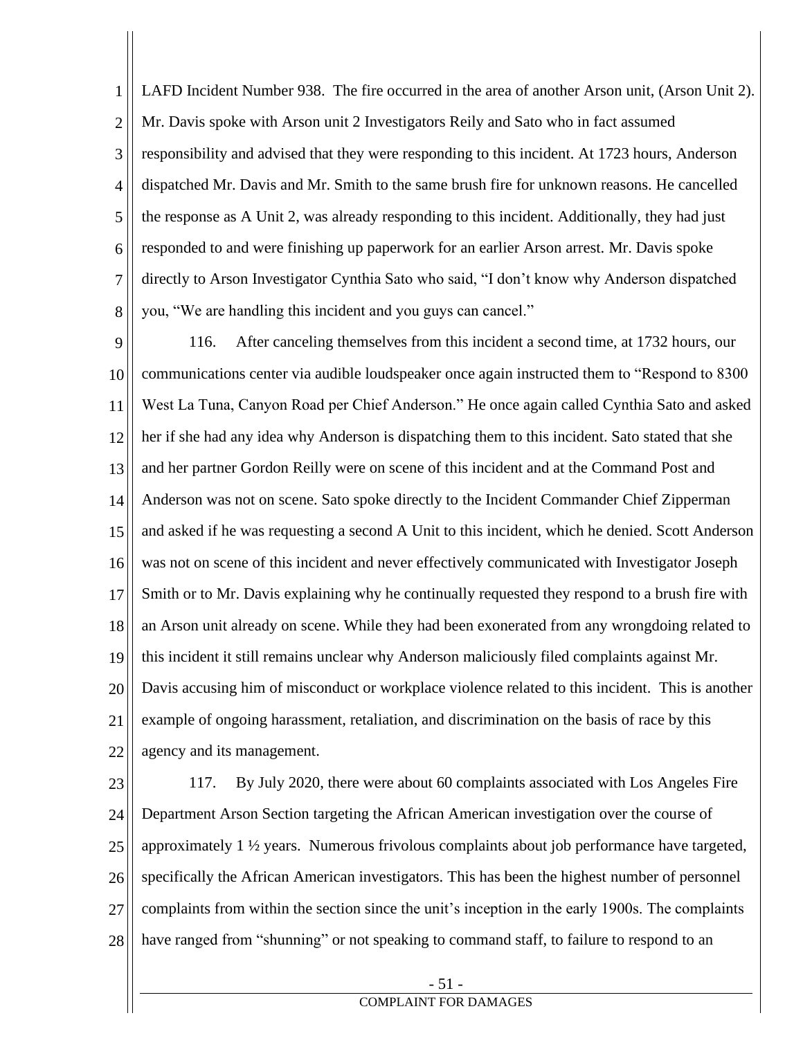LAFD Incident Number 938. The fire occurred in the area of another Arson unit, (Arson Unit 2). Mr. Davis spoke with Arson unit 2 Investigators Reily and Sato who in fact assumed responsibility and advised that they were responding to this incident. At 1723 hours, Anderson dispatched Mr. Davis and Mr. Smith to the same brush fire for unknown reasons. He cancelled the response as A Unit 2, was already responding to this incident. Additionally, they had just responded to and were finishing up paperwork for an earlier Arson arrest. Mr. Davis spoke directly to Arson Investigator Cynthia Sato who said, "I don't know why Anderson dispatched you, "We are handling this incident and you guys can cancel."

116. After canceling themselves from this incident a second time, at 1732 hours, our communications center via audible loudspeaker once again instructed them to "Respond to 8300 West La Tuna, Canyon Road per Chief Anderson." He once again called Cynthia Sato and asked her if she had any idea why Anderson is dispatching them to this incident. Sato stated that she and her partner Gordon Reilly were on scene of this incident and at the Command Post and Anderson was not on scene. Sato spoke directly to the Incident Commander Chief Zipperman and asked if he was requesting a second A Unit to this incident, which he denied. Scott Anderson was not on scene of this incident and never effectively communicated with Investigator Joseph Smith or to Mr. Davis explaining why he continually requested they respond to a brush fire with an Arson unit already on scene. While they had been exonerated from any wrongdoing related to this incident it still remains unclear why Anderson maliciously filed complaints against Mr. Davis accusing him of misconduct or workplace violence related to this incident. This is another example of ongoing harassment, retaliation, and discrimination on the basis of race by this agency and its management.

117. By July 2020, there were about 60 complaints associated with Los Angeles Fire Department Arson Section targeting the African American investigation over the course of approximately 1 ½ years. Numerous frivolous complaints about job performance have targeted, specifically the African American investigators. This has been the highest number of personnel complaints from within the section since the unit's inception in the early 1900s. The complaints have ranged from "shunning" or not speaking to command staff, to failure to respond to an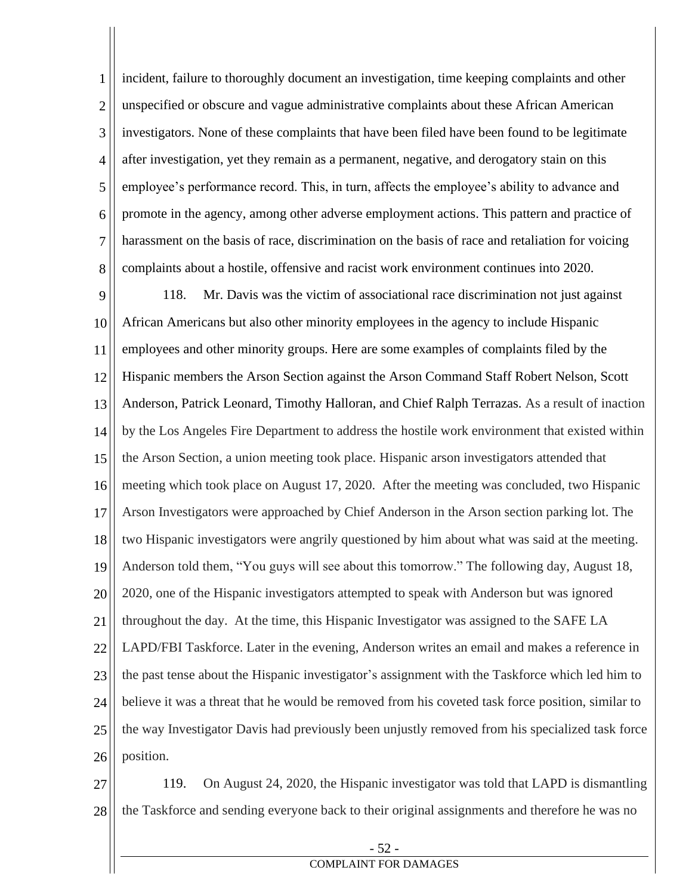incident, failure to thoroughly document an investigation, time keeping complaints and other unspecified or obscure and vague administrative complaints about these African American investigators. None of these complaints that have been filed have been found to be legitimate after investigation, yet they remain as a permanent, negative, and derogatory stain on this employee's performance record. This, in turn, affects the employee's ability to advance and promote in the agency, among other adverse employment actions. This pattern and practice of harassment on the basis of race, discrimination on the basis of race and retaliation for voicing complaints about a hostile, offensive and racist work environment continues into 2020.

118. Mr. Davis was the victim of associational race discrimination not just against African Americans but also other minority employees in the agency to include Hispanic employees and other minority groups. Here are some examples of complaints filed by the Hispanic members the Arson Section against the Arson Command Staff Robert Nelson, Scott Anderson, Patrick Leonard, Timothy Halloran, and Chief Ralph Terrazas. As a result of inaction by the Los Angeles Fire Department to address the hostile work environment that existed within the Arson Section, a union meeting took place. Hispanic arson investigators attended that meeting which took place on August 17, 2020. After the meeting was concluded, two Hispanic Arson Investigators were approached by Chief Anderson in the Arson section parking lot. The two Hispanic investigators were angrily questioned by him about what was said at the meeting. Anderson told them, "You guys will see about this tomorrow." The following day, August 18, 2020, one of the Hispanic investigators attempted to speak with Anderson but was ignored throughout the day. At the time, this Hispanic Investigator was assigned to the SAFE LA LAPD/FBI Taskforce. Later in the evening, Anderson writes an email and makes a reference in the past tense about the Hispanic investigator's assignment with the Taskforce which led him to believe it was a threat that he would be removed from his coveted task force position, similar to the way Investigator Davis had previously been unjustly removed from his specialized task force position.

119. On August 24, 2020, the Hispanic investigator was told that LAPD is dismantling the Taskforce and sending everyone back to their original assignments and therefore he was no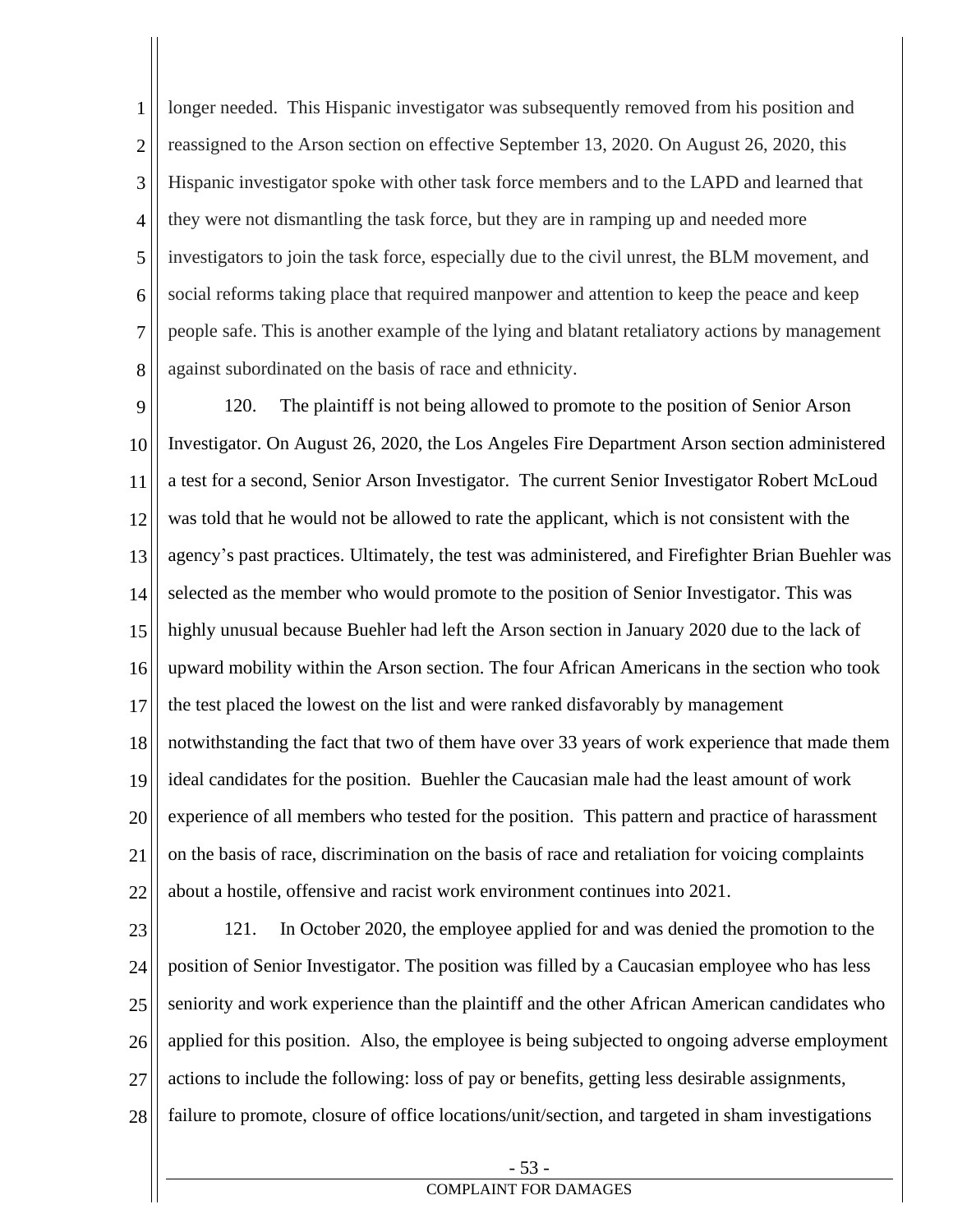longer needed. This Hispanic investigator was subsequently removed from his position and reassigned to the Arson section on effective September 13, 2020. On August 26, 2020, this Hispanic investigator spoke with other task force members and to the LAPD and learned that they were not dismantling the task force, but they are in ramping up and needed more investigators to join the task force, especially due to the civil unrest, the BLM movement, and social reforms taking place that required manpower and attention to keep the peace and keep people safe. This is another example of the lying and blatant retaliatory actions by management against subordinated on the basis of race and ethnicity.

120. The plaintiff is not being allowed to promote to the position of Senior Arson Investigator. On August 26, 2020, the Los Angeles Fire Department Arson section administered a test for a second, Senior Arson Investigator. The current Senior Investigator Robert McLoud was told that he would not be allowed to rate the applicant, which is not consistent with the agency's past practices. Ultimately, the test was administered, and Firefighter Brian Buehler was selected as the member who would promote to the position of Senior Investigator. This was highly unusual because Buehler had left the Arson section in January 2020 due to the lack of upward mobility within the Arson section. The four African Americans in the section who took the test placed the lowest on the list and were ranked disfavorably by management notwithstanding the fact that two of them have over 33 years of work experience that made them ideal candidates for the position. Buehler the Caucasian male had the least amount of work experience of all members who tested for the position. This pattern and practice of harassment on the basis of race, discrimination on the basis of race and retaliation for voicing complaints about a hostile, offensive and racist work environment continues into 2021.

121. In October 2020, the employee applied for and was denied the promotion to the position of Senior Investigator. The position was filled by a Caucasian employee who has less seniority and work experience than the plaintiff and the other African American candidates who applied for this position. Also, the employee is being subjected to ongoing adverse employment actions to include the following: loss of pay or benefits, getting less desirable assignments, failure to promote, closure of office locations/unit/section, and targeted in sham investigations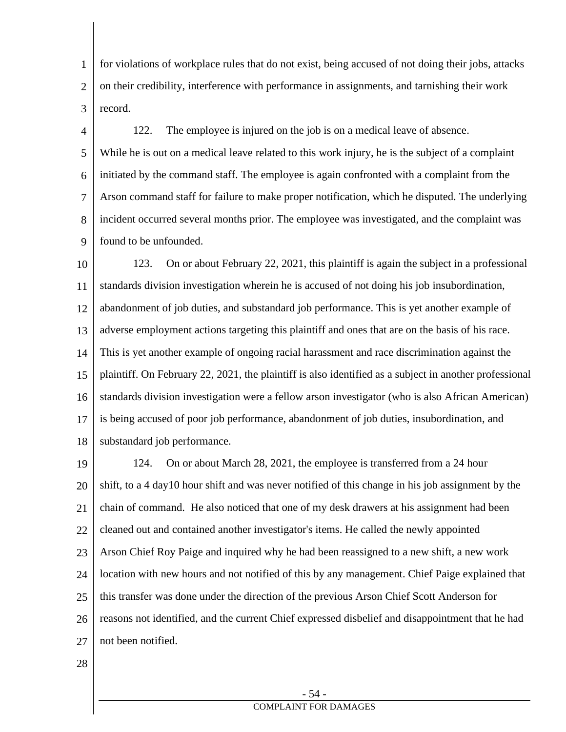for violations of workplace rules that do not exist, being accused of not doing their jobs, attacks on their credibility, interference with performance in assignments, and tarnishing their work record.

122. The employee is injured on the job is on a medical leave of absence. While he is out on a medical leave related to this work injury, he is the subject of a complaint initiated by the command staff. The employee is again confronted with a complaint from the Arson command staff for failure to make proper notification, which he disputed. The underlying incident occurred several months prior. The employee was investigated, and the complaint was found to be unfounded.

123. On or about February 22, 2021, this plaintiff is again the subject in a professional standards division investigation wherein he is accused of not doing his job insubordination, abandonment of job duties, and substandard job performance. This is yet another example of adverse employment actions targeting this plaintiff and ones that are on the basis of his race. This is yet another example of ongoing racial harassment and race discrimination against the plaintiff. On February 22, 2021, the plaintiff is also identified as a subject in another professional standards division investigation were a fellow arson investigator (who is also African American) is being accused of poor job performance, abandonment of job duties, insubordination, and substandard job performance.

124. On or about March 28, 2021, the employee is transferred from a 24 hour shift, to a 4 day10 hour shift and was never notified of this change in his job assignment by the chain of command. He also noticed that one of my desk drawers at his assignment had been cleaned out and contained another investigator's items. He called the newly appointed Arson Chief Roy Paige and inquired why he had been reassigned to a new shift, a new work location with new hours and not notified of this by any management. Chief Paige explained that this transfer was done under the direction of the previous Arson Chief Scott Anderson for reasons not identified, and the current Chief expressed disbelief and disappointment that he had not been notified.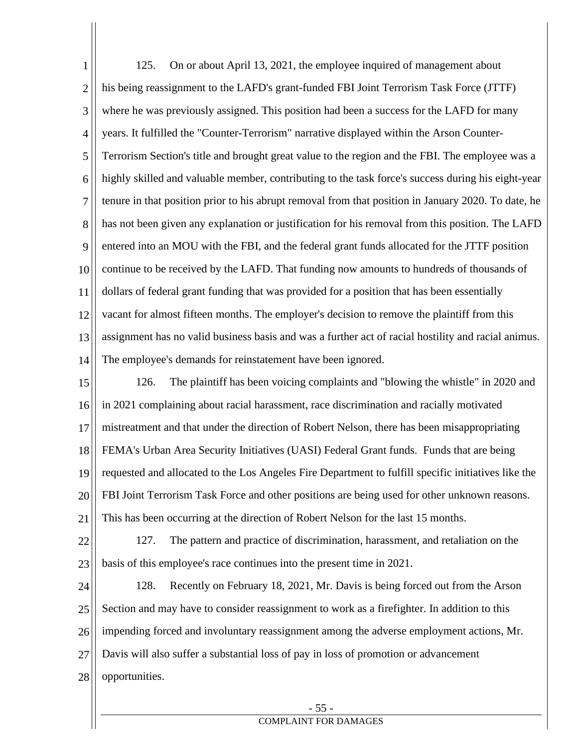125. On or about April 13, 2021, the employee inquired of management about his being reassignment to the LAFD's grant-funded FBI Joint Terrorism Task Force (JTTF) where he was previously assigned. This position had been a success for the LAFD for many years. It fulfilled the "Counter-Terrorism" narrative displayed within the Arson Counter-Terrorism Section's title and brought great value to the region and the FBI. The employee was a highly skilled and valuable member, contributing to the task force's success during his eight-year tenure in that position prior to his abrupt removal from that position in January 2020. To date, he has not been given any explanation or justification for his removal from this position. The LAFD entered into an MOU with the FBI, and the federal grant funds allocated for the JTTF position continue to be received by the LAFD. That funding now amounts to hundreds of thousands of dollars of federal grant funding that was provided for a position that has been essentially vacant for almost fifteen months. The employer's decision to remove the plaintiff from this assignment has no valid business basis and was a further act of racial hostility and racial animus. The employee's demands for reinstatement have been ignored.

126. The plaintiff has been voicing complaints and "blowing the whistle" in 2020 and in 2021 complaining about racial harassment, race discrimination and racially motivated mistreatment and that under the direction of Robert Nelson, there has been misappropriating FEMA's Urban Area Security Initiatives (UASI) Federal Grant funds. Funds that are being requested and allocated to the Los Angeles Fire Department to fulfill specific initiatives like the FBI Joint Terrorism Task Force and other positions are being used for other unknown reasons. This has been occurring at the direction of Robert Nelson for the last 15 months.

127. The pattern and practice of discrimination, harassment, and retaliation on the basis of this employee's race continues into the present time in 2021.

128. Recently on February 18, 2021, Mr. Davis is being forced out from the Arson Section and may have to consider reassignment to work as a firefighter. In addition to this impending forced and involuntary reassignment among the adverse employment actions, Mr. Davis will also suffer a substantial loss of pay in loss of promotion or advancement opportunities.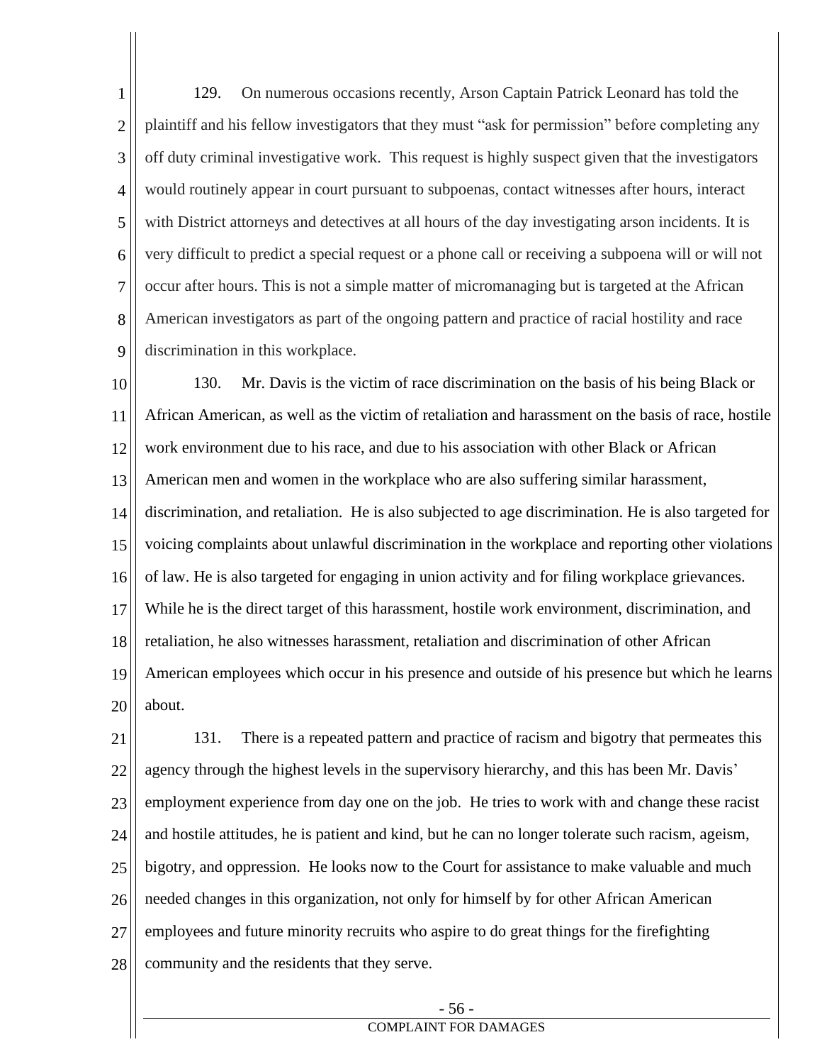129. On numerous occasions recently, Arson Captain Patrick Leonard has told the plaintiff and his fellow investigators that they must "ask for permission" before completing any off duty criminal investigative work. This request is highly suspect given that the investigators would routinely appear in court pursuant to subpoenas, contact witnesses after hours, interact with District attorneys and detectives at all hours of the day investigating arson incidents. It is very difficult to predict a special request or a phone call or receiving a subpoena will or will not occur after hours. This is not a simple matter of micromanaging but is targeted at the African American investigators as part of the ongoing pattern and practice of racial hostility and race discrimination in this workplace.

130. Mr. Davis is the victim of race discrimination on the basis of his being Black or African American, as well as the victim of retaliation and harassment on the basis of race, hostile work environment due to his race, and due to his association with other Black or African American men and women in the workplace who are also suffering similar harassment, discrimination, and retaliation. He is also subjected to age discrimination. He is also targeted for voicing complaints about unlawful discrimination in the workplace and reporting other violations of law. He is also targeted for engaging in union activity and for filing workplace grievances. While he is the direct target of this harassment, hostile work environment, discrimination, and retaliation, he also witnesses harassment, retaliation and discrimination of other African American employees which occur in his presence and outside of his presence but which he learns about.

131. There is a repeated pattern and practice of racism and bigotry that permeates this agency through the highest levels in the supervisory hierarchy, and this has been Mr. Davis' employment experience from day one on the job. He tries to work with and change these racist and hostile attitudes, he is patient and kind, but he can no longer tolerate such racism, ageism, bigotry, and oppression. He looks now to the Court for assistance to make valuable and much needed changes in this organization, not only for himself by for other African American employees and future minority recruits who aspire to do great things for the firefighting community and the residents that they serve.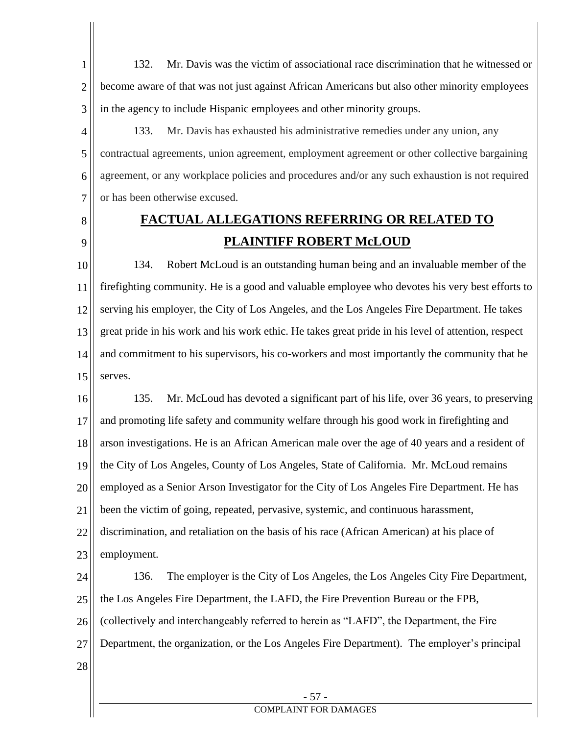132. Mr. Davis was the victim of associational race discrimination that he witnessed or become aware of that was not just against African Americans but also other minority employees in the agency to include Hispanic employees and other minority groups.

133. Mr. Davis has exhausted his administrative remedies under any union, any contractual agreements, union agreement, employment agreement or other collective bargaining agreement, or any workplace policies and procedures and/or any such exhaustion is not required or has been otherwise excused.

## **FACTUAL ALLEGATIONS REFERRING OR RELATED TO PLAINTIFF ROBERT McLOUD**

134. Robert McLoud is an outstanding human being and an invaluable member of the firefighting community. He is a good and valuable employee who devotes his very best efforts to serving his employer, the City of Los Angeles, and the Los Angeles Fire Department. He takes great pride in his work and his work ethic. He takes great pride in his level of attention, respect and commitment to his supervisors, his co-workers and most importantly the community that he serves.

135. Mr. McLoud has devoted a significant part of his life, over 36 years, to preserving and promoting life safety and community welfare through his good work in firefighting and arson investigations. He is an African American male over the age of 40 years and a resident of the City of Los Angeles, County of Los Angeles, State of California. Mr. McLoud remains employed as a Senior Arson Investigator for the City of Los Angeles Fire Department. He has been the victim of going, repeated, pervasive, systemic, and continuous harassment, discrimination, and retaliation on the basis of his race (African American) at his place of employment.

136. The employer is the City of Los Angeles, the Los Angeles City Fire Department, the Los Angeles Fire Department, the LAFD, the Fire Prevention Bureau or the FPB, (collectively and interchangeably referred to herein as "LAFD", the Department, the Fire Department, the organization, or the Los Angeles Fire Department). The employer's principal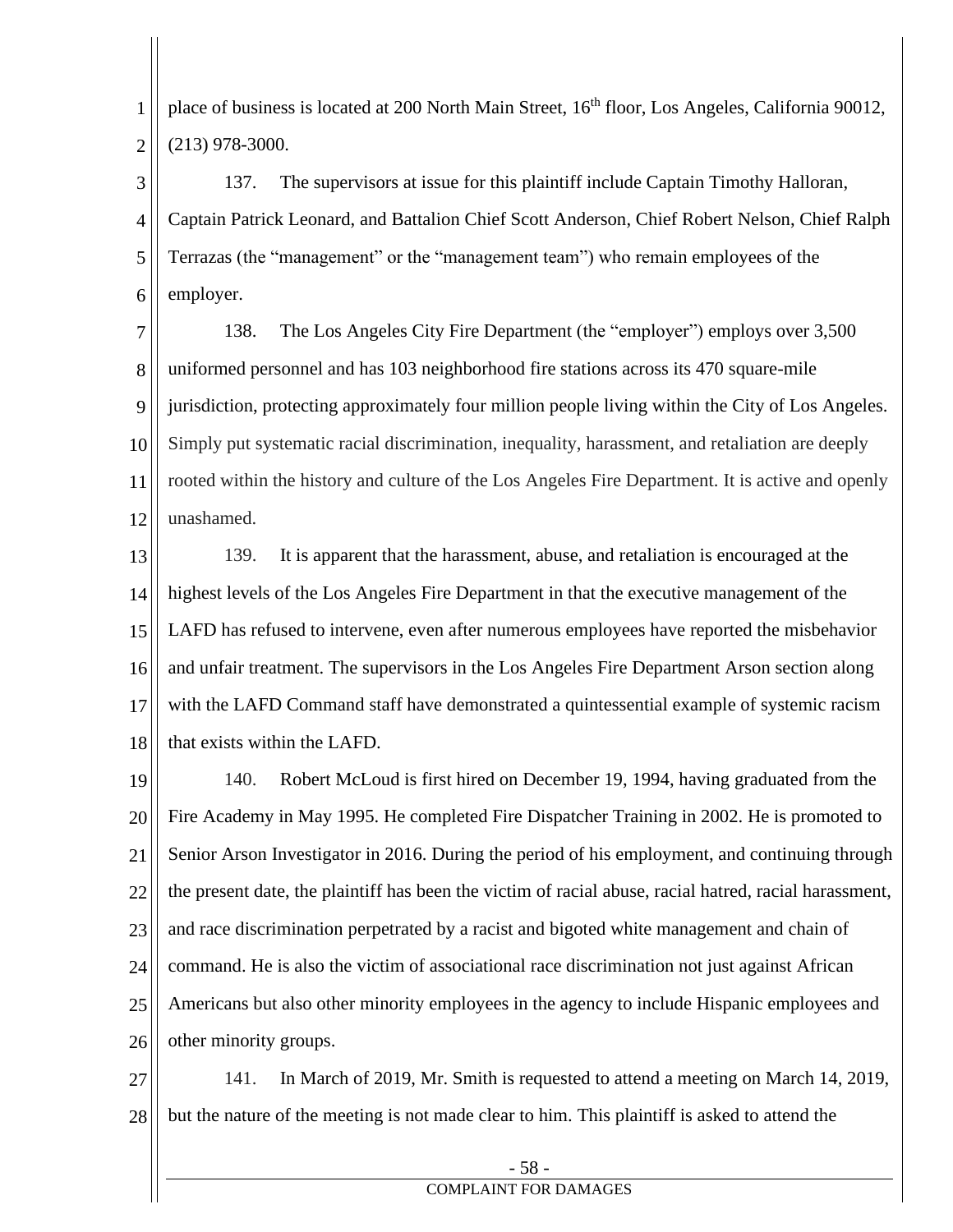place of business is located at 200 North Main Street, 16th floor, Los Angeles, California 90012, (213) 978-3000.

137. The supervisors at issue for this plaintiff include Captain Timothy Halloran, Captain Patrick Leonard, and Battalion Chief Scott Anderson, Chief Robert Nelson, Chief Ralph Terrazas (the "management" or the "management team") who remain employees of the employer.

138. The Los Angeles City Fire Department (the "employer") employs over 3,500 uniformed personnel and has 103 neighborhood fire stations across its 470 square-mile jurisdiction, protecting approximately four million people living within the City of Los Angeles. Simply put systematic racial discrimination, inequality, harassment, and retaliation are deeply rooted within the history and culture of the Los Angeles Fire Department. It is active and openly unashamed.

139. It is apparent that the harassment, abuse, and retaliation is encouraged at the highest levels of the Los Angeles Fire Department in that the executive management of the LAFD has refused to intervene, even after numerous employees have reported the misbehavior and unfair treatment. The supervisors in the Los Angeles Fire Department Arson section along with the LAFD Command staff have demonstrated a quintessential example of systemic racism that exists within the LAFD.

140. Robert McLoud is first hired on December 19, 1994, having graduated from the Fire Academy in May 1995. He completed Fire Dispatcher Training in 2002. He is promoted to Senior Arson Investigator in 2016. During the period of his employment, and continuing through the present date, the plaintiff has been the victim of racial abuse, racial hatred, racial harassment, and race discrimination perpetrated by a racist and bigoted white management and chain of command. He is also the victim of associational race discrimination not just against African Americans but also other minority employees in the agency to include Hispanic employees and other minority groups.

141. In March of 2019, Mr. Smith is requested to attend a meeting on March 14, 2019, but the nature of the meeting is not made clear to him. This plaintiff is asked to attend the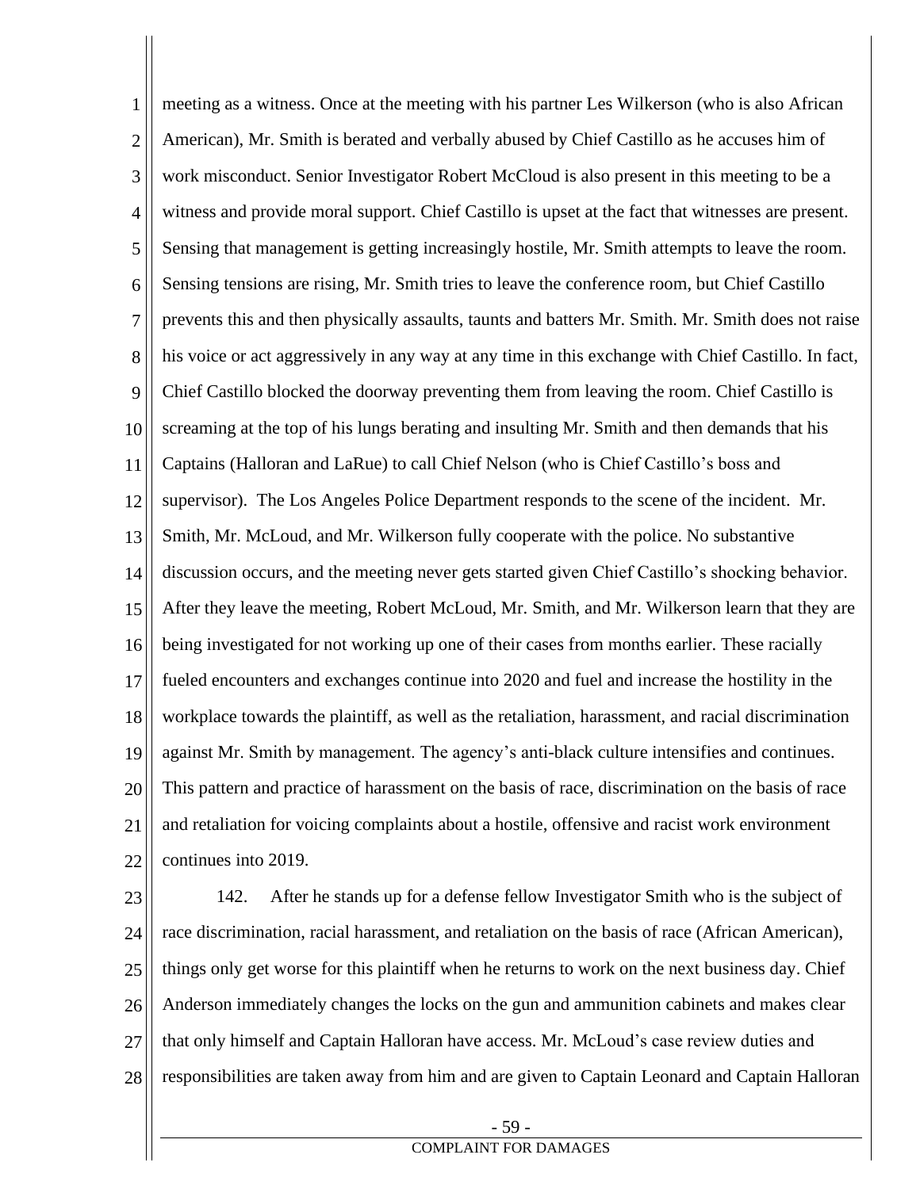meeting as a witness. Once at the meeting with his partner Les Wilkerson (who is also African American), Mr. Smith is berated and verbally abused by Chief Castillo as he accuses him of work misconduct. Senior Investigator Robert McCloud is also present in this meeting to be a witness and provide moral support. Chief Castillo is upset at the fact that witnesses are present. Sensing that management is getting increasingly hostile, Mr. Smith attempts to leave the room. Sensing tensions are rising, Mr. Smith tries to leave the conference room, but Chief Castillo prevents this and then physically assaults, taunts and batters Mr. Smith. Mr. Smith does not raise his voice or act aggressively in any way at any time in this exchange with Chief Castillo. In fact, Chief Castillo blocked the doorway preventing them from leaving the room. Chief Castillo is screaming at the top of his lungs berating and insulting Mr. Smith and then demands that his Captains (Halloran and LaRue) to call Chief Nelson (who is Chief Castillo's boss and supervisor). The Los Angeles Police Department responds to the scene of the incident. Mr. Smith, Mr. McLoud, and Mr. Wilkerson fully cooperate with the police. No substantive discussion occurs, and the meeting never gets started given Chief Castillo's shocking behavior. After they leave the meeting, Robert McLoud, Mr. Smith, and Mr. Wilkerson learn that they are being investigated for not working up one of their cases from months earlier. These racially fueled encounters and exchanges continue into 2020 and fuel and increase the hostility in the workplace towards the plaintiff, as well as the retaliation, harassment, and racial discrimination against Mr. Smith by management. The agency's anti-black culture intensifies and continues. This pattern and practice of harassment on the basis of race, discrimination on the basis of race and retaliation for voicing complaints about a hostile, offensive and racist work environment continues into 2019.

142. After he stands up for a defense fellow Investigator Smith who is the subject of race discrimination, racial harassment, and retaliation on the basis of race (African American), things only get worse for this plaintiff when he returns to work on the next business day. Chief Anderson immediately changes the locks on the gun and ammunition cabinets and makes clear that only himself and Captain Halloran have access. Mr. McLoud's case review duties and responsibilities are taken away from him and are given to Captain Leonard and Captain Halloran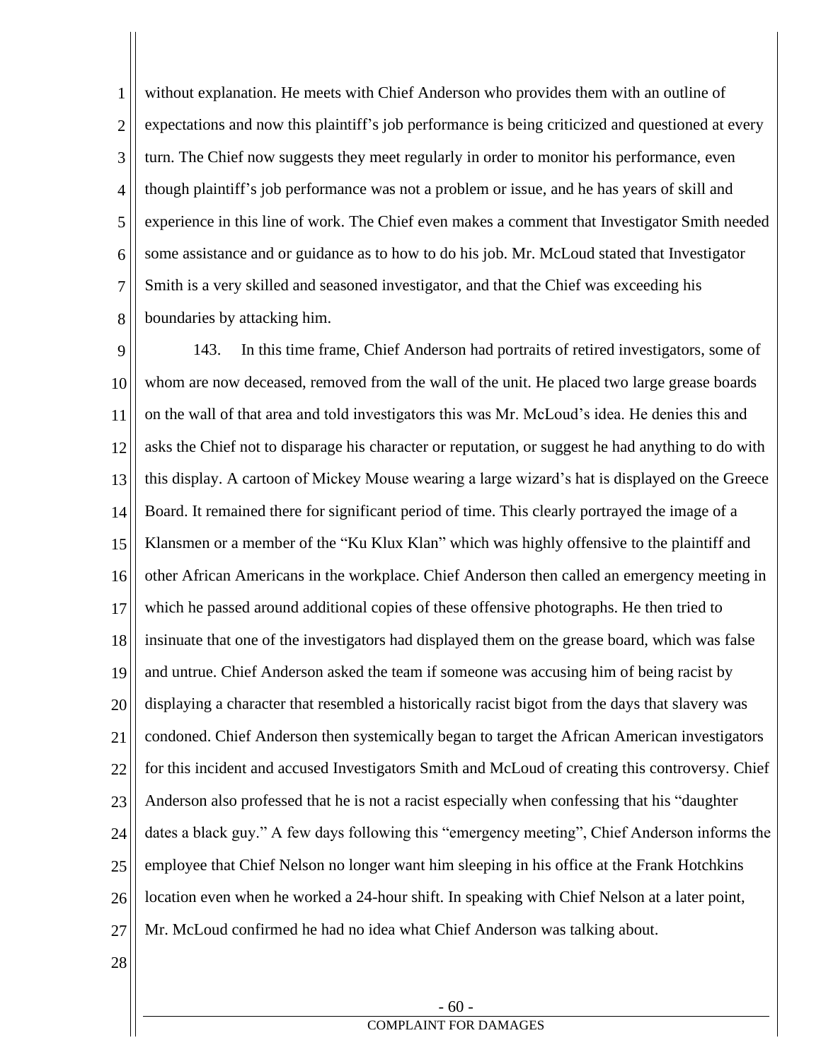without explanation. He meets with Chief Anderson who provides them with an outline of expectations and now this plaintiff's job performance is being criticized and questioned at every turn. The Chief now suggests they meet regularly in order to monitor his performance, even though plaintiff's job performance was not a problem or issue, and he has years of skill and experience in this line of work. The Chief even makes a comment that Investigator Smith needed some assistance and or guidance as to how to do his job. Mr. McLoud stated that Investigator Smith is a very skilled and seasoned investigator, and that the Chief was exceeding his boundaries by attacking him.

143. In this time frame, Chief Anderson had portraits of retired investigators, some of whom are now deceased, removed from the wall of the unit. He placed two large grease boards on the wall of that area and told investigators this was Mr. McLoud's idea. He denies this and asks the Chief not to disparage his character or reputation, or suggest he had anything to do with this display. A cartoon of Mickey Mouse wearing a large wizard's hat is displayed on the Greece Board. It remained there for significant period of time. This clearly portrayed the image of a Klansmen or a member of the "Ku Klux Klan" which was highly offensive to the plaintiff and other African Americans in the workplace. Chief Anderson then called an emergency meeting in which he passed around additional copies of these offensive photographs. He then tried to insinuate that one of the investigators had displayed them on the grease board, which was false and untrue. Chief Anderson asked the team if someone was accusing him of being racist by displaying a character that resembled a historically racist bigot from the days that slavery was condoned. Chief Anderson then systemically began to target the African American investigators for this incident and accused Investigators Smith and McLoud of creating this controversy. Chief Anderson also professed that he is not a racist especially when confessing that his "daughter dates a black guy." A few days following this "emergency meeting", Chief Anderson informs the employee that Chief Nelson no longer want him sleeping in his office at the Frank Hotchkins location even when he worked a 24-hour shift. In speaking with Chief Nelson at a later point, Mr. McLoud confirmed he had no idea what Chief Anderson was talking about.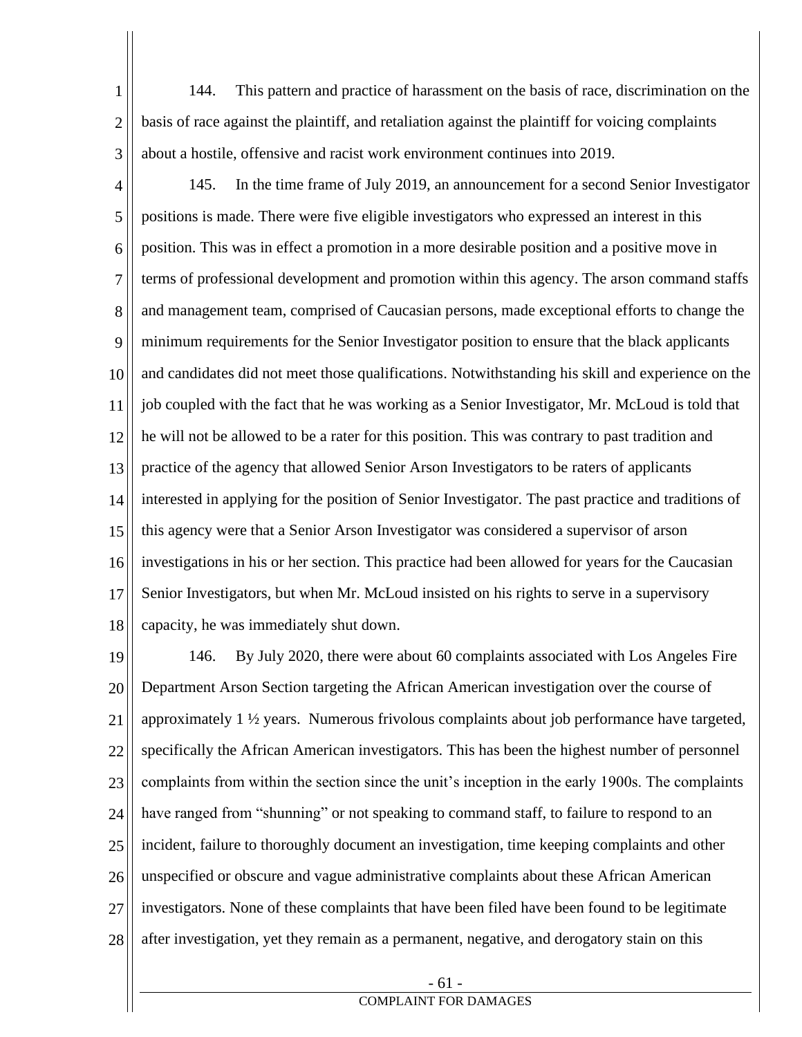144. This pattern and practice of harassment on the basis of race, discrimination on the basis of race against the plaintiff, and retaliation against the plaintiff for voicing complaints about a hostile, offensive and racist work environment continues into 2019.

145. In the time frame of July 2019, an announcement for a second Senior Investigator positions is made. There were five eligible investigators who expressed an interest in this position. This was in effect a promotion in a more desirable position and a positive move in terms of professional development and promotion within this agency. The arson command staffs and management team, comprised of Caucasian persons, made exceptional efforts to change the minimum requirements for the Senior Investigator position to ensure that the black applicants and candidates did not meet those qualifications. Notwithstanding his skill and experience on the job coupled with the fact that he was working as a Senior Investigator, Mr. McLoud is told that he will not be allowed to be a rater for this position. This was contrary to past tradition and practice of the agency that allowed Senior Arson Investigators to be raters of applicants interested in applying for the position of Senior Investigator. The past practice and traditions of this agency were that a Senior Arson Investigator was considered a supervisor of arson investigations in his or her section. This practice had been allowed for years for the Caucasian Senior Investigators, but when Mr. McLoud insisted on his rights to serve in a supervisory capacity, he was immediately shut down.

146. By July 2020, there were about 60 complaints associated with Los Angeles Fire Department Arson Section targeting the African American investigation over the course of approximately 1 ½ years. Numerous frivolous complaints about job performance have targeted, specifically the African American investigators. This has been the highest number of personnel complaints from within the section since the unit's inception in the early 1900s. The complaints have ranged from "shunning" or not speaking to command staff, to failure to respond to an incident, failure to thoroughly document an investigation, time keeping complaints and other unspecified or obscure and vague administrative complaints about these African American investigators. None of these complaints that have been filed have been found to be legitimate after investigation, yet they remain as a permanent, negative, and derogatory stain on this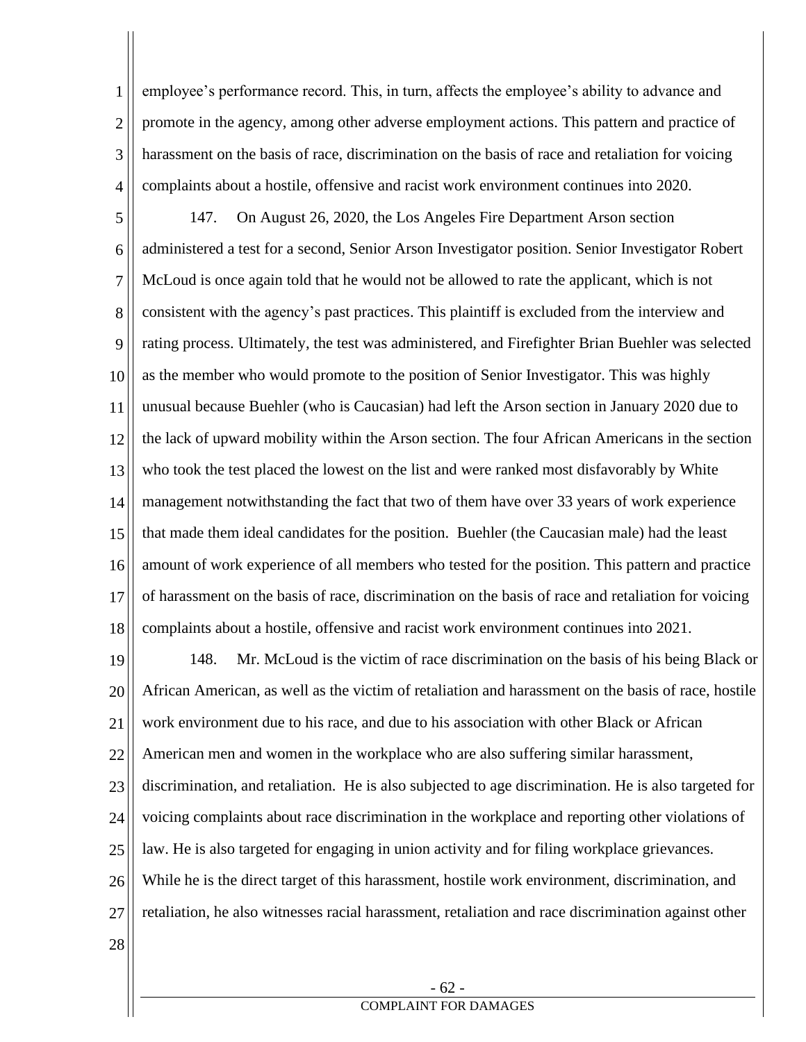employee's performance record. This, in turn, affects the employee's ability to advance and promote in the agency, among other adverse employment actions. This pattern and practice of harassment on the basis of race, discrimination on the basis of race and retaliation for voicing complaints about a hostile, offensive and racist work environment continues into 2020.

147. On August 26, 2020, the Los Angeles Fire Department Arson section administered a test for a second, Senior Arson Investigator position. Senior Investigator Robert McLoud is once again told that he would not be allowed to rate the applicant, which is not consistent with the agency's past practices. This plaintiff is excluded from the interview and rating process. Ultimately, the test was administered, and Firefighter Brian Buehler was selected as the member who would promote to the position of Senior Investigator. This was highly unusual because Buehler (who is Caucasian) had left the Arson section in January 2020 due to the lack of upward mobility within the Arson section. The four African Americans in the section who took the test placed the lowest on the list and were ranked most disfavorably by White management notwithstanding the fact that two of them have over 33 years of work experience that made them ideal candidates for the position. Buehler (the Caucasian male) had the least amount of work experience of all members who tested for the position. This pattern and practice of harassment on the basis of race, discrimination on the basis of race and retaliation for voicing complaints about a hostile, offensive and racist work environment continues into 2021.

148. Mr. McLoud is the victim of race discrimination on the basis of his being Black or African American, as well as the victim of retaliation and harassment on the basis of race, hostile work environment due to his race, and due to his association with other Black or African American men and women in the workplace who are also suffering similar harassment, discrimination, and retaliation. He is also subjected to age discrimination. He is also targeted for voicing complaints about race discrimination in the workplace and reporting other violations of law. He is also targeted for engaging in union activity and for filing workplace grievances. While he is the direct target of this harassment, hostile work environment, discrimination, and retaliation, he also witnesses racial harassment, retaliation and race discrimination against other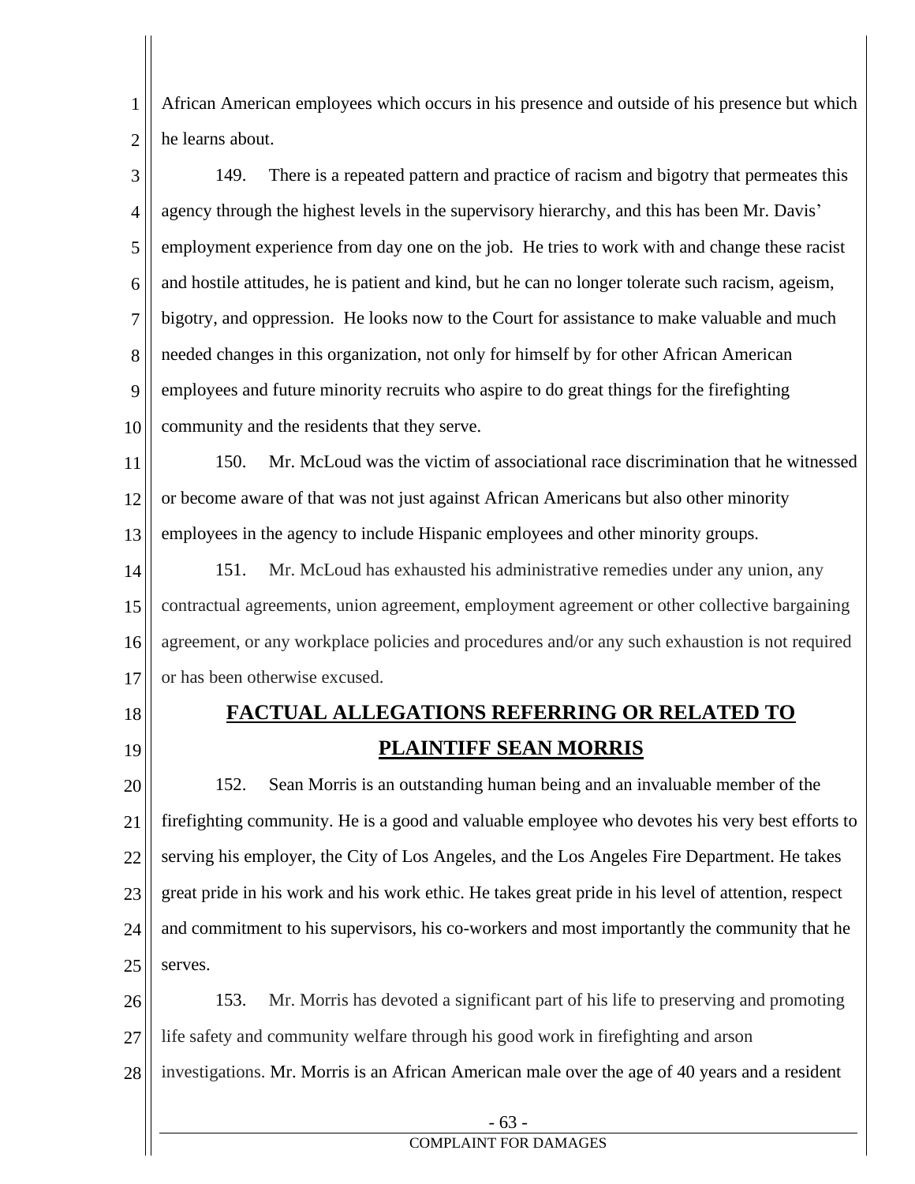African American employees which occurs in his presence and outside of his presence but which he learns about.

149. There is a repeated pattern and practice of racism and bigotry that permeates this agency through the highest levels in the supervisory hierarchy, and this has been Mr. Davis' employment experience from day one on the job. He tries to work with and change these racist and hostile attitudes, he is patient and kind, but he can no longer tolerate such racism, ageism, bigotry, and oppression. He looks now to the Court for assistance to make valuable and much needed changes in this organization, not only for himself by for other African American employees and future minority recruits who aspire to do great things for the firefighting community and the residents that they serve.

150. Mr. McLoud was the victim of associational race discrimination that he witnessed or become aware of that was not just against African Americans but also other minority employees in the agency to include Hispanic employees and other minority groups.

151. Mr. McLoud has exhausted his administrative remedies under any union, any contractual agreements, union agreement, employment agreement or other collective bargaining agreement, or any workplace policies and procedures and/or any such exhaustion is not required or has been otherwise excused.

## FACTUAL ALLEGATIONS REFERRING OR RELATED TO PLAINTIFF SEAN MORRIS

152. Sean Morris is an outstanding human being and an invaluable member of the firefighting community. He is a good and valuable employee who devotes his very best efforts to serving his employer, the City of Los Angeles, and the Los Angeles Fire Department. He takes great pride in his work and his work ethic. He takes great pride in his level of attention, respect and commitment to his supervisors, his co-workers and most importantly the community that he serves.

153. Mr. Morris has devoted a significant part of his life to preserving and promoting life safety and community welfare through his good work in firefighting and arson investigations. Mr. Morris is an African American male over the age of 40 years and a resident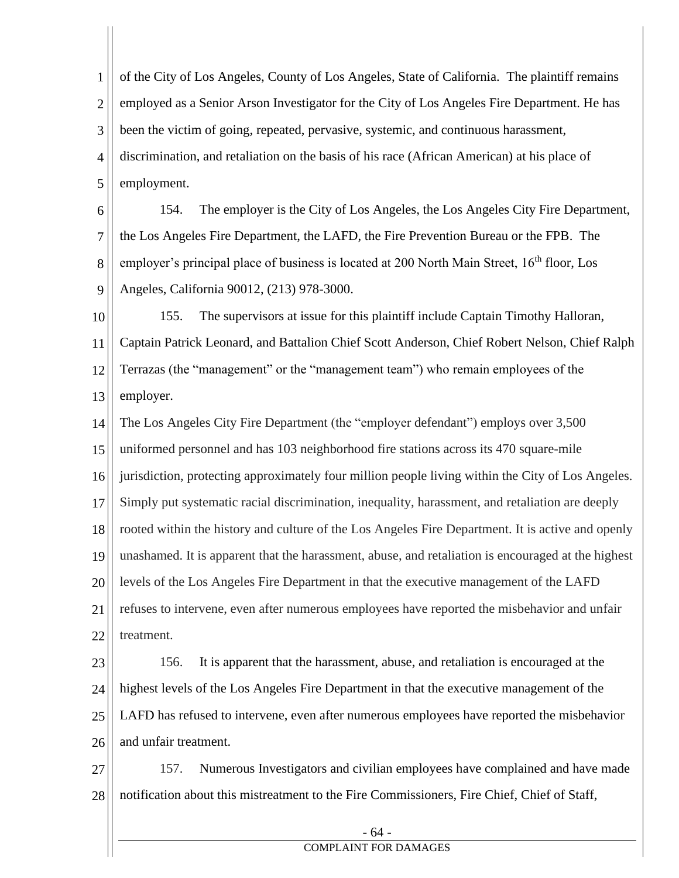of the City of Los Angeles, County of Los Angeles, State of California. The plaintiff remains employed as a Senior Arson Investigator for the City of Los Angeles Fire Department. He has been the victim of going, repeated, pervasive, systemic, and continuous harassment, discrimination, and retaliation on the basis of his race (African American) at his place of employment.

154. The employer is the City of Los Angeles, the Los Angeles City Fire Department, the Los Angeles Fire Department, the LAFD, the Fire Prevention Bureau or the FPB. The employer's principal place of business is located at 200 North Main Street, 16th floor, Los Angeles, California 90012, (213) 978-3000.

155. The supervisors at issue for this plaintiff include Captain Timothy Halloran, Captain Patrick Leonard, and Battalion Chief Scott Anderson, Chief Robert Nelson, Chief Ralph Terrazas (the "management" or the "management team") who remain employees of the employer.

The Los Angeles City Fire Department (the "employer defendant") employs over 3,500 uniformed personnel and has 103 neighborhood fire stations across its 470 square-mile jurisdiction, protecting approximately four million people living within the City of Los Angeles. Simply put systematic racial discrimination, inequality, harassment, and retaliation are deeply rooted within the history and culture of the Los Angeles Fire Department. It is active and openly unashamed. It is apparent that the harassment, abuse, and retaliation is encouraged at the highest levels of the Los Angeles Fire Department in that the executive management of the LAFD refuses to intervene, even after numerous employees have reported the misbehavior and unfair treatment.

156. It is apparent that the harassment, abuse, and retaliation is encouraged at the highest levels of the Los Angeles Fire Department in that the executive management of the LAFD has refused to intervene, even after numerous employees have reported the misbehavior and unfair treatment.

157. Numerous Investigators and civilian employees have complained and have made notification about this mistreatment to the Fire Commissioners, Fire Chief, Chief of Staff,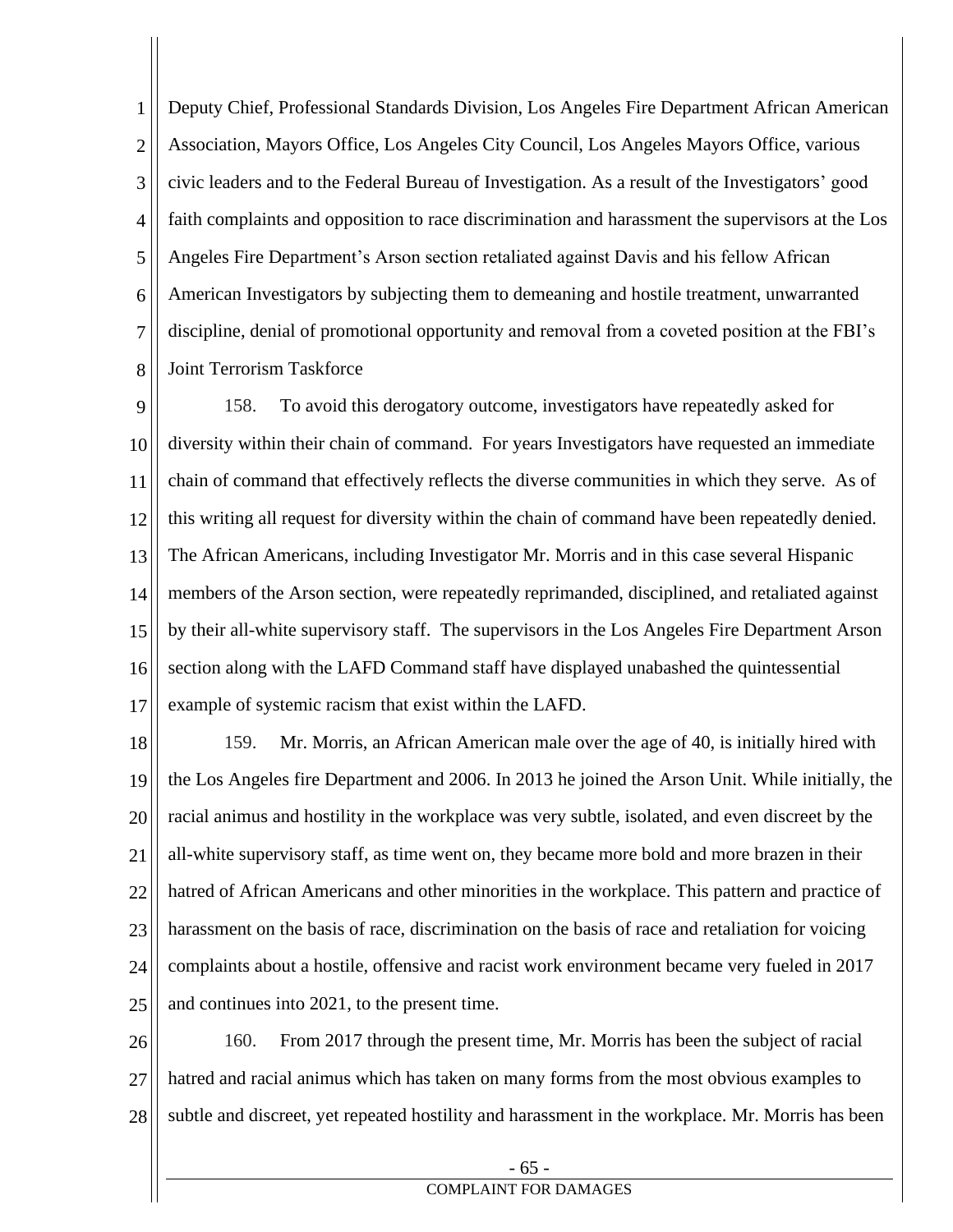Deputy Chief, Professional Standards Division, Los Angeles Fire Department African American Association, Mayors Office, Los Angeles City Council, Los Angeles Mayors Office, various civic leaders and to the Federal Bureau of Investigation. As a result of the Investigators' good faith complaints and opposition to race discrimination and harassment the supervisors at the Los Angeles Fire Department's Arson section retaliated against Davis and his fellow African American Investigators by subjecting them to demeaning and hostile treatment, unwarranted discipline, denial of promotional opportunity and removal from a coveted position at the FBI's Joint Terrorism Taskforce

158. To avoid this derogatory outcome, investigators have repeatedly asked for diversity within their chain of command. For years Investigators have requested an immediate chain of command that effectively reflects the diverse communities in which they serve. As of this writing all request for diversity within the chain of command have been repeatedly denied. The African Americans, including Investigator Mr. Morris and in this case several Hispanic members of the Arson section, were repeatedly reprimanded, disciplined, and retaliated against by their all-white supervisory staff. The supervisors in the Los Angeles Fire Department Arson section along with the LAFD Command staff have displayed unabashed the quintessential example of systemic racism that exist within the LAFD.

159. Mr. Morris, an African American male over the age of 40, is initially hired with the Los Angeles fire Department and 2006. In 2013 he joined the Arson Unit. While initially, the racial animus and hostility in the workplace was very subtle, isolated, and even discreet by the all-white supervisory staff, as time went on, they became more bold and more brazen in their hatred of African Americans and other minorities in the workplace. This pattern and practice of harassment on the basis of race, discrimination on the basis of race and retaliation for voicing complaints about a hostile, offensive and racist work environment became very fueled in 2017 and continues into 2021, to the present time.

160. From 2017 through the present time, Mr. Morris has been the subject of racial hatred and racial animus which has taken on many forms from the most obvious examples to subtle and discreet, yet repeated hostility and harassment in the workplace. Mr. Morris has been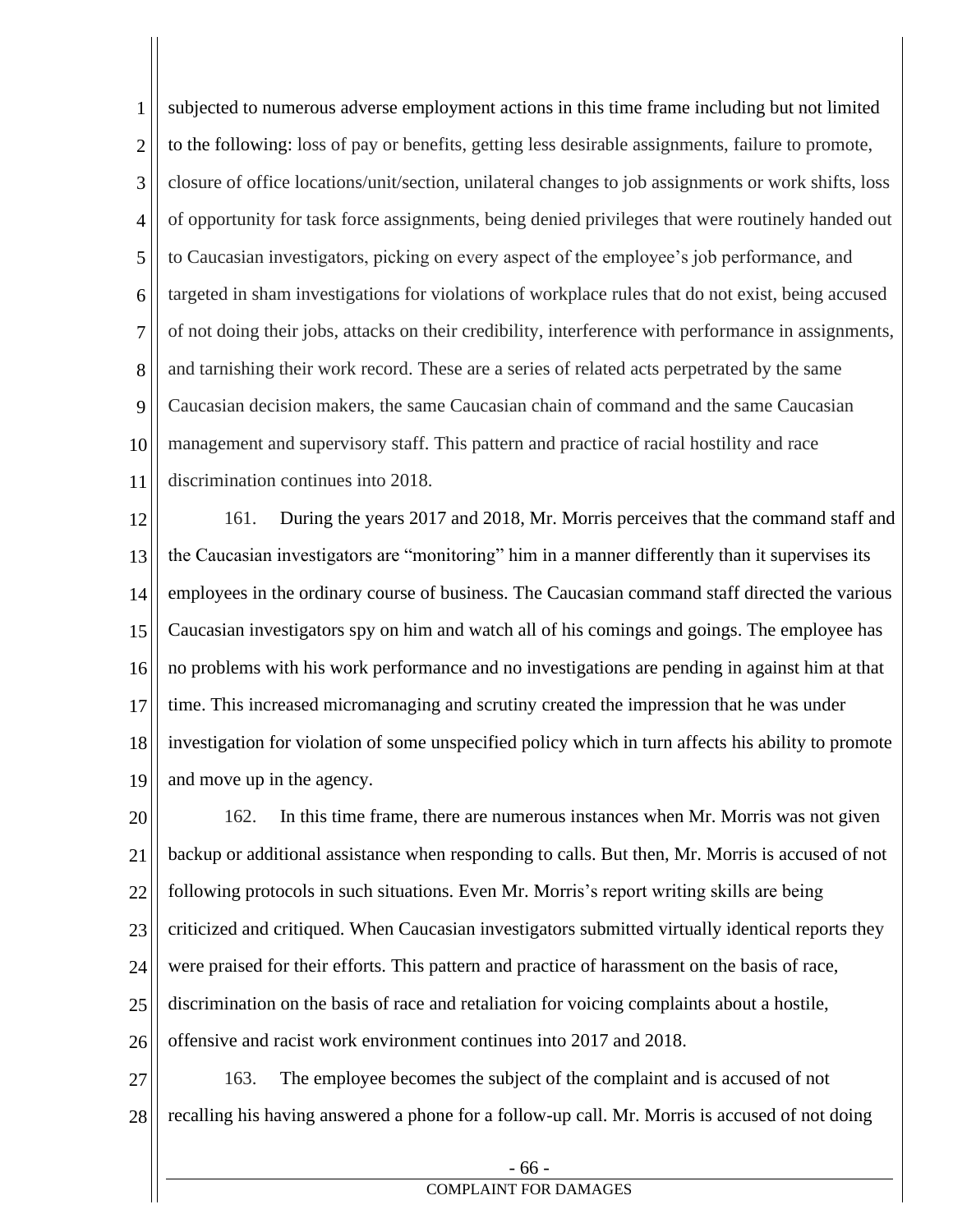subjected to numerous adverse employment actions in this time frame including but not limited to the following: loss of pay or benefits, getting less desirable assignments, failure to promote, closure of office locations/unit/section, unilateral changes to job assignments or work shifts, loss of opportunity for task force assignments, being denied privileges that were routinely handed out to Caucasian investigators, picking on every aspect of the employee's job performance, and targeted in sham investigations for violations of workplace rules that do not exist, being accused of not doing their jobs, attacks on their credibility, interference with performance in assignments, and tarnishing their work record. These are a series of related acts perpetrated by the same Caucasian decision makers, the same Caucasian chain of command and the same Caucasian management and supervisory staff. This pattern and practice of racial hostility and race discrimination continues into 2018.

161. During the years 2017 and 2018, Mr. Morris perceives that the command staff and the Caucasian investigators are "monitoring" him in a manner differently than it supervises its employees in the ordinary course of business. The Caucasian command staff directed the various Caucasian investigators spy on him and watch all of his comings and goings. The employee has no problems with his work performance and no investigations are pending in against him at that time. This increased micromanaging and scrutiny created the impression that he was under investigation for violation of some unspecified policy which in turn affects his ability to promote and move up in the agency.

162. In this time frame, there are numerous instances when Mr. Morris was not given backup or additional assistance when responding to calls. But then, Mr. Morris is accused of not following protocols in such situations. Even Mr. Morris's report writing skills are being criticized and critiqued. When Caucasian investigators submitted virtually identical reports they were praised for their efforts. This pattern and practice of harassment on the basis of race, discrimination on the basis of race and retaliation for voicing complaints about a hostile, offensive and racist work environment continues into 2017 and 2018.

163. The employee becomes the subject of the complaint and is accused of not recalling his having answered a phone for a follow-up call. Mr. Morris is accused of not doing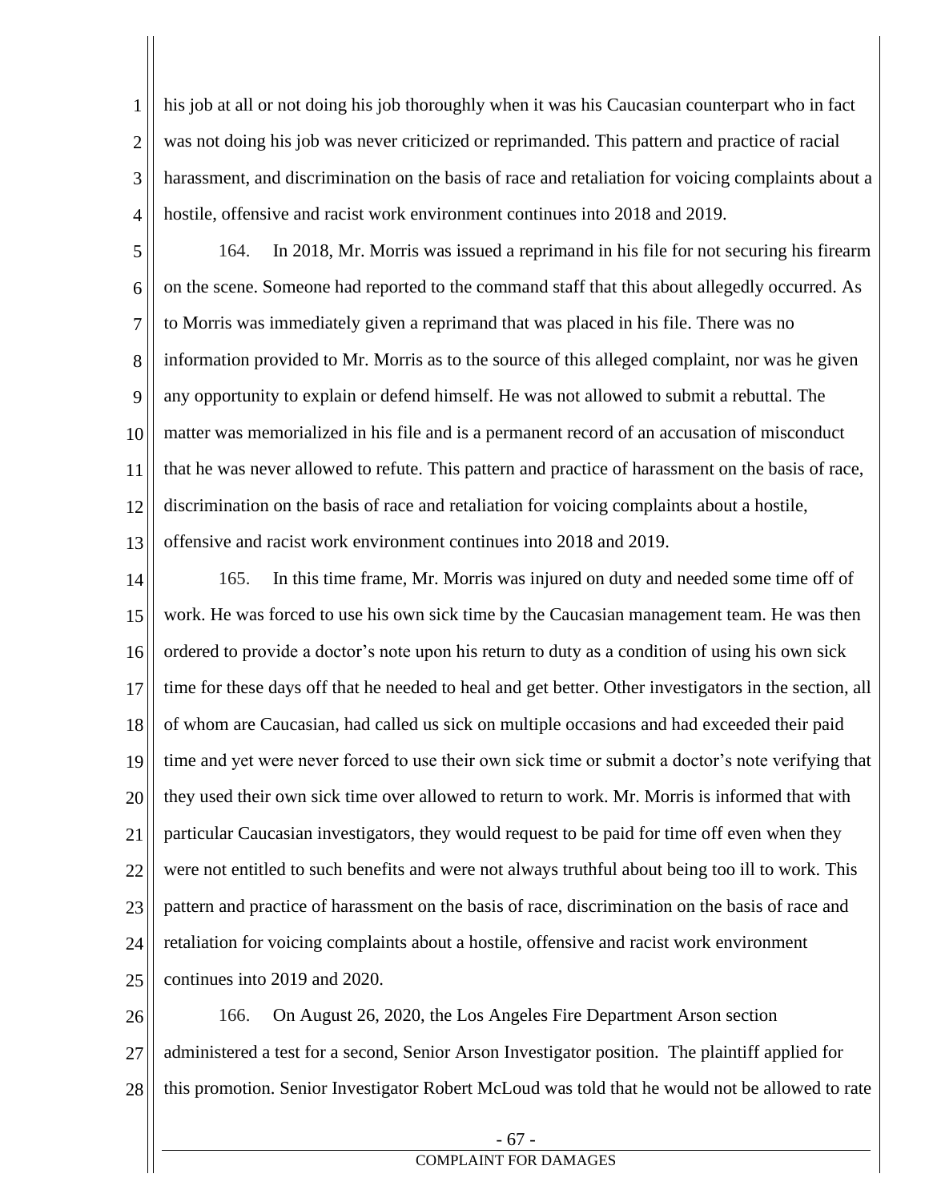his job at all or not doing his job thoroughly when it was his Caucasian counterpart who in fact was not doing his job was never criticized or reprimanded. This pattern and practice of racial harassment, and discrimination on the basis of race and retaliation for voicing complaints about a hostile, offensive and racist work environment continues into 2018 and 2019.

164. In 2018, Mr. Morris was issued a reprimand in his file for not securing his firearm on the scene. Someone had reported to the command staff that this about allegedly occurred. As to Morris was immediately given a reprimand that was placed in his file. There was no information provided to Mr. Morris as to the source of this alleged complaint, nor was he given any opportunity to explain or defend himself. He was not allowed to submit a rebuttal. The matter was memorialized in his file and is a permanent record of an accusation of misconduct that he was never allowed to refute. This pattern and practice of harassment on the basis of race, discrimination on the basis of race and retaliation for voicing complaints about a hostile, offensive and racist work environment continues into 2018 and 2019.

165. In this time frame, Mr. Morris was injured on duty and needed some time off of work. He was forced to use his own sick time by the Caucasian management team. He was then ordered to provide a doctor's note upon his return to duty as a condition of using his own sick time for these days off that he needed to heal and get better. Other investigators in the section, all of whom are Caucasian, had called us sick on multiple occasions and had exceeded their paid time and yet were never forced to use their own sick time or submit a doctor's note verifying that they used their own sick time over allowed to return to work. Mr. Morris is informed that with particular Caucasian investigators, they would request to be paid for time off even when they were not entitled to such benefits and were not always truthful about being too ill to work. This pattern and practice of harassment on the basis of race, discrimination on the basis of race and retaliation for voicing complaints about a hostile, offensive and racist work environment continues into 2019 and 2020.

166. On August 26, 2020, the Los Angeles Fire Department Arson section administered a test for a second, Senior Arson Investigator position. The plaintiff applied for this promotion. Senior Investigator Robert McLoud was told that he would not be allowed to rate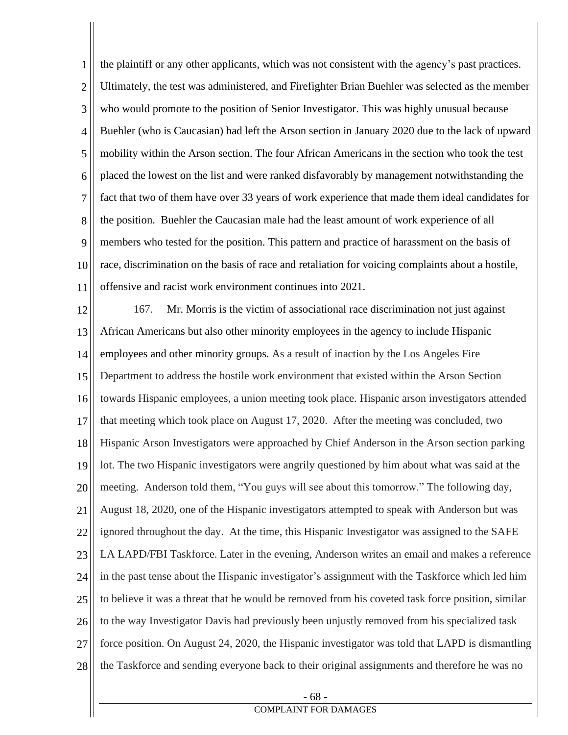the plaintiff or any other applicants, which was not consistent with the agency's past practices. Ultimately, the test was administered, and Firefighter Brian Buehler was selected as the member who would promote to the position of Senior Investigator. This was highly unusual because Buehler (who is Caucasian) had left the Arson section in January 2020 due to the lack of upward mobility within the Arson section. The four African Americans in the section who took the test placed the lowest on the list and were ranked disfavorably by management notwithstanding the fact that two of them have over 33 years of work experience that made them ideal candidates for the position. Buehler the Caucasian male had the least amount of work experience of all members who tested for the position. This pattern and practice of harassment on the basis of race, discrimination on the basis of race and retaliation for voicing complaints about a hostile, offensive and racist work environment continues into 2021.

167. Mr. Morris is the victim of associational race discrimination not just against African Americans but also other minority employees in the agency to include Hispanic employees and other minority groups. As a result of inaction by the Los Angeles Fire Department to address the hostile work environment that existed within the Arson Section towards Hispanic employees, a union meeting took place. Hispanic arson investigators attended that meeting which took place on August 17, 2020. After the meeting was concluded, two Hispanic Arson Investigators were approached by Chief Anderson in the Arson section parking lot. The two Hispanic investigators were angrily questioned by him about what was said at the meeting. Anderson told them, "You guys will see about this tomorrow." The following day, August 18, 2020, one of the Hispanic investigators attempted to speak with Anderson but was ignored throughout the day. At the time, this Hispanic Investigator was assigned to the SAFE LA LAPD/FBI Taskforce. Later in the evening, Anderson writes an email and makes a reference in the past tense about the Hispanic investigator's assignment with the Taskforce which led him to believe it was a threat that he would be removed from his coveted task force position, similar to the way Investigator Davis had previously been unjustly removed from his specialized task force position. On August 24, 2020, the Hispanic investigator was told that LAPD is dismantling the Taskforce and sending everyone back to their original assignments and therefore he was no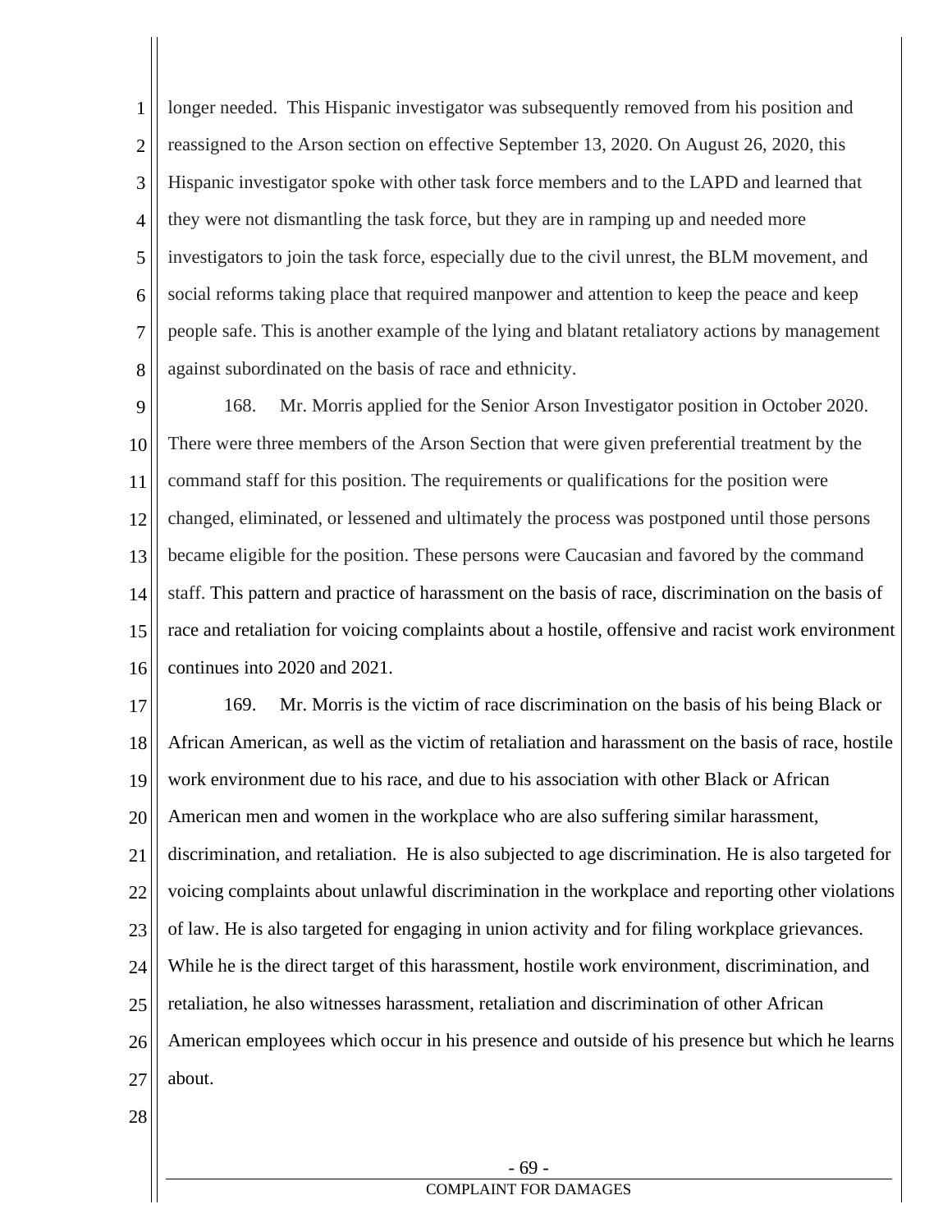longer needed. This Hispanic investigator was subsequently removed from his position and reassigned to the Arson section on effective September 13, 2020. On August 26, 2020, this Hispanic investigator spoke with other task force members and to the LAPD and learned that they were not dismantling the task force, but they are in ramping up and needed more investigators to join the task force, especially due to the civil unrest, the BLM movement, and social reforms taking place that required manpower and attention to keep the peace and keep people safe. This is another example of the lying and blatant retaliatory actions by management against subordinated on the basis of race and ethnicity.

168. Mr. Morris applied for the Senior Arson Investigator position in October 2020. There were three members of the Arson Section that were given preferential treatment by the command staff for this position. The requirements or qualifications for the position were changed, eliminated, or lessened and ultimately the process was postponed until those persons became eligible for the position. These persons were Caucasian and favored by the command staff. This pattern and practice of harassment on the basis of race, discrimination on the basis of race and retaliation for voicing complaints about a hostile, offensive and racist work environment continues into 2020 and 2021.

169. Mr. Morris is the victim of race discrimination on the basis of his being Black or African American, as well as the victim of retaliation and harassment on the basis of race, hostile work environment due to his race, and due to his association with other Black or African American men and women in the workplace who are also suffering similar harassment, discrimination, and retaliation. He is also subjected to age discrimination. He is also targeted for voicing complaints about unlawful discrimination in the workplace and reporting other violations of law. He is also targeted for engaging in union activity and for filing workplace grievances. While he is the direct target of this harassment, hostile work environment, discrimination, and retaliation, he also witnesses harassment, retaliation and discrimination of other African American employees which occur in his presence and outside of his presence but which he learns about.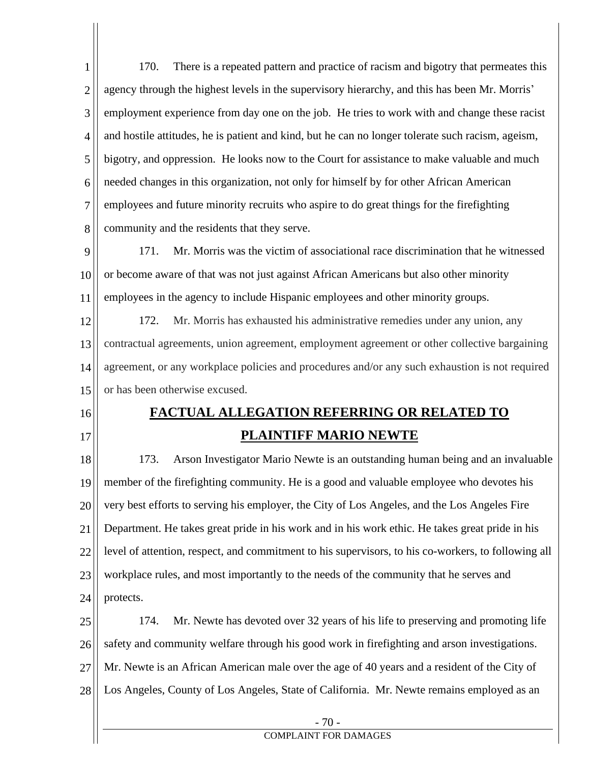170. There is a repeated pattern and practice of racism and bigotry that permeates this agency through the highest levels in the supervisory hierarchy, and this has been Mr. Morris' employment experience from day one on the job. He tries to work with and change these racist and hostile attitudes, he is patient and kind, but he can no longer tolerate such racism, ageism, bigotry, and oppression. He looks now to the Court for assistance to make valuable and much needed changes in this organization, not only for himself by for other African American employees and future minority recruits who aspire to do great things for the firefighting community and the residents that they serve.

171. Mr. Morris was the victim of associational race discrimination that he witnessed or become aware of that was not just against African Americans but also other minority employees in the agency to include Hispanic employees and other minority groups.

172. Mr. Morris has exhausted his administrative remedies under any union, any contractual agreements, union agreement, employment agreement or other collective bargaining agreement, or any workplace policies and procedures and/or any such exhaustion is not required or has been otherwise excused.

## FACTUAL ALLEGATION REFERRING OR RELATED TO PLAINTIFF MARIO NEWTE

173. Arson Investigator Mario Newte is an outstanding human being and an invaluable member of the firefighting community. He is a good and valuable employee who devotes his very best efforts to serving his employer, the City of Los Angeles, and the Los Angeles Fire Department. He takes great pride in his work and in his work ethic. He takes great pride in his level of attention, respect, and commitment to his supervisors, to his co-workers, to following all workplace rules, and most importantly to the needs of the community that he serves and protects.

174. Mr. Newte has devoted over 32 years of his life to preserving and promoting life safety and community welfare through his good work in firefighting and arson investigations. Mr. Newte is an African American male over the age of 40 years and a resident of the City of Los Angeles, County of Los Angeles, State of California. Mr. Newte remains employed as an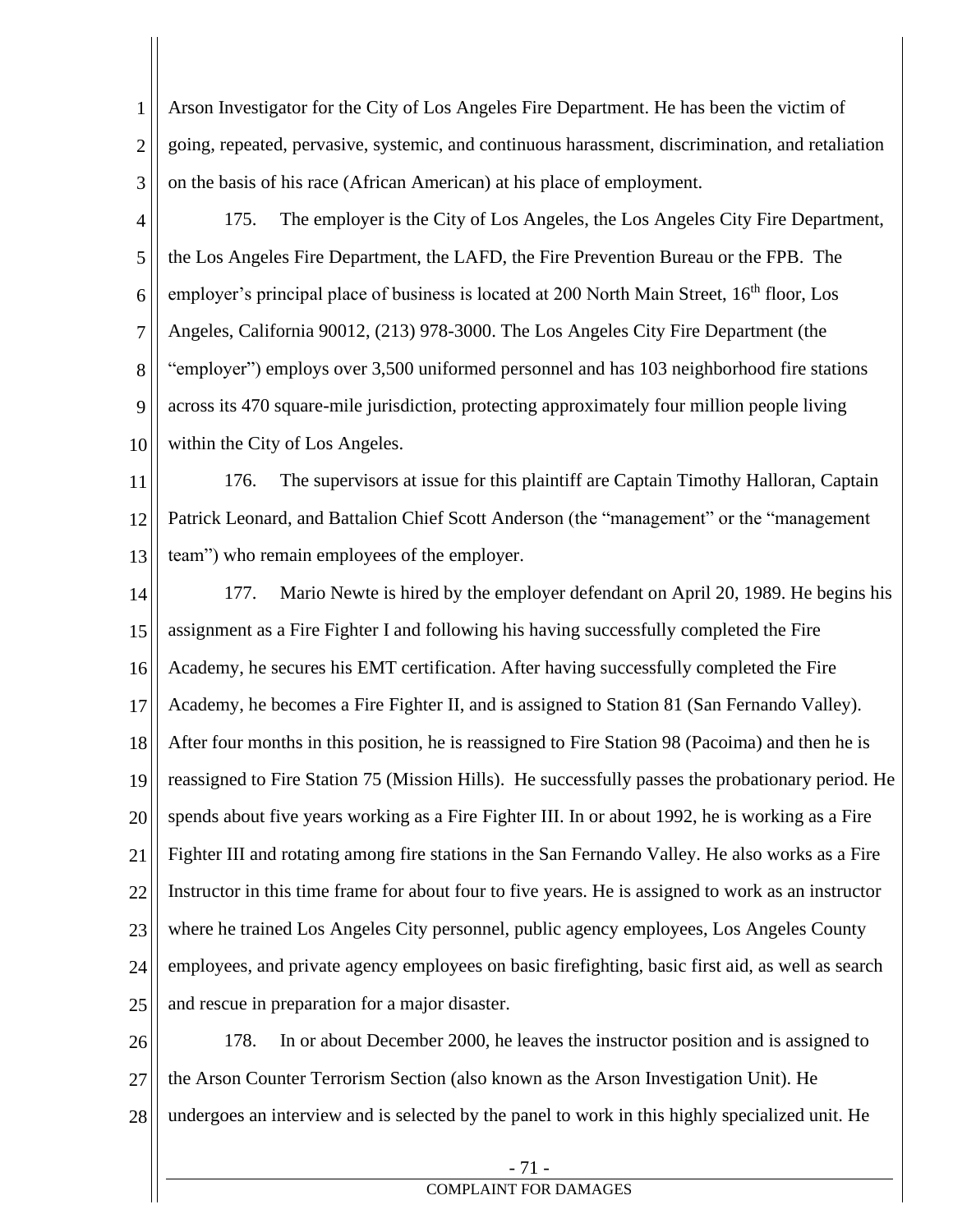Arson Investigator for the City of Los Angeles Fire Department. He has been the victim of going, repeated, pervasive, systemic, and continuous harassment, discrimination, and retaliation on the basis of his race (African American) at his place of employment.

175. The employer is the City of Los Angeles, the Los Angeles City Fire Department, the Los Angeles Fire Department, the LAFD, the Fire Prevention Bureau or the FPB. The employer's principal place of business is located at 200 North Main Street, 16th floor, Los Angeles, California 90012, (213) 978-3000. The Los Angeles City Fire Department (the "employer") employs over 3,500 uniformed personnel and has 103 neighborhood fire stations across its 470 square-mile jurisdiction, protecting approximately four million people living within the City of Los Angeles.

176. The supervisors at issue for this plaintiff are Captain Timothy Halloran, Captain Patrick Leonard, and Battalion Chief Scott Anderson (the "management" or the "management team") who remain employees of the employer.

177. Mario Newte is hired by the employer defendant on April 20, 1989. He begins his assignment as a Fire Fighter I and following his having successfully completed the Fire Academy, he secures his EMT certification. After having successfully completed the Fire Academy, he becomes a Fire Fighter II, and is assigned to Station 81 (San Fernando Valley). After four months in this position, he is reassigned to Fire Station 98 (Pacoima) and then he is reassigned to Fire Station 75 (Mission Hills). He successfully passes the probationary period. He spends about five years working as a Fire Fighter III. In or about 1992, he is working as a Fire Fighter III and rotating among fire stations in the San Fernando Valley. He also works as a Fire Instructor in this time frame for about four to five years. He is assigned to work as an instructor where he trained Los Angeles City personnel, public agency employees, Los Angeles County employees, and private agency employees on basic firefighting, basic first aid, as well as search and rescue in preparation for a major disaster.

178. In or about December 2000, he leaves the instructor position and is assigned to the Arson Counter Terrorism Section (also known as the Arson Investigation Unit). He undergoes an interview and is selected by the panel to work in this highly specialized unit. He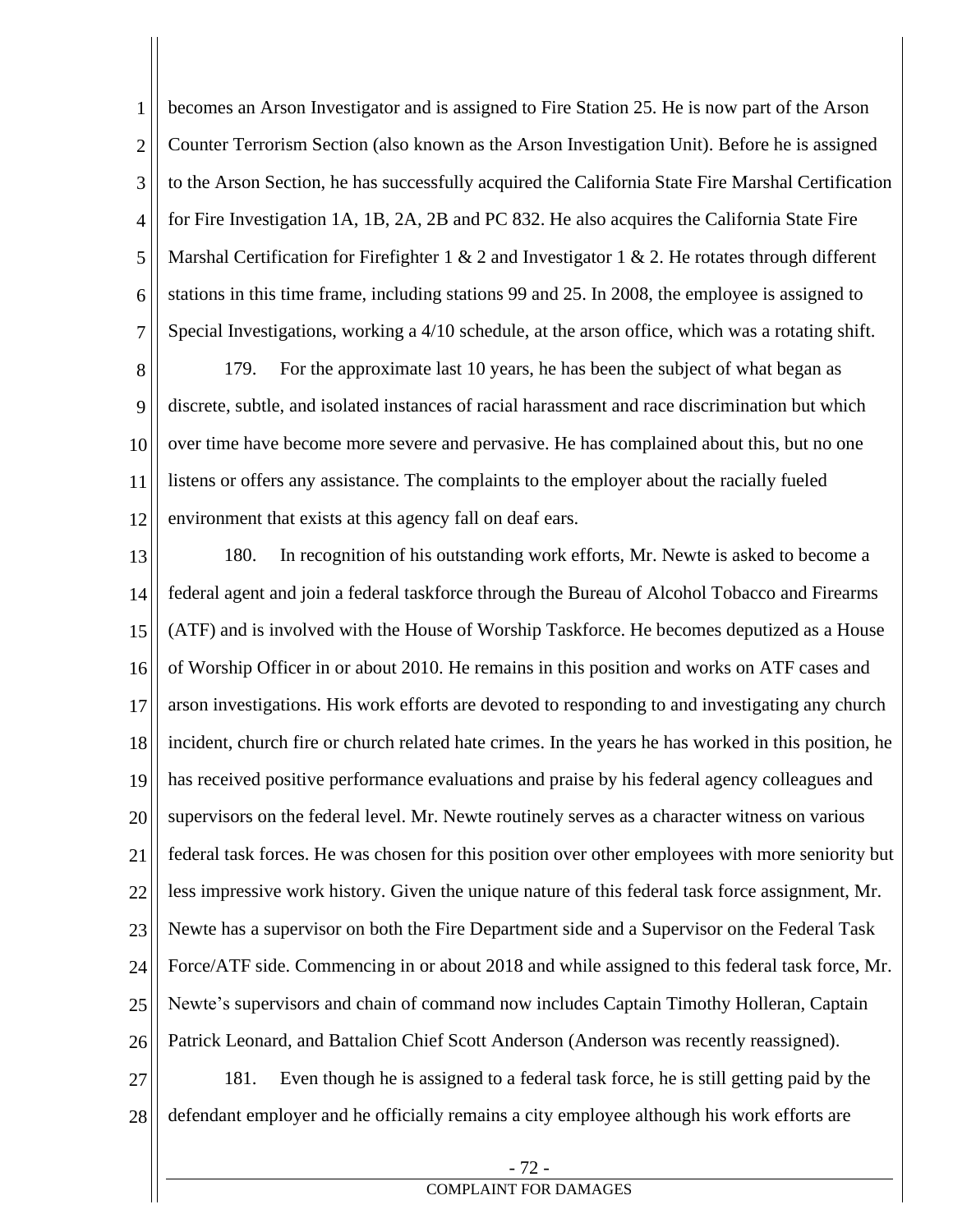becomes an Arson Investigator and is assigned to Fire Station 25. He is now part of the Arson Counter Terrorism Section (also known as the Arson Investigation Unit). Before he is assigned to the Arson Section, he has successfully acquired the California State Fire Marshal Certification for Fire Investigation 1A, 1B, 2A, 2B and PC 832. He also acquires the California State Fire Marshal Certification for Firefighter 1 & 2 and Investigator 1 & 2. He rotates through different stations in this time frame, including stations 99 and 25. In 2008, the employee is assigned to Special Investigations, working a 4/10 schedule, at the arson office, which was a rotating shift.

179. For the approximate last 10 years, he has been the subject of what began as discrete, subtle, and isolated instances of racial harassment and race discrimination but which over time have become more severe and pervasive. He has complained about this, but no one listens or offers any assistance. The complaints to the employer about the racially fueled environment that exists at this agency fall on deaf ears.

180. In recognition of his outstanding work efforts, Mr. Newte is asked to become a federal agent and join a federal taskforce through the Bureau of Alcohol Tobacco and Firearms (ATF) and is involved with the House of Worship Taskforce. He becomes deputized as a House of Worship Officer in or about 2010. He remains in this position and works on ATF cases and arson investigations. His work efforts are devoted to responding to and investigating any church incident, church fire or church related hate crimes. In the years he has worked in this position, he has received positive performance evaluations and praise by his federal agency colleagues and supervisors on the federal level. Mr. Newte routinely serves as a character witness on various federal task forces. He was chosen for this position over other employees with more seniority but less impressive work history. Given the unique nature of this federal task force assignment, Mr. Newte has a supervisor on both the Fire Department side and a Supervisor on the Federal Task Force/ATF side. Commencing in or about 2018 and while assigned to this federal task force, Mr. Newte's supervisors and chain of command now includes Captain Timothy Holleran, Captain Patrick Leonard, and Battalion Chief Scott Anderson (Anderson was recently reassigned).

181. Even though he is assigned to a federal task force, he is still getting paid by the defendant employer and he officially remains a city employee although his work efforts are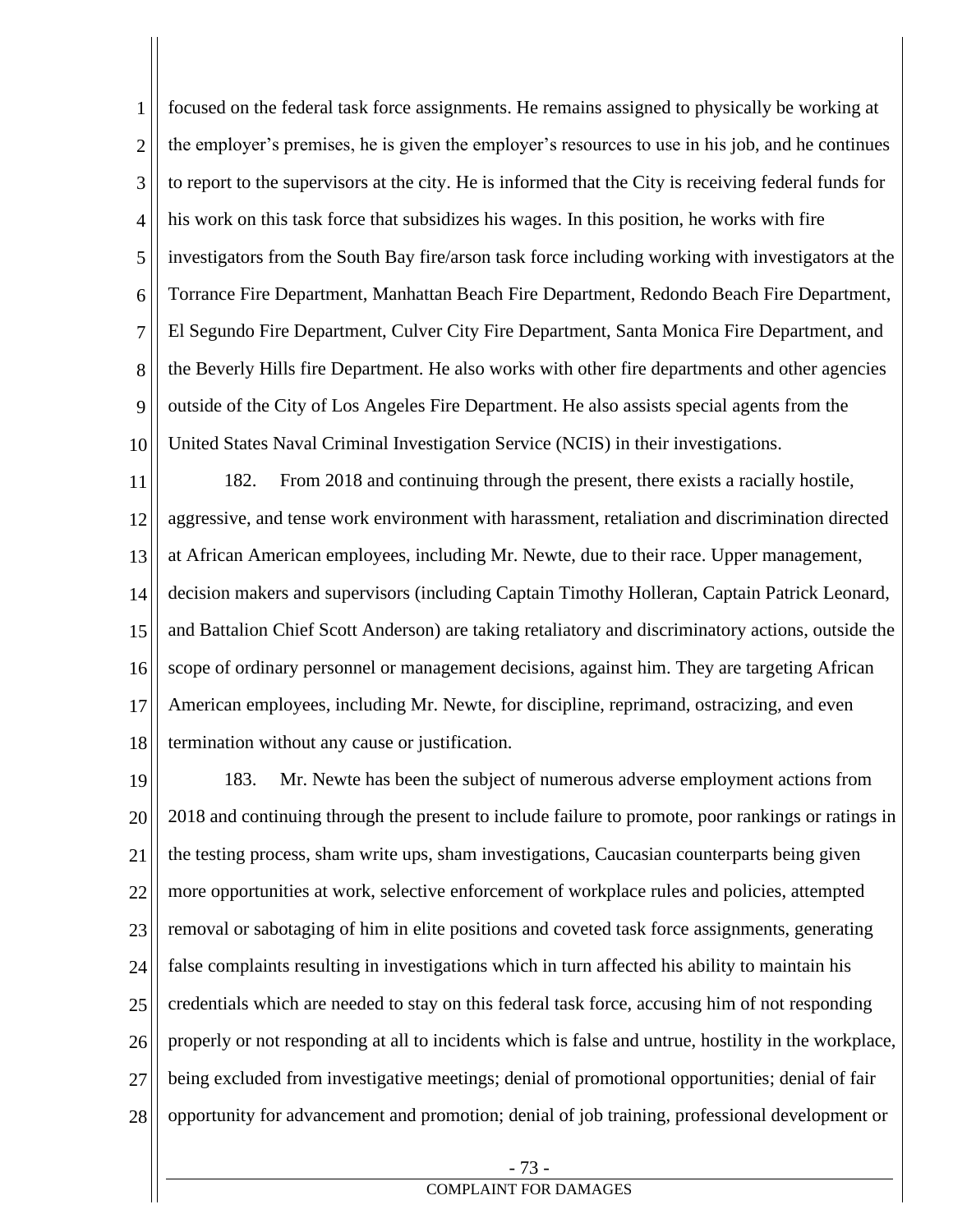focused on the federal task force assignments. He remains assigned to physically be working at the employer's premises, he is given the employer's resources to use in his job, and he continues to report to the supervisors at the city. He is informed that the City is receiving federal funds for his work on this task force that subsidizes his wages. In this position, he works with fire investigators from the South Bay fire/arson task force including working with investigators at the Torrance Fire Department, Manhattan Beach Fire Department, Redondo Beach Fire Department, El Segundo Fire Department, Culver City Fire Department, Santa Monica Fire Department, and the Beverly Hills fire Department. He also works with other fire departments and other agencies outside of the City of Los Angeles Fire Department. He also assists special agents from the United States Naval Criminal Investigation Service (NCIS) in their investigations.

182. From 2018 and continuing through the present, there exists a racially hostile, aggressive, and tense work environment with harassment, retaliation and discrimination directed at African American employees, including Mr. Newte, due to their race. Upper management, decision makers and supervisors (including Captain Timothy Holleran, Captain Patrick Leonard, and Battalion Chief Scott Anderson) are taking retaliatory and discriminatory actions, outside the scope of ordinary personnel or management decisions, against him. They are targeting African American employees, including Mr. Newte, for discipline, reprimand, ostracizing, and even termination without any cause or justification.

183. Mr. Newte has been the subject of numerous adverse employment actions from 2018 and continuing through the present to include failure to promote, poor rankings or ratings in the testing process, sham write ups, sham investigations, Caucasian counterparts being given more opportunities at work, selective enforcement of workplace rules and policies, attempted removal or sabotaging of him in elite positions and coveted task force assignments, generating false complaints resulting in investigations which in turn affected his ability to maintain his credentials which are needed to stay on this federal task force, accusing him of not responding properly or not responding at all to incidents which is false and untrue, hostility in the workplace, being excluded from investigative meetings; denial of promotional opportunities; denial of fair opportunity for advancement and promotion; denial of job training, professional development or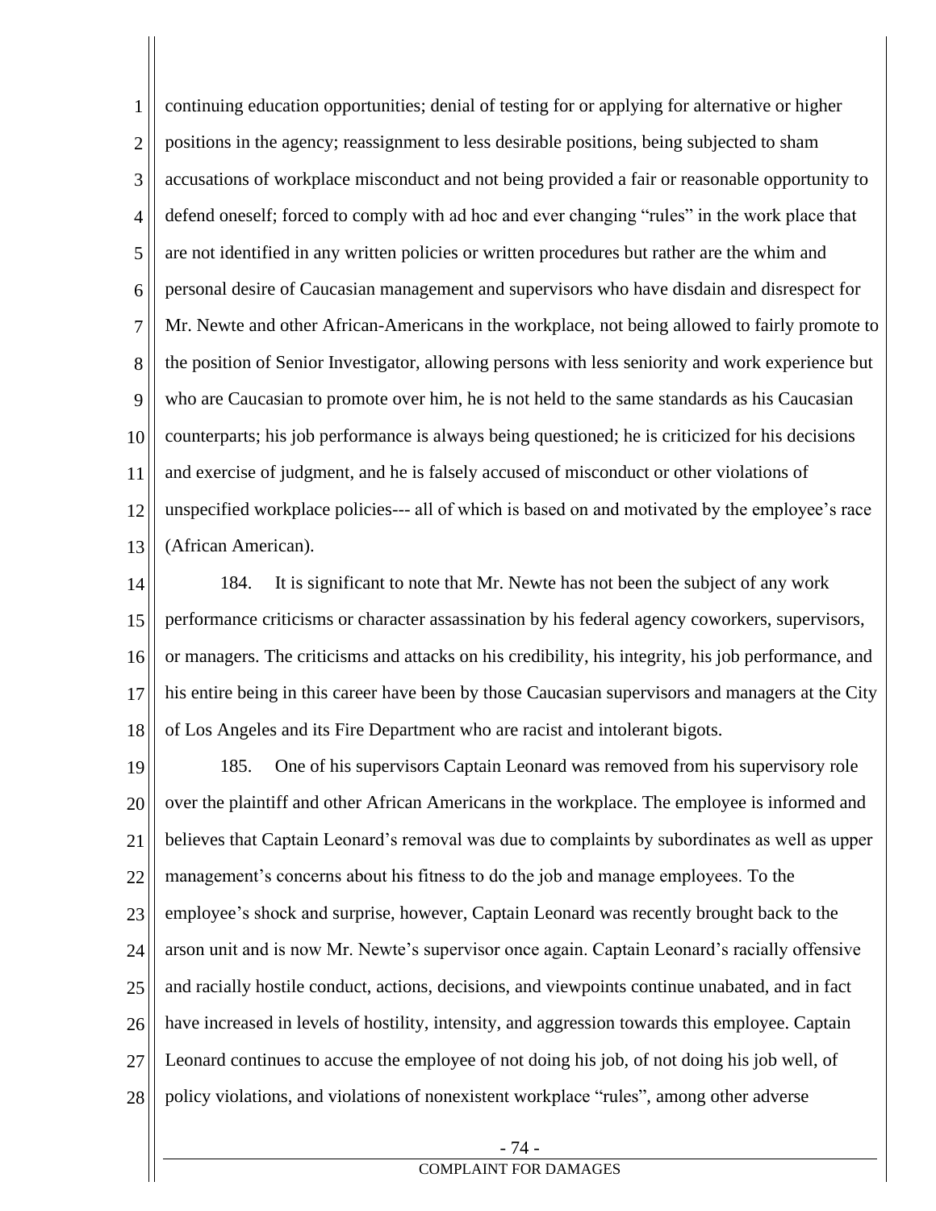continuing education opportunities; denial of testing for or applying for alternative or higher positions in the agency; reassignment to less desirable positions, being subjected to sham accusations of workplace misconduct and not being provided a fair or reasonable opportunity to defend oneself; forced to comply with ad hoc and ever changing "rules" in the work place that are not identified in any written policies or written procedures but rather are the whim and personal desire of Caucasian management and supervisors who have disdain and disrespect for Mr. Newte and other African-Americans in the workplace, not being allowed to fairly promote to the position of Senior Investigator, allowing persons with less seniority and work experience but who are Caucasian to promote over him, he is not held to the same standards as his Caucasian counterparts; his job performance is always being questioned; he is criticized for his decisions and exercise of judgment, and he is falsely accused of misconduct or other violations of unspecified workplace policies--- all of which is based on and motivated by the employee's race (African American).

184. It is significant to note that Mr. Newte has not been the subject of any work performance criticisms or character assassination by his federal agency coworkers, supervisors, or managers. The criticisms and attacks on his credibility, his integrity, his job performance, and his entire being in this career have been by those Caucasian supervisors and managers at the City of Los Angeles and its Fire Department who are racist and intolerant bigots.

185. One of his supervisors Captain Leonard was removed from his supervisory role over the plaintiff and other African Americans in the workplace. The employee is informed and believes that Captain Leonard's removal was due to complaints by subordinates as well as upper management's concerns about his fitness to do the job and manage employees. To the employee's shock and surprise, however, Captain Leonard was recently brought back to the arson unit and is now Mr. Newte's supervisor once again. Captain Leonard's racially offensive and racially hostile conduct, actions, decisions, and viewpoints continue unabated, and in fact have increased in levels of hostility, intensity, and aggression towards this employee. Captain Leonard continues to accuse the employee of not doing his job, of not doing his job well, of policy violations, and violations of nonexistent workplace "rules", among other adverse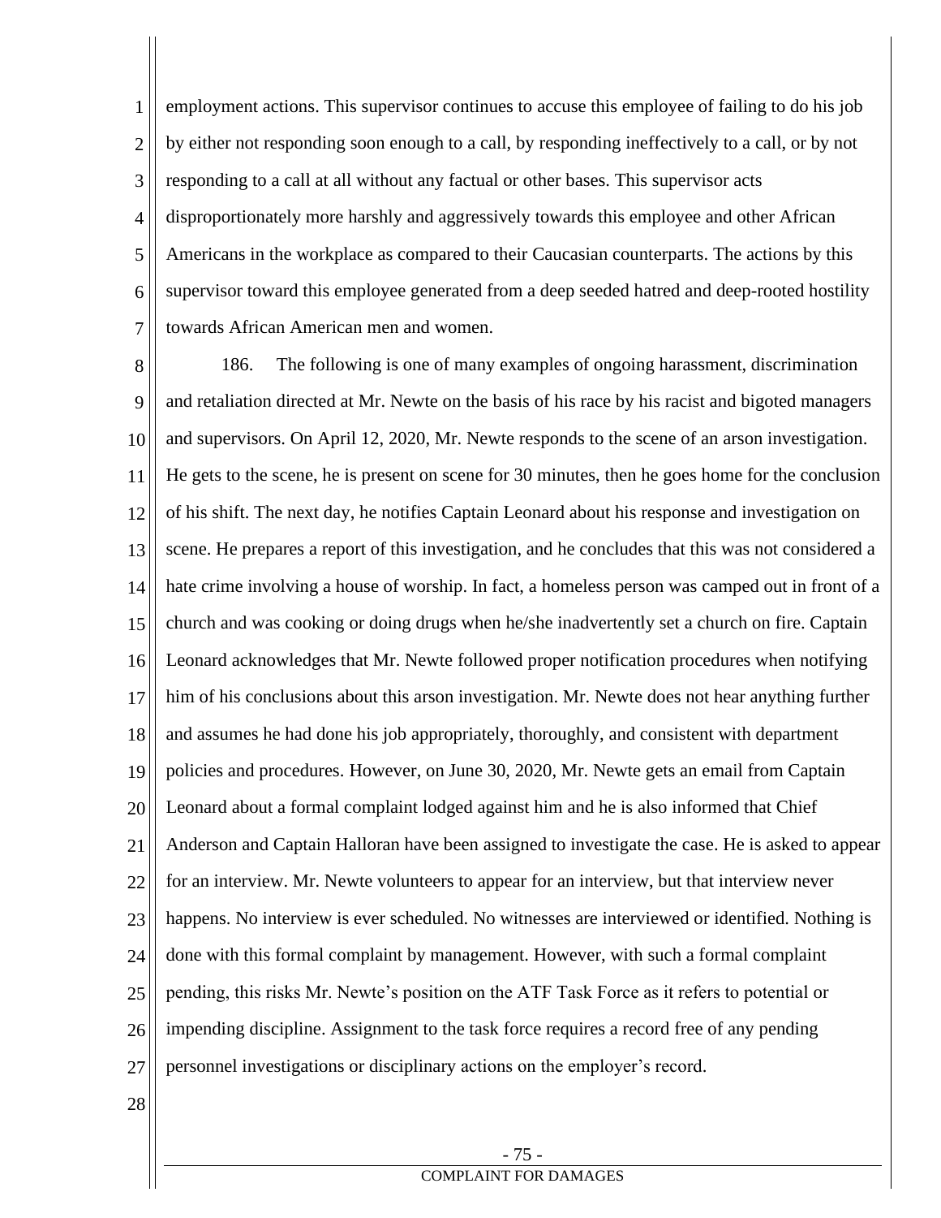employment actions. This supervisor continues to accuse this employee of failing to do his job by either not responding soon enough to a call, by responding ineffectively to a call, or by not responding to a call at all without any factual or other bases. This supervisor acts disproportionately more harshly and aggressively towards this employee and other African Americans in the workplace as compared to their Caucasian counterparts. The actions by this supervisor toward this employee generated from a deep seeded hatred and deep-rooted hostility towards African American men and women.

186. The following is one of many examples of ongoing harassment, discrimination and retaliation directed at Mr. Newte on the basis of his race by his racist and bigoted managers and supervisors. On April 12, 2020, Mr. Newte responds to the scene of an arson investigation. He gets to the scene, he is present on scene for 30 minutes, then he goes home for the conclusion of his shift. The next day, he notifies Captain Leonard about his response and investigation on scene. He prepares a report of this investigation, and he concludes that this was not considered a hate crime involving a house of worship. In fact, a homeless person was camped out in front of a church and was cooking or doing drugs when he/she inadvertently set a church on fire. Captain Leonard acknowledges that Mr. Newte followed proper notification procedures when notifying him of his conclusions about this arson investigation. Mr. Newte does not hear anything further and assumes he had done his job appropriately, thoroughly, and consistent with department policies and procedures. However, on June 30, 2020, Mr. Newte gets an email from Captain Leonard about a formal complaint lodged against him and he is also informed that Chief Anderson and Captain Halloran have been assigned to investigate the case. He is asked to appear for an interview. Mr. Newte volunteers to appear for an interview, but that interview never happens. No interview is ever scheduled. No witnesses are interviewed or identified. Nothing is done with this formal complaint by management. However, with such a formal complaint pending, this risks Mr. Newte's position on the ATF Task Force as it refers to potential or impending discipline. Assignment to the task force requires a record free of any pending personnel investigations or disciplinary actions on the employer's record.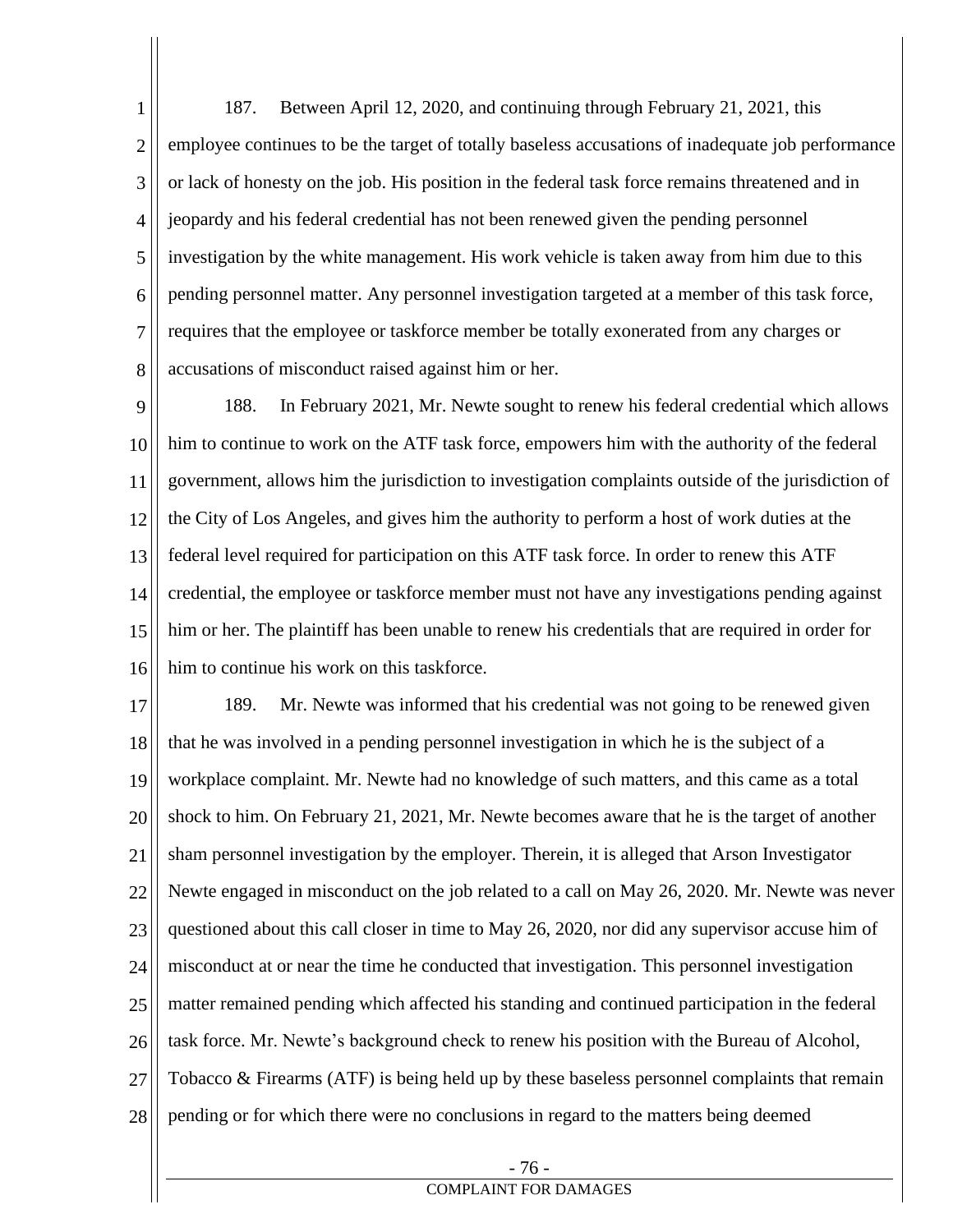187. Between April 12, 2020, and continuing through February 21, 2021, this employee continues to be the target of totally baseless accusations of inadequate job performance or lack of honesty on the job. His position in the federal task force remains threatened and in jeopardy and his federal credential has not been renewed given the pending personnel investigation by the white management. His work vehicle is taken away from him due to this pending personnel matter. Any personnel investigation targeted at a member of this task force, requires that the employee or taskforce member be totally exonerated from any charges or accusations of misconduct raised against him or her.

188. In February 2021, Mr. Newte sought to renew his federal credential which allows him to continue to work on the ATF task force, empowers him with the authority of the federal government, allows him the jurisdiction to investigation complaints outside of the jurisdiction of the City of Los Angeles, and gives him the authority to perform a host of work duties at the federal level required for participation on this ATF task force. In order to renew this ATF credential, the employee or taskforce member must not have any investigations pending against him or her. The plaintiff has been unable to renew his credentials that are required in order for him to continue his work on this taskforce.

189. Mr. Newte was informed that his credential was not going to be renewed given that he was involved in a pending personnel investigation in which he is the subject of a workplace complaint. Mr. Newte had no knowledge of such matters, and this came as a total shock to him. On February 21, 2021, Mr. Newte becomes aware that he is the target of another sham personnel investigation by the employer. Therein, it is alleged that Arson Investigator Newte engaged in misconduct on the job related to a call on May 26, 2020. Mr. Newte was never questioned about this call closer in time to May 26, 2020, nor did any supervisor accuse him of misconduct at or near the time he conducted that investigation. This personnel investigation matter remained pending which affected his standing and continued participation in the federal task force. Mr. Newte's background check to renew his position with the Bureau of Alcohol, Tobacco & Firearms (ATF) is being held up by these baseless personnel complaints that remain pending or for which there were no conclusions in regard to the matters being deemed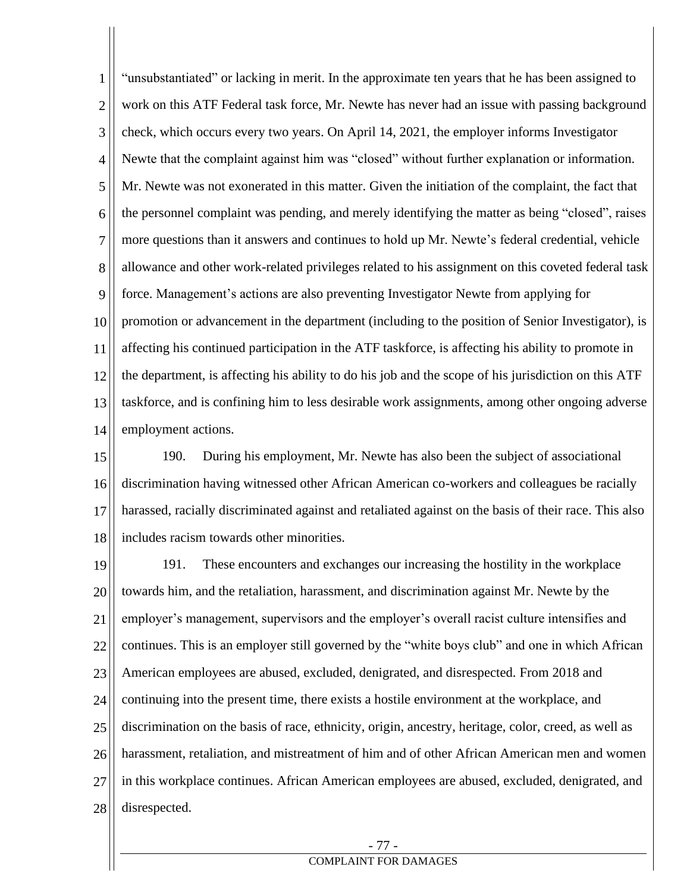"unsubstantiated" or lacking in merit. In the approximate ten years that he has been assigned to work on this ATF Federal task force, Mr. Newte has never had an issue with passing background check, which occurs every two years. On April 14, 2021, the employer informs Investigator Newte that the complaint against him was "closed" without further explanation or information. Mr. Newte was not exonerated in this matter. Given the initiation of the complaint, the fact that the personnel complaint was pending, and merely identifying the matter as being "closed", raises more questions than it answers and continues to hold up Mr. Newte's federal credential, vehicle allowance and other work-related privileges related to his assignment on this coveted federal task force. Management's actions are also preventing Investigator Newte from applying for promotion or advancement in the department (including to the position of Senior Investigator), is affecting his continued participation in the ATF taskforce, is affecting his ability to promote in the department, is affecting his ability to do his job and the scope of his jurisdiction on this ATF taskforce, and is confining him to less desirable work assignments, among other ongoing adverse employment actions.

190. During his employment, Mr. Newte has also been the subject of associational discrimination having witnessed other African American co-workers and colleagues be racially harassed, racially discriminated against and retaliated against on the basis of their race. This also includes racism towards other minorities.

191. These encounters and exchanges our increasing the hostility in the workplace towards him, and the retaliation, harassment, and discrimination against Mr. Newte by the employer's management, supervisors and the employer's overall racist culture intensifies and continues. This is an employer still governed by the "white boys club" and one in which African American employees are abused, excluded, denigrated, and disrespected. From 2018 and continuing into the present time, there exists a hostile environment at the workplace, and discrimination on the basis of race, ethnicity, origin, ancestry, heritage, color, creed, as well as harassment, retaliation, and mistreatment of him and of other African American men and women in this workplace continues. African American employees are abused, excluded, denigrated, and disrespected.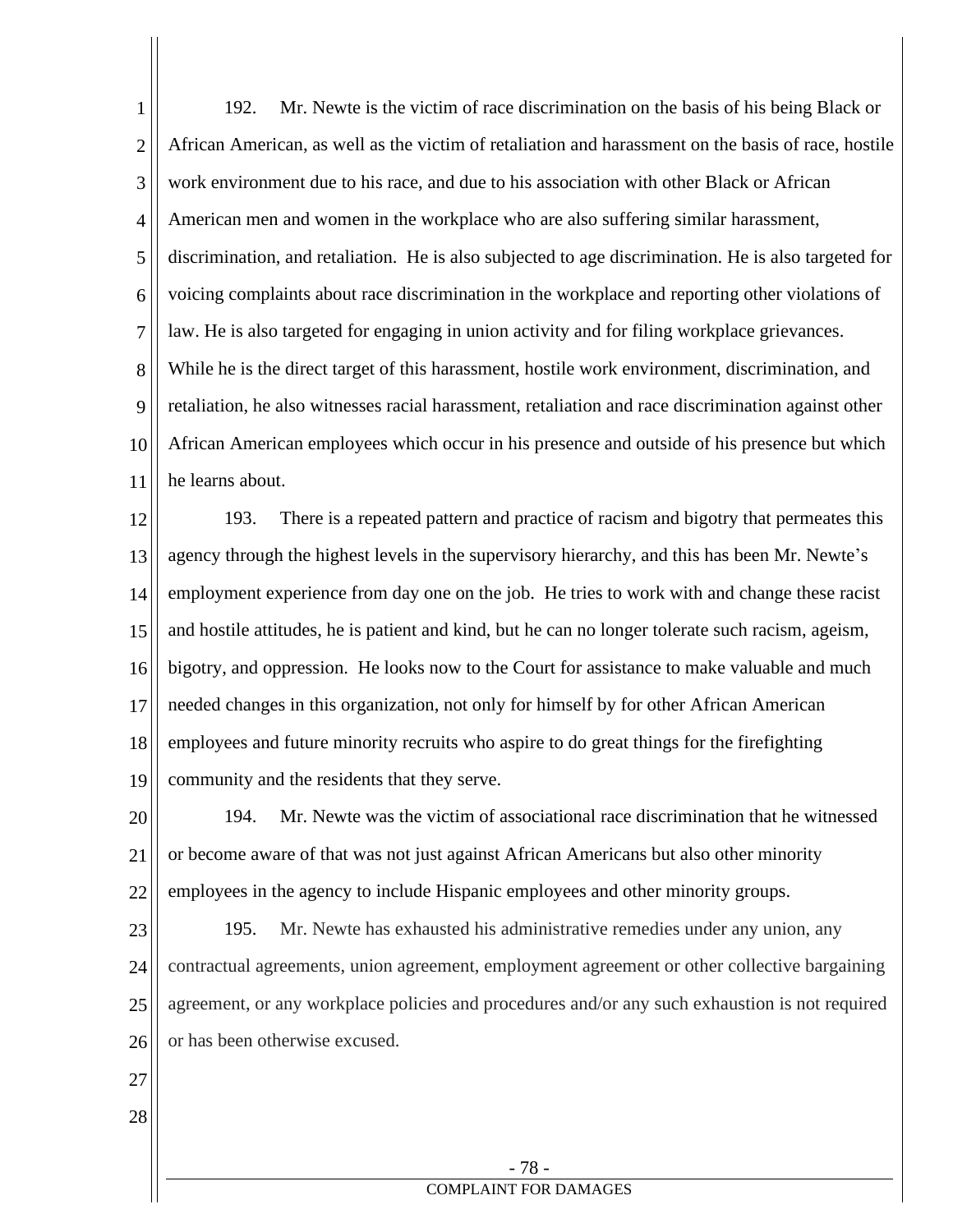192. Mr. Newte is the victim of race discrimination on the basis of his being Black or African American, as well as the victim of retaliation and harassment on the basis of race, hostile work environment due to his race, and due to his association with other Black or African American men and women in the workplace who are also suffering similar harassment, discrimination, and retaliation. He is also subjected to age discrimination. He is also targeted for voicing complaints about race discrimination in the workplace and reporting other violations of law. He is also targeted for engaging in union activity and for filing workplace grievances. While he is the direct target of this harassment, hostile work environment, discrimination, and retaliation, he also witnesses racial harassment, retaliation and race discrimination against other African American employees which occur in his presence and outside of his presence but which he learns about.

193. There is a repeated pattern and practice of racism and bigotry that permeates this agency through the highest levels in the supervisory hierarchy, and this has been Mr. Newte's employment experience from day one on the job. He tries to work with and change these racist and hostile attitudes, he is patient and kind, but he can no longer tolerate such racism, ageism, bigotry, and oppression. He looks now to the Court for assistance to make valuable and much needed changes in this organization, not only for himself by for other African American employees and future minority recruits who aspire to do great things for the firefighting community and the residents that they serve.

194. Mr. Newte was the victim of associational race discrimination that he witnessed or become aware of that was not just against African Americans but also other minority employees in the agency to include Hispanic employees and other minority groups.

195. Mr. Newte has exhausted his administrative remedies under any union, any contractual agreements, union agreement, employment agreement or other collective bargaining agreement, or any workplace policies and procedures and/or any such exhaustion is not required or has been otherwise excused.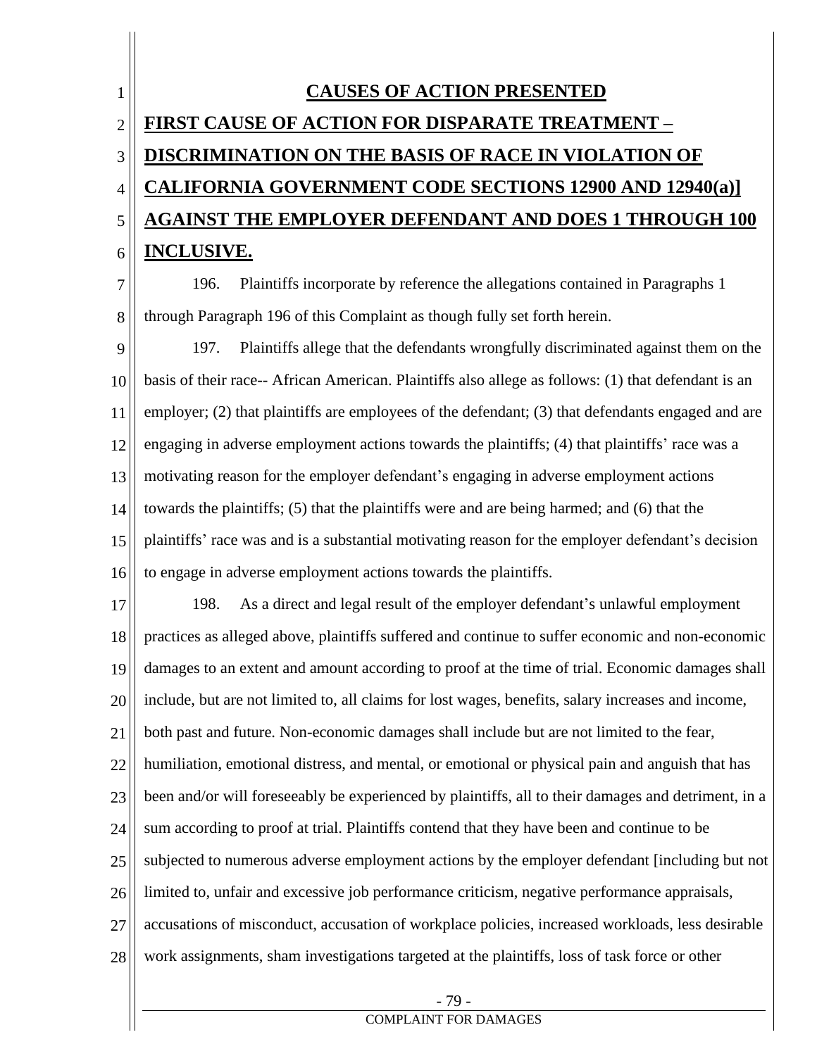## CAUSES OF ACTION PRESENTED

## FIRST CAUSE OF ACTION FOR DISPARATE TREATMENT – DISCRIMINATION ON THE BASIS OF RACE IN VIOLATION OF CALIFORNIA GOVERNMENT CODE SECTIONS 12900 AND 12940(a)] AGAINST THE EMPLOYER DEFENDANT AND DOES 1 THROUGH 100 INCLUSIVE.

196. Plaintiffs incorporate by reference the allegations contained in Paragraphs 1 through Paragraph 196 of this Complaint as though fully set forth herein.

197. Plaintiffs allege that the defendants wrongfully discriminated against them on the basis of their race-- African American. Plaintiffs also allege as follows: (1) that defendant is an employer; (2) that plaintiffs are employees of the defendant; (3) that defendants engaged and are engaging in adverse employment actions towards the plaintiffs; (4) that plaintiffs' race was a motivating reason for the employer defendant's engaging in adverse employment actions towards the plaintiffs; (5) that the plaintiffs were and are being harmed; and (6) that the plaintiffs' race was and is a substantial motivating reason for the employer defendant's decision to engage in adverse employment actions towards the plaintiffs.

198. As a direct and legal result of the employer defendant's unlawful employment practices as alleged above, plaintiffs suffered and continue to suffer economic and non-economic damages to an extent and amount according to proof at the time of trial. Economic damages shall include, but are not limited to, all claims for lost wages, benefits, salary increases and income, both past and future. Non-economic damages shall include but are not limited to the fear, humiliation, emotional distress, and mental, or emotional or physical pain and anguish that has been and/or will foreseeably be experienced by plaintiffs, all to their damages and detriment, in a sum according to proof at trial. Plaintiffs contend that they have been and continue to be subjected to numerous adverse employment actions by the employer defendant [including but not limited to, unfair and excessive job performance criticism, negative performance appraisals, accusations of misconduct, accusation of workplace policies, increased workloads, less desirable work assignments, sham investigations targeted at the plaintiffs, loss of task force or other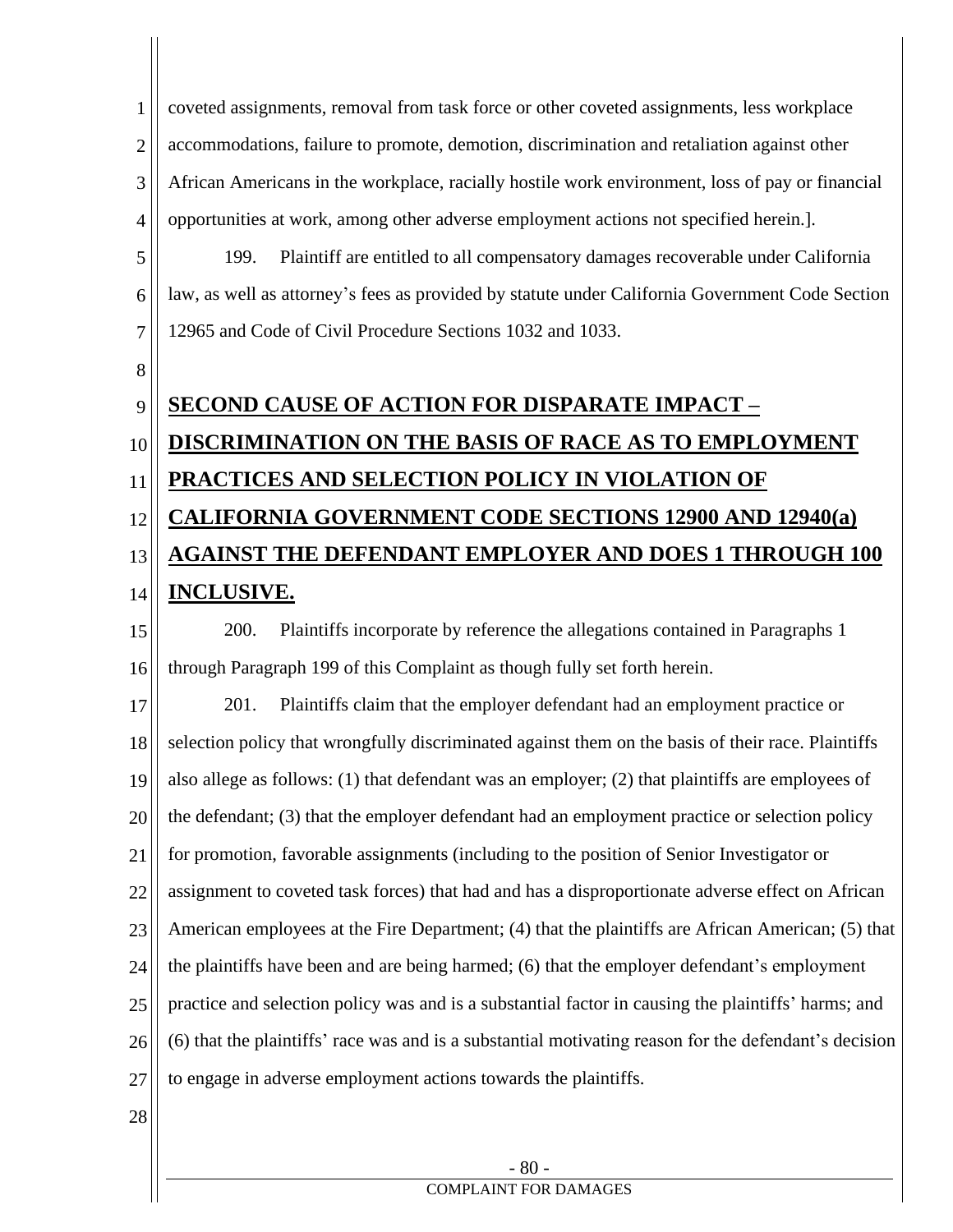coveted assignments, removal from task force or other coveted assignments, less workplace accommodations, failure to promote, demotion, discrimination and retaliation against other African Americans in the workplace, racially hostile work environment, loss of pay or financial opportunities at work, among other adverse employment actions not specified herein.].

199. Plaintiff are entitled to all compensatory damages recoverable under California law, as well as attorney's fees as provided by statute under California Government Code Section 12965 and Code of Civil Procedure Sections 1032 and 1033.

## SECOND CAUSE OF ACTION FOR DISPARATE IMPACT – DISCRIMINATION ON THE BASIS OF RACE AS TO EMPLOYMENT PRACTICES AND SELECTION POLICY IN VIOLATION OF CALIFORNIA GOVERNMENT CODE SECTIONS 12900 AND 12940(a) AGAINST THE DEFENDANT EMPLOYER AND DOES 1 THROUGH 100 INCLUSIVE.

200. Plaintiffs incorporate by reference the allegations contained in Paragraphs 1 through Paragraph 199 of this Complaint as though fully set forth herein.

201. Plaintiffs claim that the employer defendant had an employment practice or selection policy that wrongfully discriminated against them on the basis of their race. Plaintiffs also allege as follows: (1) that defendant was an employer; (2) that plaintiffs are employees of the defendant; (3) that the employer defendant had an employment practice or selection policy for promotion, favorable assignments (including to the position of Senior Investigator or assignment to coveted task forces) that had and has a disproportionate adverse effect on African American employees at the Fire Department; (4) that the plaintiffs are African American; (5) that the plaintiffs have been and are being harmed; (6) that the employer defendant's employment practice and selection policy was and is a substantial factor in causing the plaintiffs' harms; and (6) that the plaintiffs' race was and is a substantial motivating reason for the defendant's decision to engage in adverse employment actions towards the plaintiffs.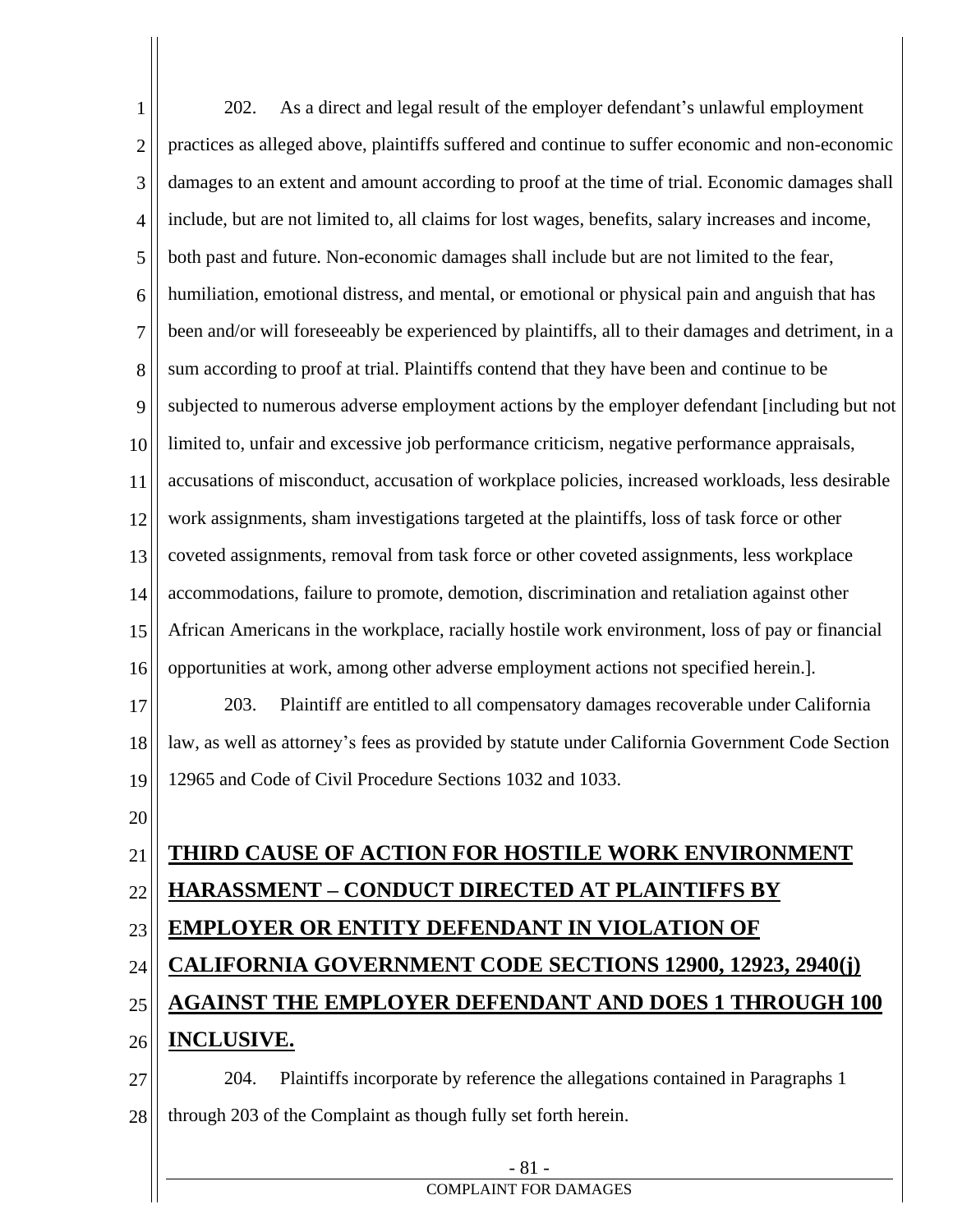202. As a direct and legal result of the employer defendant's unlawful employment practices as alleged above, plaintiffs suffered and continue to suffer economic and non-economic damages to an extent and amount according to proof at the time of trial. Economic damages shall include, but are not limited to, all claims for lost wages, benefits, salary increases and income, both past and future. Non-economic damages shall include but are not limited to the fear, humiliation, emotional distress, and mental, or emotional or physical pain and anguish that has been and/or will foreseeably be experienced by plaintiffs, all to their damages and detriment, in a sum according to proof at trial. Plaintiffs contend that they have been and continue to be subjected to numerous adverse employment actions by the employer defendant [including but not limited to, unfair and excessive job performance criticism, negative performance appraisals, accusations of misconduct, accusation of workplace policies, increased workloads, less desirable work assignments, sham investigations targeted at the plaintiffs, loss of task force or other coveted assignments, removal from task force or other coveted assignments, less workplace accommodations, failure to promote, demotion, discrimination and retaliation against other African Americans in the workplace, racially hostile work environment, loss of pay or financial opportunities at work, among other adverse employment actions not specified herein.].

203. Plaintiff are entitled to all compensatory damages recoverable under California law, as well as attorney's fees as provided by statute under California Government Code Section 12965 and Code of Civil Procedure Sections 1032 and 1033.

## THIRD CAUSE OF ACTION FOR HOSTILE WORK ENVIRONMENT HARASSMENT – CONDUCT DIRECTED AT PLAINTIFFS BY EMPLOYER OR ENTITY DEFENDANT IN VIOLATION OF CALIFORNIA GOVERNMENT CODE SECTIONS 12900, 12923, 2940(j) AGAINST THE EMPLOYER DEFENDANT AND DOES 1 THROUGH 100 INCLUSIVE.

204. Plaintiffs incorporate by reference the allegations contained in Paragraphs 1 through 203 of the Complaint as though fully set forth herein.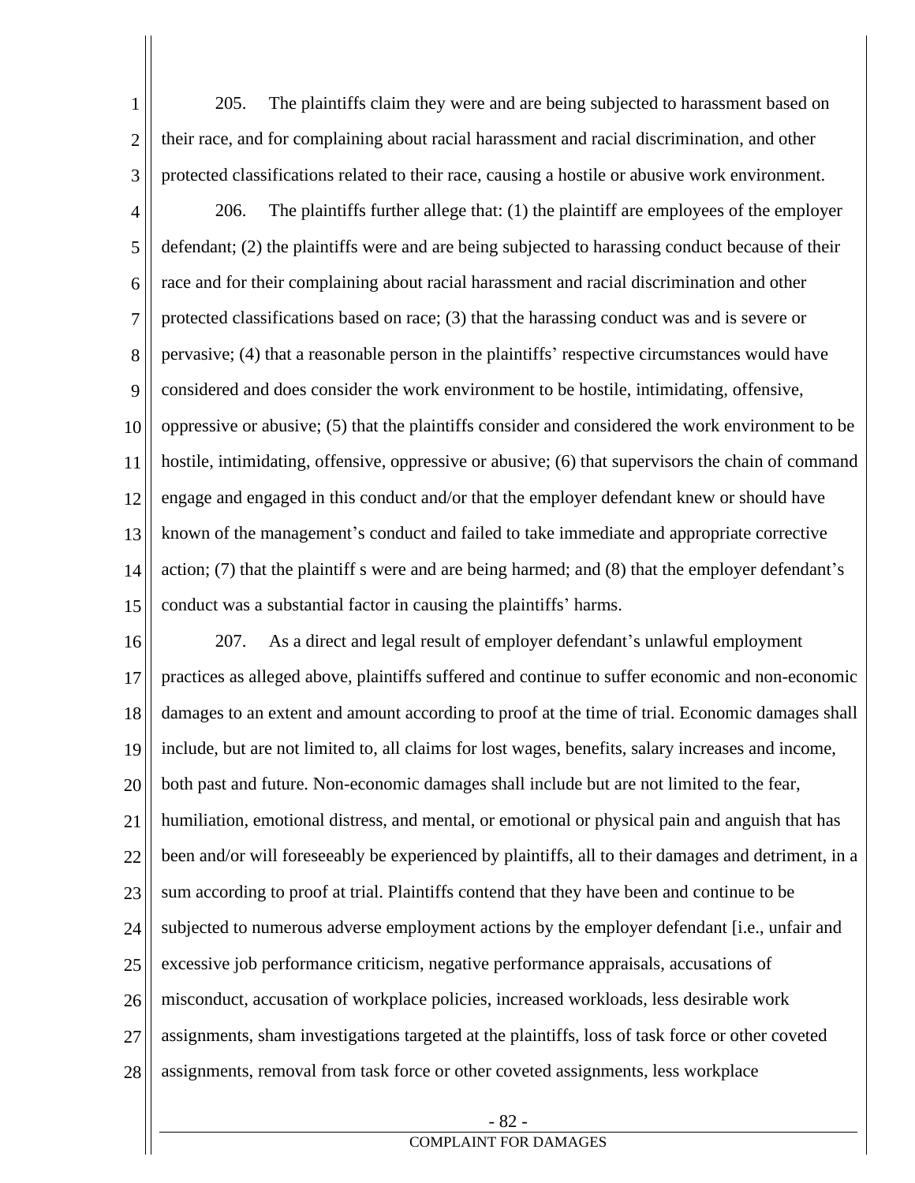205. The plaintiffs claim they were and are being subjected to harassment based on their race, and for complaining about racial harassment and racial discrimination, and other protected classifications related to their race, causing a hostile or abusive work environment.

206. The plaintiffs further allege that: (1) the plaintiff are employees of the employer defendant; (2) the plaintiffs were and are being subjected to harassing conduct because of their race and for their complaining about racial harassment and racial discrimination and other protected classifications based on race; (3) that the harassing conduct was and is severe or pervasive; (4) that a reasonable person in the plaintiffs' respective circumstances would have considered and does consider the work environment to be hostile, intimidating, offensive, oppressive or abusive; (5) that the plaintiffs consider and considered the work environment to be hostile, intimidating, offensive, oppressive or abusive; (6) that supervisors the chain of command engage and engaged in this conduct and/or that the employer defendant knew or should have known of the management's conduct and failed to take immediate and appropriate corrective action; (7) that the plaintiff s were and are being harmed; and (8) that the employer defendant's conduct was a substantial factor in causing the plaintiffs' harms.

207. As a direct and legal result of employer defendant's unlawful employment practices as alleged above, plaintiffs suffered and continue to suffer economic and non-economic damages to an extent and amount according to proof at the time of trial. Economic damages shall include, but are not limited to, all claims for lost wages, benefits, salary increases and income, both past and future. Non-economic damages shall include but are not limited to the fear, humiliation, emotional distress, and mental, or emotional or physical pain and anguish that has been and/or will foreseeably be experienced by plaintiffs, all to their damages and detriment, in a sum according to proof at trial. Plaintiffs contend that they have been and continue to be subjected to numerous adverse employment actions by the employer defendant [i.e., unfair and excessive job performance criticism, negative performance appraisals, accusations of misconduct, accusation of workplace policies, increased workloads, less desirable work assignments, sham investigations targeted at the plaintiffs, loss of task force or other coveted assignments, removal from task force or other coveted assignments, less workplace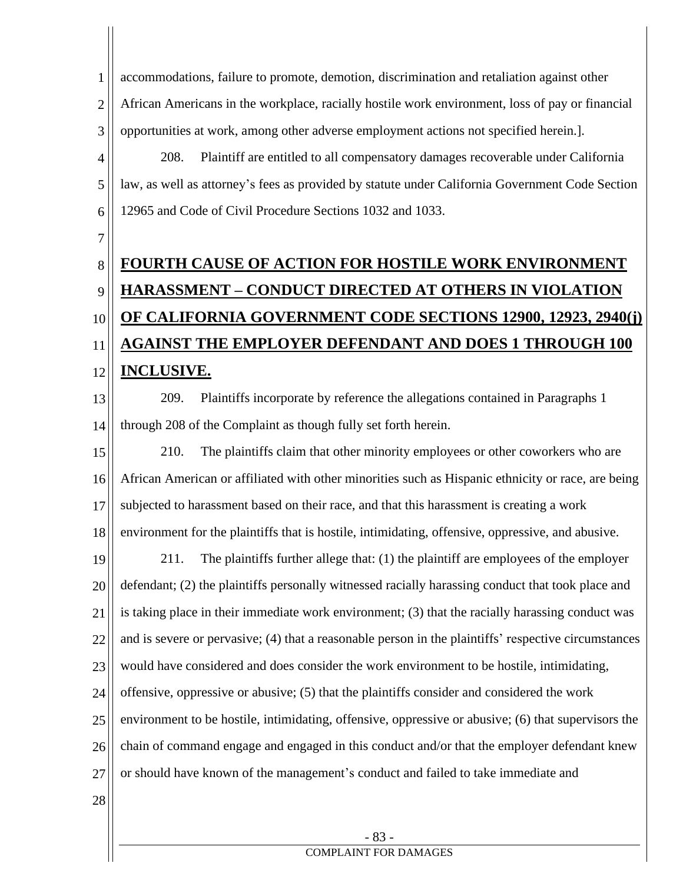accommodations, failure to promote, demotion, discrimination and retaliation against other African Americans in the workplace, racially hostile work environment, loss of pay or financial opportunities at work, among other adverse employment actions not specified herein.].

208. Plaintiff are entitled to all compensatory damages recoverable under California law, as well as attorney's fees as provided by statute under California Government Code Section 12965 and Code of Civil Procedure Sections 1032 and 1033.

## FOURTH CAUSE OF ACTION FOR HOSTILE WORK ENVIRONMENT HARASSMENT – CONDUCT DIRECTED AT OTHERS IN VIOLATION OF CALIFORNIA GOVERNMENT CODE SECTIONS 12900, 12923, 2940(j) AGAINST THE EMPLOYER DEFENDANT AND DOES 1 THROUGH 100 INCLUSIVE.

209. Plaintiffs incorporate by reference the allegations contained in Paragraphs 1 through 208 of the Complaint as though fully set forth herein.

210. The plaintiffs claim that other minority employees or other coworkers who are African American or affiliated with other minorities such as Hispanic ethnicity or race, are being subjected to harassment based on their race, and that this harassment is creating a work environment for the plaintiffs that is hostile, intimidating, offensive, oppressive, and abusive.

211. The plaintiffs further allege that: (1) the plaintiff are employees of the employer defendant; (2) the plaintiffs personally witnessed racially harassing conduct that took place and is taking place in their immediate work environment; (3) that the racially harassing conduct was and is severe or pervasive; (4) that a reasonable person in the plaintiffs' respective circumstances would have considered and does consider the work environment to be hostile, intimidating, offensive, oppressive or abusive; (5) that the plaintiffs consider and considered the work environment to be hostile, intimidating, offensive, oppressive or abusive; (6) that supervisors the chain of command engage and engaged in this conduct and/or that the employer defendant knew or should have known of the management's conduct and failed to take immediate and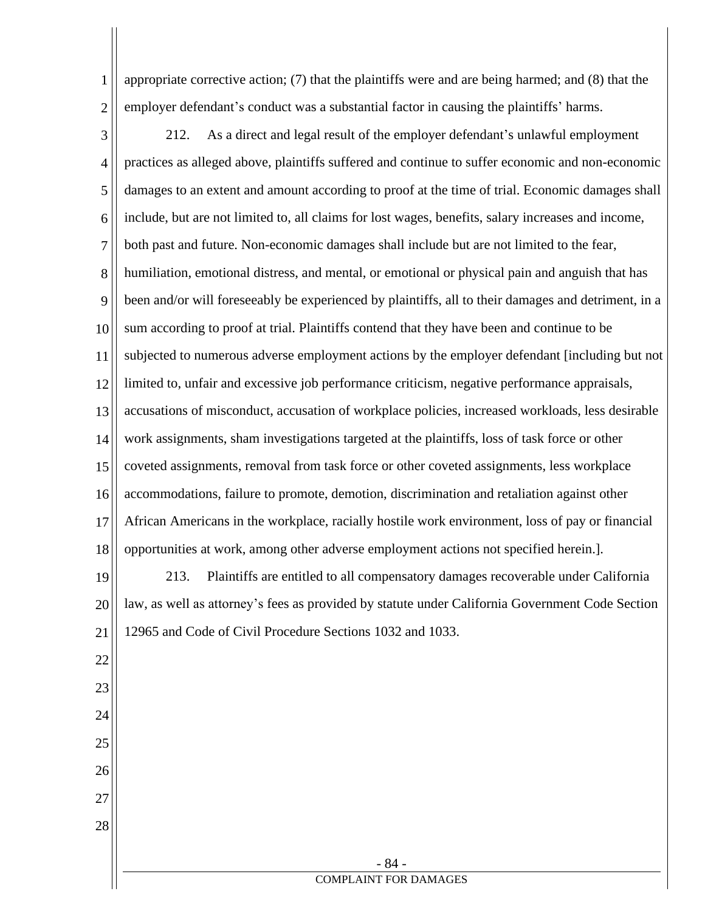appropriate corrective action; (7) that the plaintiffs were and are being harmed; and (8) that the employer defendant's conduct was a substantial factor in causing the plaintiffs' harms.

212. As a direct and legal result of the employer defendant's unlawful employment practices as alleged above, plaintiffs suffered and continue to suffer economic and non-economic damages to an extent and amount according to proof at the time of trial. Economic damages shall include, but are not limited to, all claims for lost wages, benefits, salary increases and income, both past and future. Non-economic damages shall include but are not limited to the fear, humiliation, emotional distress, and mental, or emotional or physical pain and anguish that has been and/or will foreseeably be experienced by plaintiffs, all to their damages and detriment, in a sum according to proof at trial. Plaintiffs contend that they have been and continue to be subjected to numerous adverse employment actions by the employer defendant [including but not limited to, unfair and excessive job performance criticism, negative performance appraisals, accusations of misconduct, accusation of workplace policies, increased workloads, less desirable work assignments, sham investigations targeted at the plaintiffs, loss of task force or other coveted assignments, removal from task force or other coveted assignments, less workplace accommodations, failure to promote, demotion, discrimination and retaliation against other African Americans in the workplace, racially hostile work environment, loss of pay or financial opportunities at work, among other adverse employment actions not specified herein.].

213. Plaintiffs are entitled to all compensatory damages recoverable under California law, as well as attorney's fees as provided by statute under California Government Code Section 12965 and Code of Civil Procedure Sections 1032 and 1033.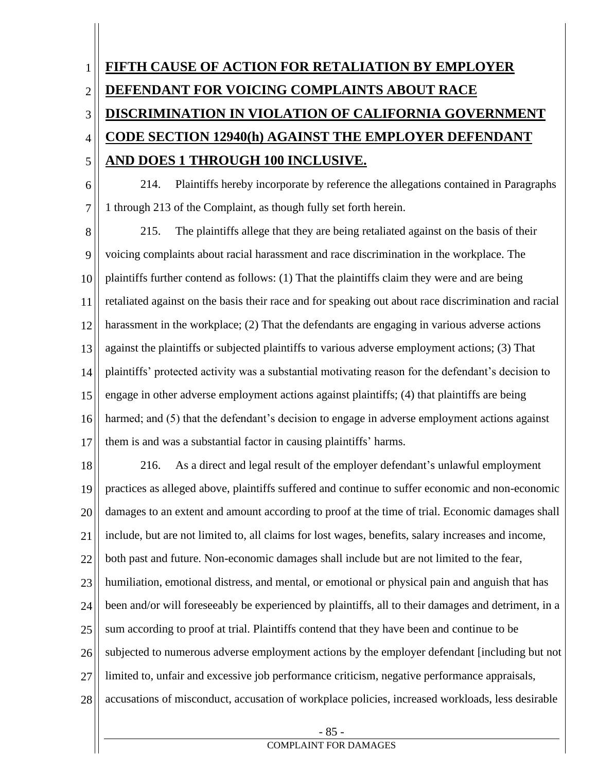**FIFTH CAUSE OF ACTION FOR RETALIATION BY EMPLOYER DEFENDANT FOR VOICING COMPLAINTS ABOUT RACE DISCRIMINATION IN VIOLATION OF CALIFORNIA GOVERNMENT CODE SECTION 12940(h) AGAINST THE EMPLOYER DEFENDANT AND DOES 1 THROUGH 100 INCLUSIVE.**

214. Plaintiffs hereby incorporate by reference the allegations contained in Paragraphs 1 through 213 of the Complaint, as though fully set forth herein.

215. The plaintiffs allege that they are being retaliated against on the basis of their voicing complaints about racial harassment and race discrimination in the workplace. The plaintiffs further contend as follows: (1) That the plaintiffs claim they were and are being retaliated against on the basis their race and for speaking out about race discrimination and racial harassment in the workplace; (2) That the defendants are engaging in various adverse actions against the plaintiffs or subjected plaintiffs to various adverse employment actions; (3) That plaintiffs' protected activity was a substantial motivating reason for the defendant's decision to engage in other adverse employment actions against plaintiffs; (4) that plaintiffs are being harmed; and (5) that the defendant's decision to engage in adverse employment actions against them is and was a substantial factor in causing plaintiffs' harms.

216. As a direct and legal result of the employer defendant's unlawful employment practices as alleged above, plaintiffs suffered and continue to suffer economic and non-economic damages to an extent and amount according to proof at the time of trial. Economic damages shall include, but are not limited to, all claims for lost wages, benefits, salary increases and income, both past and future. Non-economic damages shall include but are not limited to the fear, humiliation, emotional distress, and mental, or emotional or physical pain and anguish that has been and/or will foreseeably be experienced by plaintiffs, all to their damages and detriment, in a sum according to proof at trial. Plaintiffs contend that they have been and continue to be subjected to numerous adverse employment actions by the employer defendant [including but not limited to, unfair and excessive job performance criticism, negative performance appraisals, accusations of misconduct, accusation of workplace policies, increased workloads, less desirable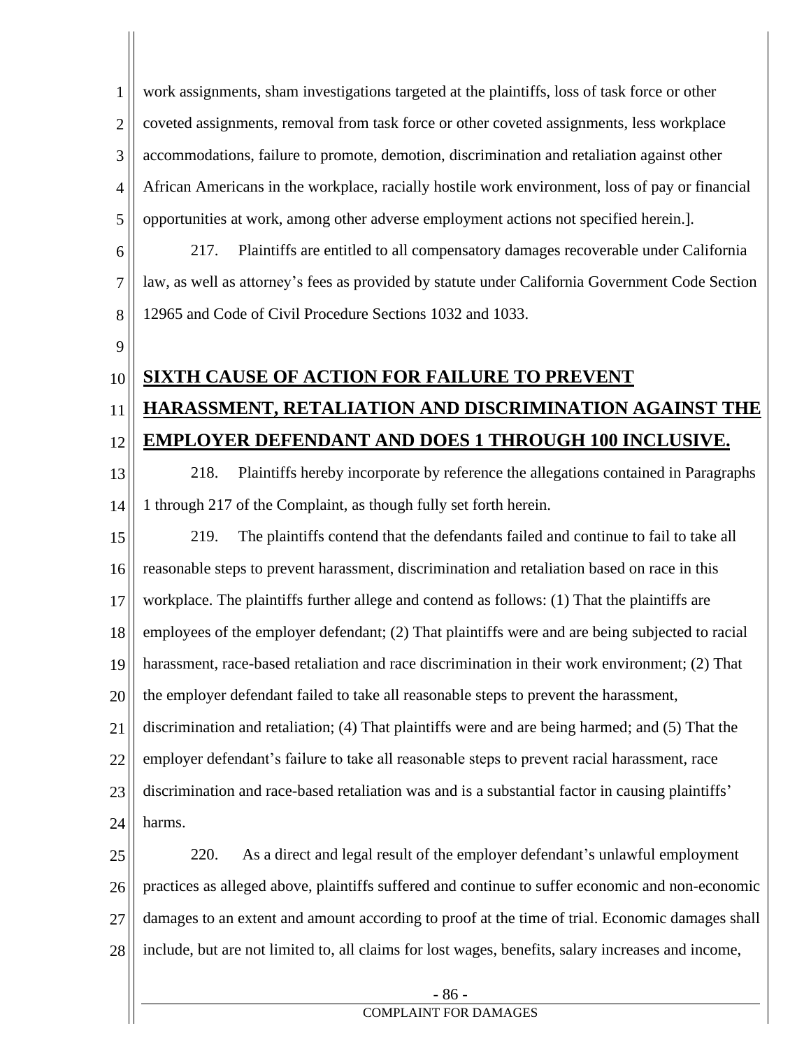work assignments, sham investigations targeted at the plaintiffs, loss of task force or other coveted assignments, removal from task force or other coveted assignments, less workplace accommodations, failure to promote, demotion, discrimination and retaliation against other African Americans in the workplace, racially hostile work environment, loss of pay or financial opportunities at work, among other adverse employment actions not specified herein.].

217. Plaintiffs are entitled to all compensatory damages recoverable under California law, as well as attorney's fees as provided by statute under California Government Code Section 12965 and Code of Civil Procedure Sections 1032 and 1033.

## **SIXTH CAUSE OF ACTION FOR FAILURE TO PREVENT HARASSMENT, RETALIATION AND DISCRIMINATION AGAINST THE EMPLOYER DEFENDANT AND DOES 1 THROUGH 100 INCLUSIVE.**

218. Plaintiffs hereby incorporate by reference the allegations contained in Paragraphs 1 through 217 of the Complaint, as though fully set forth herein.

219. The plaintiffs contend that the defendants failed and continue to fail to take all reasonable steps to prevent harassment, discrimination and retaliation based on race in this workplace. The plaintiffs further allege and contend as follows: (1) That the plaintiffs are employees of the employer defendant; (2) That plaintiffs were and are being subjected to racial harassment, race-based retaliation and race discrimination in their work environment; (2) That the employer defendant failed to take all reasonable steps to prevent the harassment, discrimination and retaliation; (4) That plaintiffs were and are being harmed; and (5) That the employer defendant's failure to take all reasonable steps to prevent racial harassment, race discrimination and race-based retaliation was and is a substantial factor in causing plaintiffs' harms.

220. As a direct and legal result of the employer defendant's unlawful employment practices as alleged above, plaintiffs suffered and continue to suffer economic and non-economic damages to an extent and amount according to proof at the time of trial. Economic damages shall include, but are not limited to, all claims for lost wages, benefits, salary increases and income,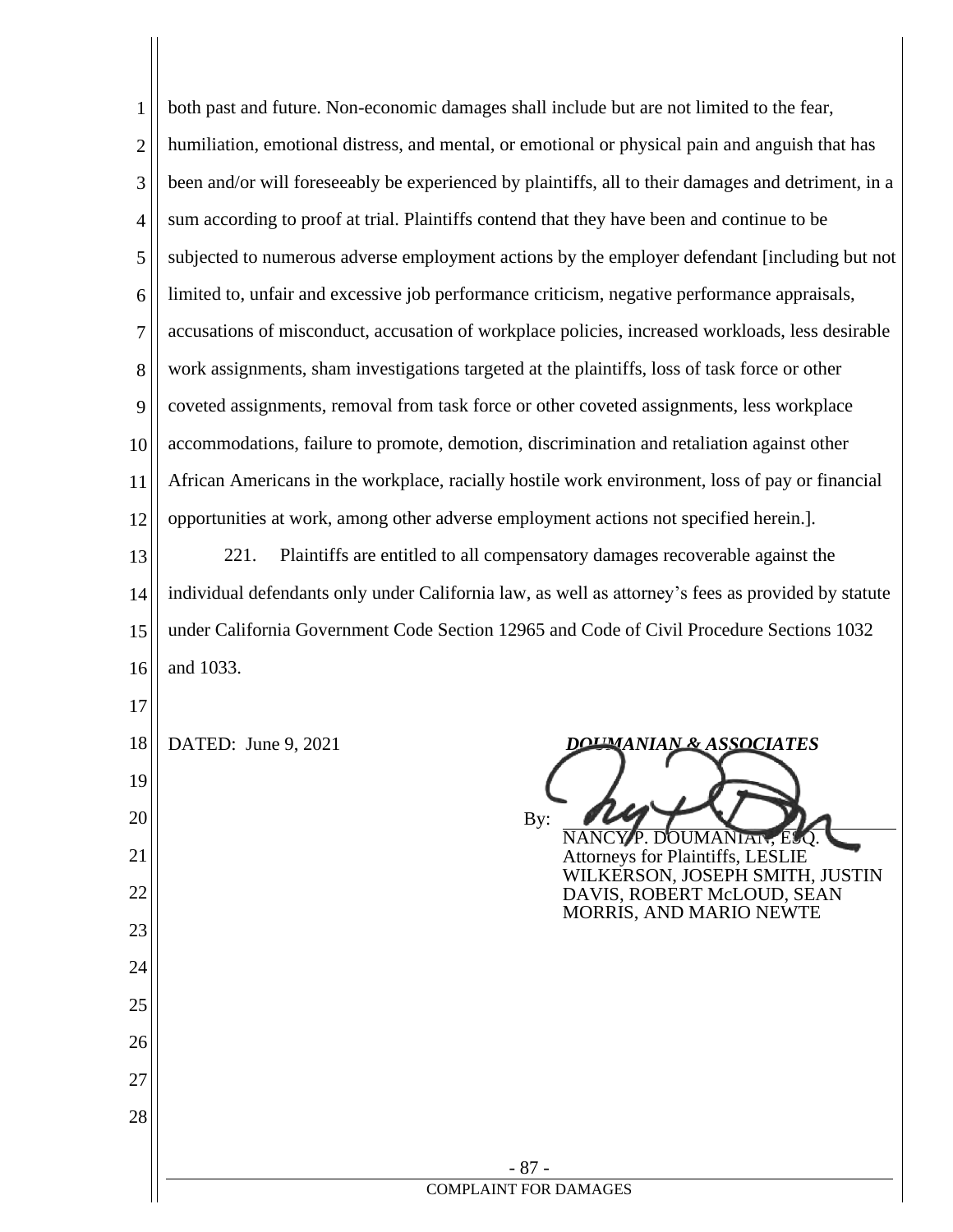both past and future. Non-economic damages shall include but are not limited to the fear, humiliation, emotional distress, and mental, or emotional or physical pain and anguish that has been and/or will foreseeably be experienced by plaintiffs, all to their damages and detriment, in a sum according to proof at trial. Plaintiffs contend that they have been and continue to be subjected to numerous adverse employment actions by the employer defendant [including but not limited to, unfair and excessive job performance criticism, negative performance appraisals, accusations of misconduct, accusation of workplace policies, increased workloads, less desirable work assignments, sham investigations targeted at the plaintiffs, loss of task force or other coveted assignments, removal from task force or other coveted assignments, less workplace accommodations, failure to promote, demotion, discrimination and retaliation against other African Americans in the workplace, racially hostile work environment, loss of pay or financial opportunities at work, among other adverse employment actions not specified herein.].

221. Plaintiffs are entitled to all compensatory damages recoverable against the individual defendants only under California law, as well as attorney's fees as provided by statute under California Government Code Section 12965 and Code of Civil Procedure Sections 1032 and 1033.

DATED: June 9, 2021

***DOUMANIAN & ASSOCIATES***

By: ______________________________
NANCY P. DOUMANIAN, ESQ.
Attorneys for Plaintiffs, LESLIE WILKERSON, JOSEPH SMITH, JUSTIN DAVIS, ROBERT McLOUD, SEAN MORRIS, AND MARIO NEWTE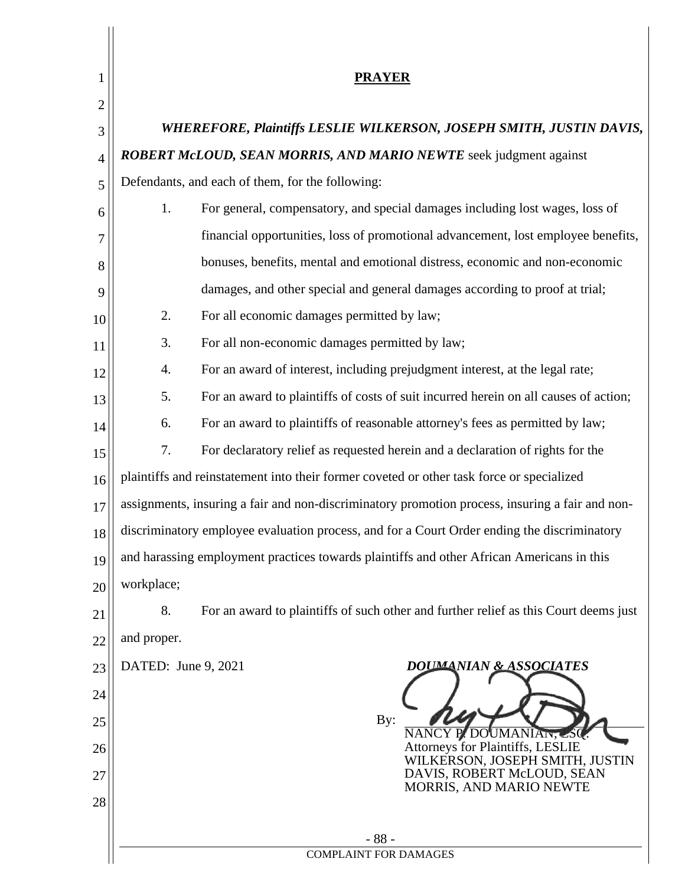## PRAYER

***WHEREFORE, Plaintiffs LESLIE WILKERSON, JOSEPH SMITH, JUSTIN DAVIS, ROBERT McLOUD, SEAN MORRIS, AND MARIO NEWTE*** seek judgment against Defendants, and each of them, for the following:

1. For general, compensatory, and special damages including lost wages, loss of financial opportunities, loss of promotional advancement, lost employee benefits, bonuses, benefits, mental and emotional distress, economic and non-economic damages, and other special and general damages according to proof at trial;
2. For all economic damages permitted by law;
3. For all non-economic damages permitted by law;
4. For an award of interest, including prejudgment interest, at the legal rate;
5. For an award to plaintiffs of costs of suit incurred herein on all causes of action;
6. For an award to plaintiffs of reasonable attorney's fees as permitted by law;
7. For declaratory relief as requested herein and a declaration of rights for the plaintiffs and reinstatement into their former coveted or other task force or specialized assignments, insuring a fair and non-discriminatory promotion process, insuring a fair and non-discriminatory employee evaluation process, and for a Court Order ending the discriminatory and harassing employment practices towards plaintiffs and other African Americans in this workplace;
8. For an award to plaintiffs of such other and further relief as this Court deems just and proper.

DATED: June 9, 2021

***DOUMANIAN & ASSOCIATES***

By: ______________________
NANCY P. DOUMANIAN, ESQ.
Attorneys for Plaintiffs, LESLIE WILKERSON, JOSEPH SMITH, JUSTIN DAVIS, ROBERT McLOUD, SEAN MORRIS, AND MARIO NEWTE

COMPLAINT FOR DAMAGES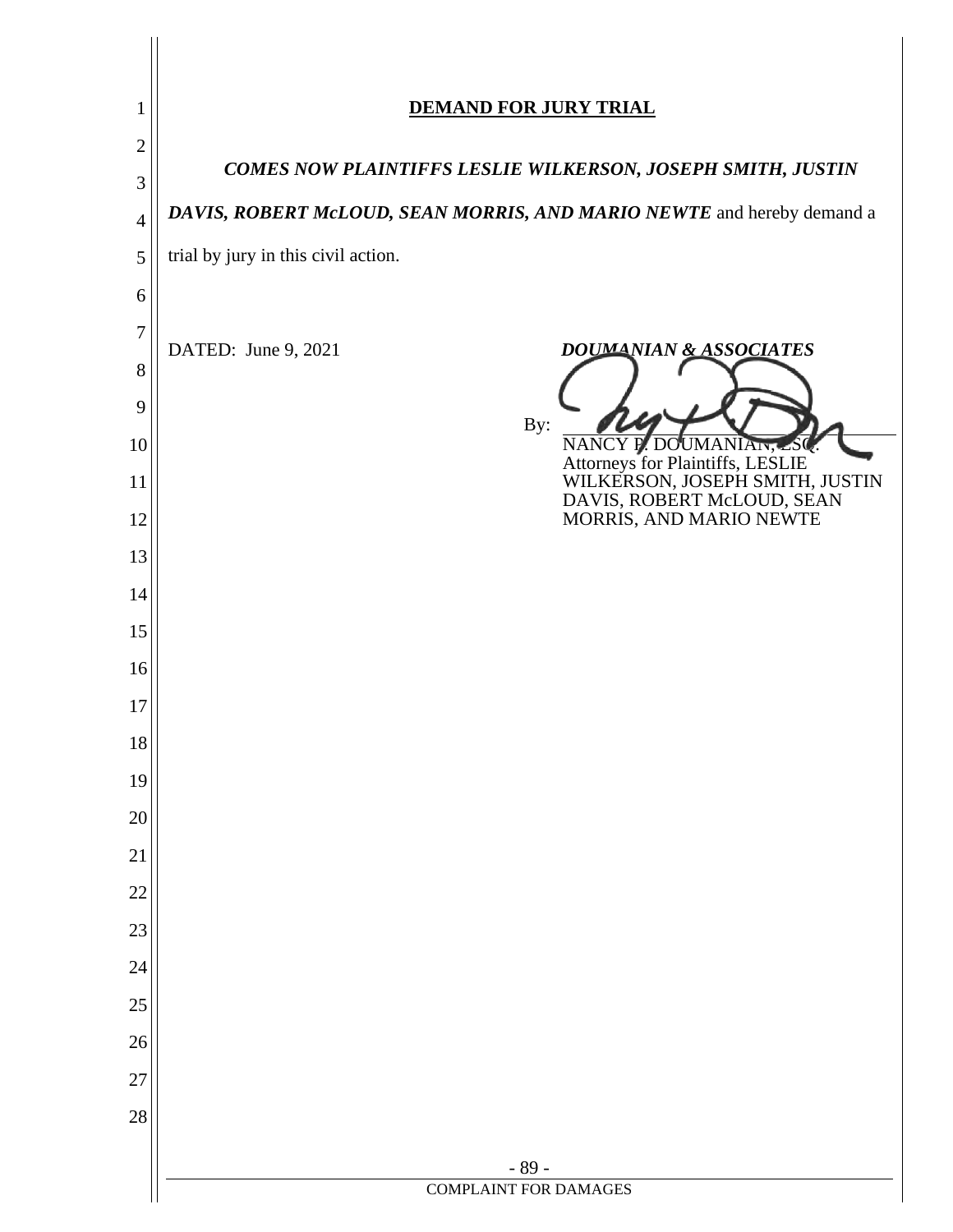## DEMAND FOR JURY TRIAL

***COMES NOW PLAINTIFFS LESLIE WILKERSON, JOSEPH SMITH, JUSTIN DAVIS, ROBERT McLOUD, SEAN MORRIS, AND MARIO NEWTE*** and hereby demand a trial by jury in this civil action.

DATED: June 9, 2021

***DOUMANIAN & ASSOCIATES***

By: ______________________________

NANCY P. DOUMANIAN, ESQ.
Attorneys for Plaintiffs, LESLIE WILKERSON, JOSEPH SMITH, JUSTIN DAVIS, ROBERT McLOUD, SEAN MORRIS, AND MARIO NEWTE